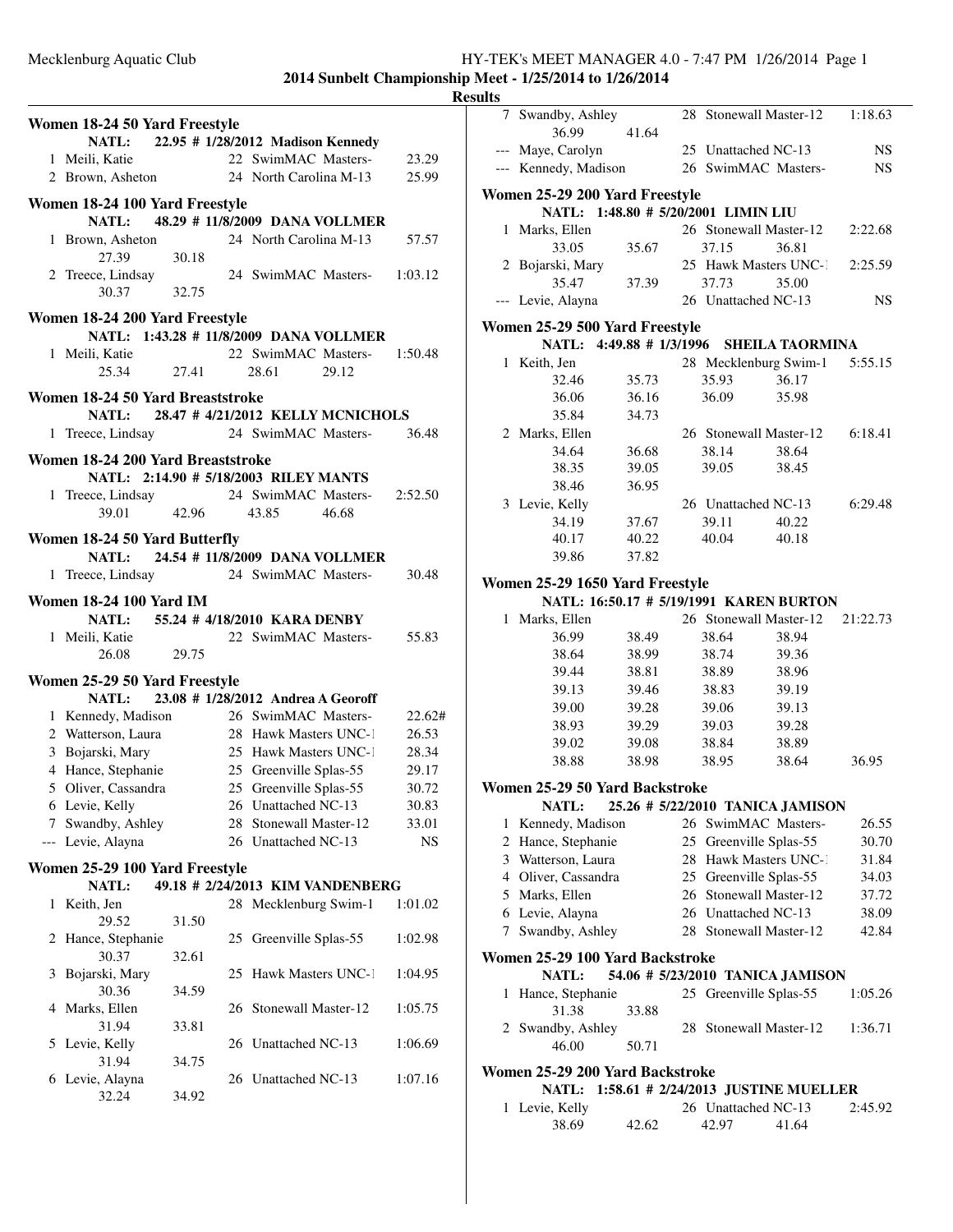# 2014 Sunbelt Championship Meet - 1/25/2014 to 1/26/2014

## Results

### Women 18-24 50 Yard Freestyle

**NATL: 22.95 # 1/28/2012 Madison Kennedy**

1 Meili, Katie 22 SwimMAC Masters- 23.29
2 Brown, Asheton 24 North Carolina M-13 25.99

### Women 18-24 100 Yard Freestyle

**NATL: 48.29 # 11/8/2009 DANA VOLLMER**

1 Brown, Asheton 24 North Carolina M-13 57.57
  27.39 30.18
2 Treece, Lindsay 24 SwimMAC Masters- 1:03.12
  30.37 32.75

### Women 18-24 200 Yard Freestyle

**NATL: 1:43.28 # 11/8/2009 DANA VOLLMER**

1 Meili, Katie 22 SwimMAC Masters- 1:50.48
  25.34 27.41 28.61 29.12

### Women 18-24 50 Yard Breaststroke

**NATL: 28.47 # 4/21/2012 KELLY MCNICHOLS**

1 Treece, Lindsay 24 SwimMAC Masters- 36.48

### Women 18-24 200 Yard Breaststroke

**NATL: 2:14.90 # 5/18/2003 RILEY MANTS**

1 Treece, Lindsay 24 SwimMAC Masters- 2:52.50
  39.01 42.96 43.85 46.68

### Women 18-24 50 Yard Butterfly

**NATL: 24.54 # 11/8/2009 DANA VOLLMER**

1 Treece, Lindsay 24 SwimMAC Masters- 30.48

### Women 18-24 100 Yard IM

**NATL: 55.24 # 4/18/2010 KARA DENBY**

1 Meili, Katie 22 SwimMAC Masters- 55.83
  26.08 29.75

### Women 25-29 50 Yard Freestyle

**NATL: 23.08 # 1/28/2012 Andrea A Georoff**

1 Kennedy, Madison 26 SwimMAC Masters- 22.62#
2 Watterson, Laura 28 Hawk Masters UNC-1 26.53
3 Bojarski, Mary 25 Hawk Masters UNC-1 28.34
4 Hance, Stephanie 25 Greenville Splas-55 29.17
5 Oliver, Cassandra 25 Greenville Splas-55 30.72
6 Levie, Kelly 26 Unattached NC-13 30.83
7 Swandby, Ashley 28 Stonewall Master-12 33.01
--- Levie, Alayna 26 Unattached NC-13 NS

### Women 25-29 100 Yard Freestyle

**NATL: 49.18 # 2/24/2013 KIM VANDENBERG**

1 Keith, Jen 28 Mecklenburg Swim-1 1:01.02
  29.52 31.50
2 Hance, Stephanie 25 Greenville Splas-55 1:02.98
  30.37 32.61
3 Bojarski, Mary 25 Hawk Masters UNC-1 1:04.95
  30.36 34.59
4 Marks, Ellen 26 Stonewall Master-12 1:05.75
  31.94 33.81
5 Levie, Kelly 26 Unattached NC-13 1:06.69
  31.94 34.75
6 Levie, Alayna 26 Unattached NC-13 1:07.16
  32.24 34.92
7 Swandby, Ashley 28 Stonewall Master-12 1:18.63
  36.99 41.64
--- Maye, Carolyn 25 Unattached NC-13 NS
--- Kennedy, Madison 26 SwimMAC Masters- NS

### Women 25-29 200 Yard Freestyle

**NATL: 1:48.80 # 5/20/2001 LIMIN LIU**

1 Marks, Ellen 26 Stonewall Master-12 2:22.68
  33.05 35.67 37.15 36.81
2 Bojarski, Mary 25 Hawk Masters UNC-1 2:25.59
  35.47 37.39 37.73 35.00
--- Levie, Alayna 26 Unattached NC-13 NS

### Women 25-29 500 Yard Freestyle

**NATL: 4:49.88 # 1/3/1996 SHEILA TAORMINA**

1 Keith, Jen 28 Mecklenburg Swim-1 5:55.15
  32.46 35.73 35.93 36.17
  36.06 36.16 36.09 35.98
  35.84 34.73
2 Marks, Ellen 26 Stonewall Master-12 6:18.41
  34.64 36.68 38.14 38.64
  38.35 39.05 39.05 38.45
  38.46 36.95
3 Levie, Kelly 26 Unattached NC-13 6:29.48
  34.19 37.67 39.11 40.22
  40.17 40.22 40.04 40.18
  39.86 37.82

### Women 25-29 1650 Yard Freestyle

**NATL: 16:50.17 # 5/19/1991 KAREN BURTON**

1 Marks, Ellen 26 Stonewall Master-12 21:22.73
  36.99 38.49 38.64 38.94
  38.64 38.99 38.74 39.36
  39.44 38.81 38.89 38.96
  39.13 39.46 38.83 39.19
  39.00 39.28 39.06 39.13
  38.93 39.29 39.03 39.28
  39.02 39.08 38.84 38.89
  38.88 38.98 38.95 38.64 36.95

### Women 25-29 50 Yard Backstroke

**NATL: 25.26 # 5/22/2010 TANICA JAMISON**

1 Kennedy, Madison 26 SwimMAC Masters- 26.55
2 Hance, Stephanie 25 Greenville Splas-55 30.70
3 Watterson, Laura 28 Hawk Masters UNC-1 31.84
4 Oliver, Cassandra 25 Greenville Splas-55 34.03
5 Marks, Ellen 26 Stonewall Master-12 37.72
6 Levie, Alayna 26 Unattached NC-13 38.09
7 Swandby, Ashley 28 Stonewall Master-12 42.84

### Women 25-29 100 Yard Backstroke

**NATL: 54.06 # 5/23/2010 TANICA JAMISON**

1 Hance, Stephanie 25 Greenville Splas-55 1:05.26
  31.38 33.88
2 Swandby, Ashley 28 Stonewall Master-12 1:36.71
  46.00 50.71

### Women 25-29 200 Yard Backstroke

**NATL: 1:58.61 # 2/24/2013 JUSTINE MUELLER**

1 Levie, Kelly 26 Unattached NC-13 2:45.92
  38.69 42.62 42.97 41.64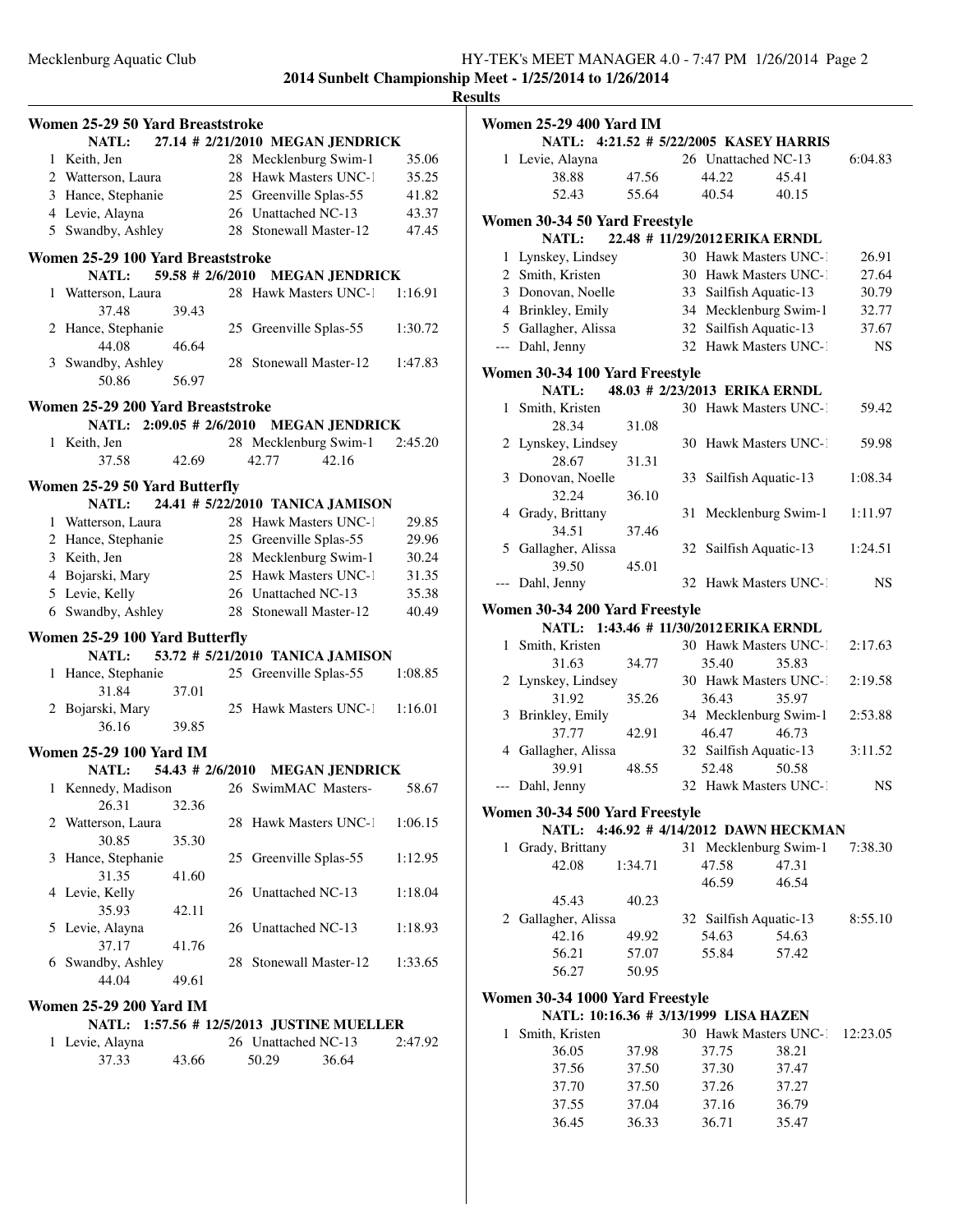## Results

### Women 25-29 50 Yard Breaststroke

NATL: 27.14 # 2/21/2010 MEGAN JENDRICK

| Place | Name | Age | Team | Time |
|---|---|---|---|---|
| 1 | Keith, Jen | 28 | Mecklenburg Swim-1 | 35.06 |
| 2 | Watterson, Laura | 28 | Hawk Masters UNC-1 | 35.25 |
| 3 | Hance, Stephanie | 25 | Greenville Splas-55 | 41.82 |
| 4 | Levie, Alayna | 26 | Unattached NC-13 | 43.37 |
| 5 | Swandby, Ashley | 28 | Stonewall Master-12 | 47.45 |

### Women 25-29 100 Yard Breaststroke

NATL: 59.58 # 2/6/2010 MEGAN JENDRICK

| Place | Name | Age | Team | Time |
|---|---|---|---|---|
| 1 | Watterson, Laura | 28 | Hawk Masters UNC-1 | 1:16.91 |
| | 37.48 39.43 | | | |
| 2 | Hance, Stephanie | 25 | Greenville Splas-55 | 1:30.72 |
| | 44.08 46.64 | | | |
| 3 | Swandby, Ashley | 28 | Stonewall Master-12 | 1:47.83 |
| | 50.86 56.97 | | | |

### Women 25-29 200 Yard Breaststroke

NATL: 2:09.05 # 2/6/2010 MEGAN JENDRICK

| Place | Name | Age | Team | Time |
|---|---|---|---|---|
| 1 | Keith, Jen | 28 | Mecklenburg Swim-1 | 2:45.20 |
| | 37.58 42.69 42.77 42.16 | | | |

### Women 25-29 50 Yard Butterfly

NATL: 24.41 # 5/22/2010 TANICA JAMISON

| Place | Name | Age | Team | Time |
|---|---|---|---|---|
| 1 | Watterson, Laura | 28 | Hawk Masters UNC-1 | 29.85 |
| 2 | Hance, Stephanie | 25 | Greenville Splas-55 | 29.96 |
| 3 | Keith, Jen | 28 | Mecklenburg Swim-1 | 30.24 |
| 4 | Bojarski, Mary | 25 | Hawk Masters UNC-1 | 31.35 |
| 5 | Levie, Kelly | 26 | Unattached NC-13 | 35.38 |
| 6 | Swandby, Ashley | 28 | Stonewall Master-12 | 40.49 |

### Women 25-29 100 Yard Butterfly

NATL: 53.72 # 5/21/2010 TANICA JAMISON

| Place | Name | Age | Team | Time |
|---|---|---|---|---|
| 1 | Hance, Stephanie | 25 | Greenville Splas-55 | 1:08.85 |
| | 31.84 37.01 | | | |
| 2 | Bojarski, Mary | 25 | Hawk Masters UNC-1 | 1:16.01 |
| | 36.16 39.85 | | | |

### Women 25-29 100 Yard IM

NATL: 54.43 # 2/6/2010 MEGAN JENDRICK

| Place | Name | Age | Team | Time |
|---|---|---|---|---|
| 1 | Kennedy, Madison | 26 | SwimMAC Masters- | 58.67 |
| | 26.31 32.36 | | | |
| 2 | Watterson, Laura | 28 | Hawk Masters UNC-1 | 1:06.15 |
| | 30.85 35.30 | | | |
| 3 | Hance, Stephanie | 25 | Greenville Splas-55 | 1:12.95 |
| | 31.35 41.60 | | | |
| 4 | Levie, Kelly | 26 | Unattached NC-13 | 1:18.04 |
| | 35.93 42.11 | | | |
| 5 | Levie, Alayna | 26 | Unattached NC-13 | 1:18.93 |
| | 37.17 41.76 | | | |
| 6 | Swandby, Ashley | 28 | Stonewall Master-12 | 1:33.65 |
| | 44.04 49.61 | | | |

### Women 25-29 200 Yard IM

NATL: 1:57.56 # 12/5/2013 JUSTINE MUELLER

| Place | Name | Age | Team | Time |
|---|---|---|---|---|
| 1 | Levie, Alayna | 26 | Unattached NC-13 | 2:47.92 |
| | 37.33 43.66 50.29 36.64 | | | |

### Women 25-29 400 Yard IM

NATL: 4:21.52 # 5/22/2005 KASEY HARRIS

| Place | Name | Age | Team | Time |
|---|---|---|---|---|
| 1 | Levie, Alayna | 26 | Unattached NC-13 | 6:04.83 |
| | 38.88 47.56 44.22 45.41 | | | |
| | 52.43 55.64 40.54 40.15 | | | |

### Women 30-34 50 Yard Freestyle

NATL: 22.48 # 11/29/2012 ERIKA ERNDL

| Place | Name | Age | Team | Time |
|---|---|---|---|---|
| 1 | Lynskey, Lindsey | 30 | Hawk Masters UNC-1 | 26.91 |
| 2 | Smith, Kristen | 30 | Hawk Masters UNC-1 | 27.64 |
| 3 | Donovan, Noelle | 33 | Sailfish Aquatic-13 | 30.79 |
| 4 | Brinkley, Emily | 34 | Mecklenburg Swim-1 | 32.77 |
| 5 | Gallagher, Alissa | 32 | Sailfish Aquatic-13 | 37.67 |
| --- | Dahl, Jenny | 32 | Hawk Masters UNC-1 | NS |

### Women 30-34 100 Yard Freestyle

NATL: 48.03 # 2/23/2013 ERIKA ERNDL

| Place | Name | Age | Team | Time |
|---|---|---|---|---|
| 1 | Smith, Kristen | 30 | Hawk Masters UNC-1 | 59.42 |
| | 28.34 31.08 | | | |
| 2 | Lynskey, Lindsey | 30 | Hawk Masters UNC-1 | 59.98 |
| | 28.67 31.31 | | | |
| 3 | Donovan, Noelle | 33 | Sailfish Aquatic-13 | 1:08.34 |
| | 32.24 36.10 | | | |
| 4 | Grady, Brittany | 31 | Mecklenburg Swim-1 | 1:11.97 |
| | 34.51 37.46 | | | |
| 5 | Gallagher, Alissa | 32 | Sailfish Aquatic-13 | 1:24.51 |
| | 39.50 45.01 | | | |
| --- | Dahl, Jenny | 32 | Hawk Masters UNC-1 | NS |

### Women 30-34 200 Yard Freestyle

NATL: 1:43.46 # 11/30/2012 ERIKA ERNDL

| Place | Name | Age | Team | Time |
|---|---|---|---|---|
| 1 | Smith, Kristen | 30 | Hawk Masters UNC-1 | 2:17.63 |
| | 31.63 34.77 35.40 35.83 | | | |
| 2 | Lynskey, Lindsey | 30 | Hawk Masters UNC-1 | 2:19.58 |
| | 31.92 35.26 36.43 35.97 | | | |
| 3 | Brinkley, Emily | 34 | Mecklenburg Swim-1 | 2:53.88 |
| | 37.77 42.91 46.47 46.73 | | | |
| 4 | Gallagher, Alissa | 32 | Sailfish Aquatic-13 | 3:11.52 |
| | 39.91 48.55 52.48 50.58 | | | |
| --- | Dahl, Jenny | 32 | Hawk Masters UNC-1 | NS |

### Women 30-34 500 Yard Freestyle

NATL: 4:46.92 # 4/14/2012 DAWN HECKMAN

| Place | Name | Age | Team | Time |
|---|---|---|---|---|
| 1 | Grady, Brittany | 31 | Mecklenburg Swim-1 | 7:38.30 |
| | 42.08 1:34.71 47.58 47.31 | | | |
| | 46.59 46.54 | | | |
| | 45.43 40.23 | | | |
| 2 | Gallagher, Alissa | 32 | Sailfish Aquatic-13 | 8:55.10 |
| | 42.16 49.92 54.63 54.63 | | | |
| | 56.21 57.07 55.84 57.42 | | | |
| | 56.27 50.95 | | | |

### Women 30-34 1000 Yard Freestyle

NATL: 10:16.36 # 3/13/1999 LISA HAZEN

| Place | Name | Age | Team | Time |
|---|---|---|---|---|
| 1 | Smith, Kristen | 30 | Hawk Masters UNC-1 | 12:23.05 |
| | 36.05 37.98 37.75 38.21 | | | |
| | 37.56 37.50 37.30 37.47 | | | |
| | 37.70 37.50 37.26 37.27 | | | |
| | 37.55 37.04 37.16 36.79 | | | |
| | 36.45 36.33 36.71 35.47 | | | |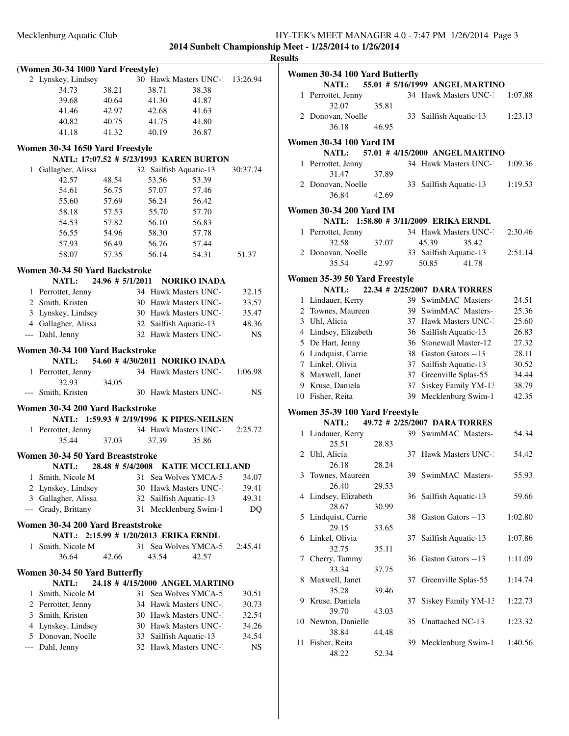## Results

### (Women 30-34 1000 Yard Freestyle)

| Place | Name | Age | Team | Time |
|---|---|---|---|---|
| 2 | Lynskey, Lindsey | 30 | Hawk Masters UNC-1 | 13:26.94 |

34.73 38.21 38.71 38.38
39.68 40.64 41.30 41.87
41.46 42.97 42.68 41.63
40.82 40.75 41.75 41.80
41.18 41.32 40.19 36.87

### Women 30-34 1650 Yard Freestyle

NATL: 17:07.52 # 5/23/1993 KAREN BURTON

| Place | Name | Age | Team | Time |
|---|---|---|---|---|
| 1 | Gallagher, Alissa | 32 | Sailfish Aquatic-13 | 30:37.74 |

42.57 48.54 53.56 53.39
54.61 56.75 57.07 57.46
55.60 57.69 56.24 56.42
58.18 57.53 55.70 57.70
54.53 57.82 56.10 56.83
56.55 54.96 58.30 57.78
57.93 56.49 56.76 57.44
58.07 57.35 56.14 54.31 51.37

### Women 30-34 50 Yard Backstroke

NATL: 24.96 # 5/1/2011 NORIKO INADA

| Place | Name | Age | Team | Time |
|---|---|---|---|---|
| 1 | Perrottet, Jenny | 34 | Hawk Masters UNC-1 | 32.15 |
| 2 | Smith, Kristen | 30 | Hawk Masters UNC-1 | 33.57 |
| 3 | Lynskey, Lindsey | 30 | Hawk Masters UNC-1 | 35.47 |
| 4 | Gallagher, Alissa | 32 | Sailfish Aquatic-13 | 48.36 |
| --- | Dahl, Jenny | 32 | Hawk Masters UNC-1 | NS |

### Women 30-34 100 Yard Backstroke

NATL: 54.60 # 4/30/2011 NORIKO INADA

| Place | Name | Age | Team | Time |
|---|---|---|---|---|
| 1 | Perrottet, Jenny | 34 | Hawk Masters UNC-1 | 1:06.98 |
| | 32.93 34.05 | | | |
| --- | Smith, Kristen | 30 | Hawk Masters UNC-1 | NS |

### Women 30-34 200 Yard Backstroke

NATL: 1:59.93 # 2/19/1996 K PIPES-NEILSEN

| Place | Name | Age | Team | Time |
|---|---|---|---|---|
| 1 | Perrottet, Jenny | 34 | Hawk Masters UNC-1 | 2:25.72 |
| | 35.44 37.03 37.39 35.86 | | | |

### Women 30-34 50 Yard Breaststroke

NATL: 28.48 # 5/4/2008 KATIE MCCLELLAND

| Place | Name | Age | Team | Time |
|---|---|---|---|---|
| 1 | Smith, Nicole M | 31 | Sea Wolves YMCA-5 | 34.07 |
| 2 | Lynskey, Lindsey | 30 | Hawk Masters UNC-1 | 39.41 |
| 3 | Gallagher, Alissa | 32 | Sailfish Aquatic-13 | 49.31 |
| --- | Grady, Brittany | 31 | Mecklenburg Swim-1 | DQ |

### Women 30-34 200 Yard Breaststroke

NATL: 2:15.99 # 1/20/2013 ERIKA ERNDL

| Place | Name | Age | Team | Time |
|---|---|---|---|---|
| 1 | Smith, Nicole M | 31 | Sea Wolves YMCA-5 | 2:45.41 |
| | 36.64 42.66 43.54 42.57 | | | |

### Women 30-34 50 Yard Butterfly

NATL: 24.18 # 4/15/2000 ANGEL MARTINO

| Place | Name | Age | Team | Time |
|---|---|---|---|---|
| 1 | Smith, Nicole M | 31 | Sea Wolves YMCA-5 | 30.51 |
| 2 | Perrottet, Jenny | 34 | Hawk Masters UNC-1 | 30.73 |
| 3 | Smith, Kristen | 30 | Hawk Masters UNC-1 | 32.54 |
| 4 | Lynskey, Lindsey | 30 | Hawk Masters UNC-1 | 34.26 |
| 5 | Donovan, Noelle | 33 | Sailfish Aquatic-13 | 34.54 |
| --- | Dahl, Jenny | 32 | Hawk Masters UNC-1 | NS |

### Women 30-34 100 Yard Butterfly

NATL: 55.01 # 5/16/1999 ANGEL MARTINO

| Place | Name | Age | Team | Time |
|---|---|---|---|---|
| 1 | Perrottet, Jenny | 34 | Hawk Masters UNC-1 | 1:07.88 |
| | 32.07 35.81 | | | |
| 2 | Donovan, Noelle | 33 | Sailfish Aquatic-13 | 1:23.13 |
| | 36.18 46.95 | | | |

### Women 30-34 100 Yard IM

NATL: 57.01 # 4/15/2000 ANGEL MARTINO

| Place | Name | Age | Team | Time |
|---|---|---|---|---|
| 1 | Perrottet, Jenny | 34 | Hawk Masters UNC-1 | 1:09.36 |
| | 31.47 37.89 | | | |
| 2 | Donovan, Noelle | 33 | Sailfish Aquatic-13 | 1:19.53 |
| | 36.84 42.69 | | | |

### Women 30-34 200 Yard IM

NATL: 1:58.80 # 3/11/2009 ERIKA ERNDL

| Place | Name | Age | Team | Time |
|---|---|---|---|---|
| 1 | Perrottet, Jenny | 34 | Hawk Masters UNC-1 | 2:30.46 |
| | 32.58 37.07 45.39 35.42 | | | |
| 2 | Donovan, Noelle | 33 | Sailfish Aquatic-13 | 2:51.14 |
| | 35.54 42.97 50.85 41.78 | | | |

### Women 35-39 50 Yard Freestyle

NATL: 22.34 # 2/25/2007 DARA TORRES

| Place | Name | Age | Team | Time |
|---|---|---|---|---|
| 1 | Lindauer, Kerry | 39 | SwimMAC Masters- | 24.51 |
| 2 | Townes, Maureen | 39 | SwimMAC Masters- | 25.36 |
| 3 | Uhl, Alicia | 37 | Hawk Masters UNC-1 | 25.60 |
| 4 | Lindsey, Elizabeth | 36 | Sailfish Aquatic-13 | 26.83 |
| 5 | De Hart, Jenny | 36 | Stonewall Master-12 | 27.32 |
| 6 | Lindquist, Carrie | 38 | Gaston Gators --13 | 28.11 |
| 7 | Linkel, Olivia | 37 | Sailfish Aquatic-13 | 30.52 |
| 8 | Maxwell, Janet | 37 | Greenville Splas-55 | 34.44 |
| 9 | Kruse, Daniela | 37 | Siskey Family YM-13 | 38.79 |
| 10 | Fisher, Reita | 39 | Mecklenburg Swim-1 | 42.35 |

### Women 35-39 100 Yard Freestyle

NATL: 49.72 # 2/25/2007 DARA TORRES

| Place | Name | Age | Team | Time |
|---|---|---|---|---|
| 1 | Lindauer, Kerry | 39 | SwimMAC Masters- | 54.34 |
| | 25.51 28.83 | | | |
| 2 | Uhl, Alicia | 37 | Hawk Masters UNC-1 | 54.42 |
| | 26.18 28.24 | | | |
| 3 | Townes, Maureen | 39 | SwimMAC Masters- | 55.93 |
| | 26.40 29.53 | | | |
| 4 | Lindsey, Elizabeth | 36 | Sailfish Aquatic-13 | 59.66 |
| | 28.67 30.99 | | | |
| 5 | Lindquist, Carrie | 38 | Gaston Gators --13 | 1:02.80 |
| | 29.15 33.65 | | | |
| 6 | Linkel, Olivia | 37 | Sailfish Aquatic-13 | 1:07.86 |
| | 32.75 35.11 | | | |
| 7 | Cherry, Tammy | 36 | Gaston Gators --13 | 1:11.09 |
| | 33.34 37.75 | | | |
| 8 | Maxwell, Janet | 37 | Greenville Splas-55 | 1:14.74 |
| | 35.28 39.46 | | | |
| 9 | Kruse, Daniela | 37 | Siskey Family YM-13 | 1:22.73 |
| | 39.70 43.03 | | | |
| 10 | Newton, Danielle | 35 | Unattached NC-13 | 1:23.32 |
| | 38.84 44.48 | | | |
| 11 | Fisher, Reita | 39 | Mecklenburg Swim-1 | 1:40.56 |
| | 48.22 52.34 | | | |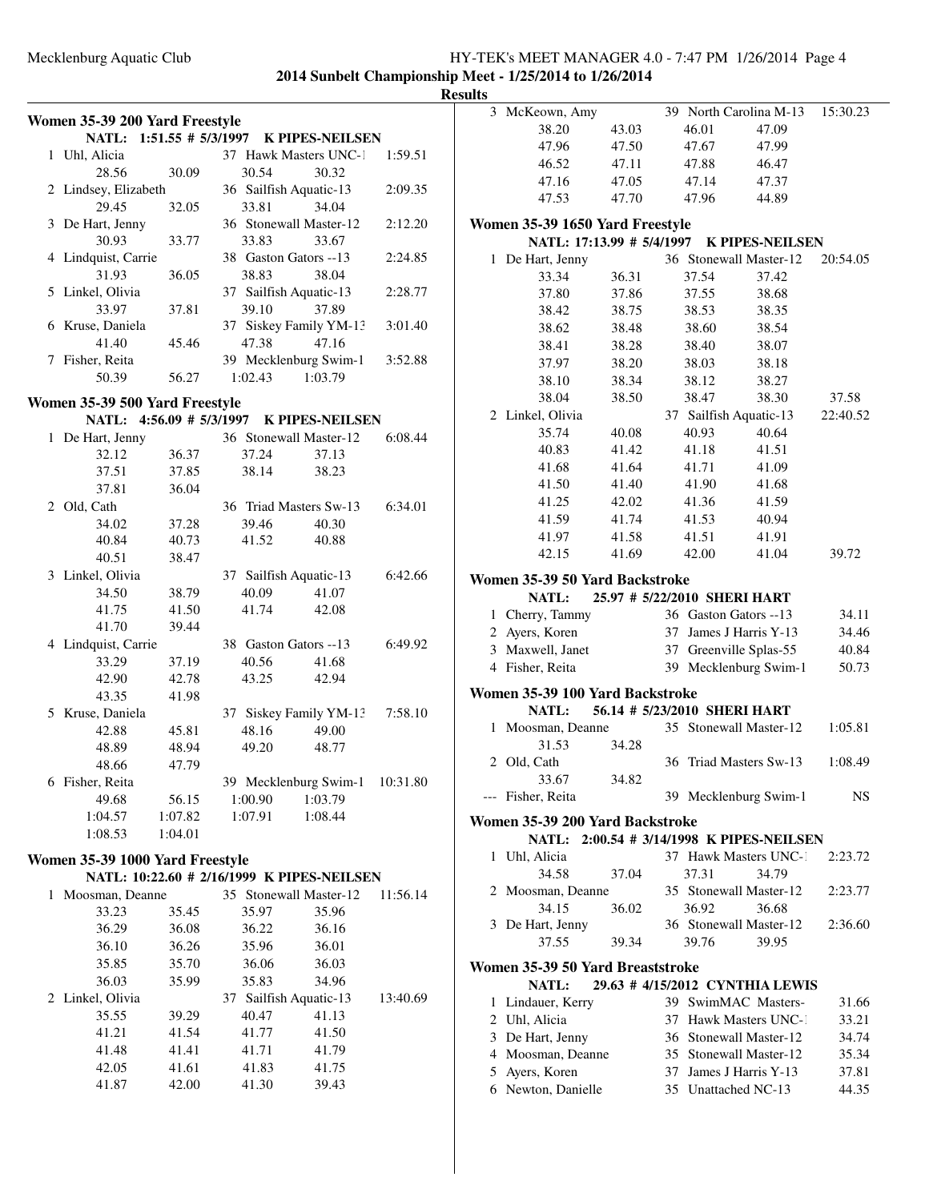## Results

### Women 35-39 200 Yard Freestyle

NATL: 1:51.55 # 5/3/1997 K PIPES-NEILSEN

| Place | Name | Age | Team | Finals Time |
|---|---|---|---|---|
| 1 | Uhl, Alicia | 37 | Hawk Masters UNC-1 | 1:59.51 |
| | 28.56 30.09 30.54 30.32 | | | |
| 2 | Lindsey, Elizabeth | 36 | Sailfish Aquatic-13 | 2:09.35 |
| | 29.45 32.05 33.81 34.04 | | | |
| 3 | De Hart, Jenny | 36 | Stonewall Master-12 | 2:12.20 |
| | 30.93 33.77 33.83 33.67 | | | |
| 4 | Lindquist, Carrie | 38 | Gaston Gators --13 | 2:24.85 |
| | 31.93 36.05 38.83 38.04 | | | |
| 5 | Linkel, Olivia | 37 | Sailfish Aquatic-13 | 2:28.77 |
| | 33.97 37.81 39.10 37.89 | | | |
| 6 | Kruse, Daniela | 37 | Siskey Family YM-13 | 3:01.40 |
| | 41.40 45.46 47.38 47.16 | | | |
| 7 | Fisher, Reita | 39 | Mecklenburg Swim-1 | 3:52.88 |
| | 50.39 56.27 1:02.43 1:03.79 | | | |

### Women 35-39 500 Yard Freestyle

NATL: 4:56.09 # 5/3/1997 K PIPES-NEILSEN

| Place | Name | Age | Team | Finals Time |
|---|---|---|---|---|
| 1 | De Hart, Jenny | 36 | Stonewall Master-12 | 6:08.44 |
| | 32.12 36.37 37.24 37.13 | | | |
| | 37.51 37.85 38.14 38.23 | | | |
| | 37.81 36.04 | | | |
| 2 | Old, Cath | 36 | Triad Masters Sw-13 | 6:34.01 |
| | 34.02 37.28 39.46 40.30 | | | |
| | 40.84 40.73 41.52 40.88 | | | |
| | 40.51 38.47 | | | |
| 3 | Linkel, Olivia | 37 | Sailfish Aquatic-13 | 6:42.66 |
| | 34.50 38.79 40.09 41.07 | | | |
| | 41.75 41.50 41.74 42.08 | | | |
| | 41.70 39.44 | | | |
| 4 | Lindquist, Carrie | 38 | Gaston Gators --13 | 6:49.92 |
| | 33.29 37.19 40.56 41.68 | | | |
| | 42.90 42.78 43.25 42.94 | | | |
| | 43.35 41.98 | | | |
| 5 | Kruse, Daniela | 37 | Siskey Family YM-13 | 7:58.10 |
| | 42.88 45.81 48.16 49.00 | | | |
| | 48.89 48.94 49.20 48.77 | | | |
| | 48.66 47.79 | | | |
| 6 | Fisher, Reita | 39 | Mecklenburg Swim-1 | 10:31.80 |
| | 49.68 56.15 1:00.90 1:03.79 | | | |
| | 1:04.57 1:07.82 1:07.91 1:08.44 | | | |
| | 1:08.53 1:04.01 | | | |

### Women 35-39 1000 Yard Freestyle

NATL: 10:22.60 # 2/16/1999 K PIPES-NEILSEN

| Place | Name | Age | Team | Finals Time |
|---|---|---|---|---|
| 1 | Moosman, Deanne | 35 | Stonewall Master-12 | 11:56.14 |
| | 33.23 35.45 35.97 35.96 | | | |
| | 36.29 36.08 36.22 36.16 | | | |
| | 36.10 36.26 35.96 36.01 | | | |
| | 35.85 35.70 36.06 36.03 | | | |
| | 36.03 35.99 35.83 34.96 | | | |
| 2 | Linkel, Olivia | 37 | Sailfish Aquatic-13 | 13:40.69 |
| | 35.55 39.29 40.47 41.13 | | | |
| | 41.21 41.54 41.77 41.50 | | | |
| | 41.48 41.41 41.71 41.79 | | | |
| | 42.05 41.61 41.83 41.75 | | | |
| | 41.87 42.00 41.30 39.43 | | | |
| 3 | McKeown, Amy | 39 | North Carolina M-13 | 15:30.23 |
| | 38.20 43.03 46.01 47.09 | | | |
| | 47.96 47.50 47.67 47.99 | | | |
| | 46.52 47.11 47.88 46.47 | | | |
| | 47.16 47.05 47.14 47.37 | | | |
| | 47.53 47.70 47.96 44.89 | | | |

### Women 35-39 1650 Yard Freestyle

NATL: 17:13.99 # 5/4/1997 K PIPES-NEILSEN

| Place | Name | Age | Team | Finals Time |
|---|---|---|---|---|
| 1 | De Hart, Jenny | 36 | Stonewall Master-12 | 20:54.05 |
| | 33.34 36.31 37.54 37.42 | | | |
| | 37.80 37.86 37.55 38.68 | | | |
| | 38.42 38.75 38.53 38.35 | | | |
| | 38.62 38.48 38.60 38.54 | | | |
| | 38.41 38.28 38.40 38.07 | | | |
| | 37.97 38.20 38.03 38.18 | | | |
| | 38.10 38.34 38.12 38.27 | | | |
| | 38.04 38.50 38.47 38.30 37.58 | | | |
| 2 | Linkel, Olivia | 37 | Sailfish Aquatic-13 | 22:40.52 |
| | 35.74 40.08 40.93 40.64 | | | |
| | 40.83 41.42 41.18 41.51 | | | |
| | 41.68 41.64 41.71 41.09 | | | |
| | 41.50 41.40 41.90 41.68 | | | |
| | 41.25 42.02 41.36 41.59 | | | |
| | 41.59 41.74 41.53 40.94 | | | |
| | 41.97 41.58 41.51 41.91 | | | |
| | 42.15 41.69 42.00 41.04 39.72 | | | |

### Women 35-39 50 Yard Backstroke

NATL: 25.97 # 5/22/2010 SHERI HART

| Place | Name | Age | Team | Finals Time |
|---|---|---|---|---|
| 1 | Cherry, Tammy | 36 | Gaston Gators --13 | 34.11 |
| 2 | Ayers, Koren | 37 | James J Harris Y-13 | 34.46 |
| 3 | Maxwell, Janet | 37 | Greenville Splas-55 | 40.84 |
| 4 | Fisher, Reita | 39 | Mecklenburg Swim-1 | 50.73 |

### Women 35-39 100 Yard Backstroke

NATL: 56.14 # 5/23/2010 SHERI HART

| Place | Name | Age | Team | Finals Time |
|---|---|---|---|---|
| 1 | Moosman, Deanne | 35 | Stonewall Master-12 | 1:05.81 |
| | 31.53 34.28 | | | |
| 2 | Old, Cath | 36 | Triad Masters Sw-13 | 1:08.49 |
| | 33.67 34.82 | | | |
| --- | Fisher, Reita | 39 | Mecklenburg Swim-1 | NS |

### Women 35-39 200 Yard Backstroke

NATL: 2:00.54 # 3/14/1998 K PIPES-NEILSEN

| Place | Name | Age | Team | Finals Time |
|---|---|---|---|---|
| 1 | Uhl, Alicia | 37 | Hawk Masters UNC-1 | 2:23.72 |
| | 34.58 37.04 37.31 34.79 | | | |
| 2 | Moosman, Deanne | 35 | Stonewall Master-12 | 2:23.77 |
| | 34.15 36.02 36.92 36.68 | | | |
| 3 | De Hart, Jenny | 36 | Stonewall Master-12 | 2:36.60 |
| | 37.55 39.34 39.76 39.95 | | | |

### Women 35-39 50 Yard Breaststroke

NATL: 29.63 # 4/15/2012 CYNTHIA LEWIS

| Place | Name | Age | Team | Finals Time |
|---|---|---|---|---|
| 1 | Lindauer, Kerry | 39 | SwimMAC Masters- | 31.66 |
| 2 | Uhl, Alicia | 37 | Hawk Masters UNC-1 | 33.21 |
| 3 | De Hart, Jenny | 36 | Stonewall Master-12 | 34.74 |
| 4 | Moosman, Deanne | 35 | Stonewall Master-12 | 35.34 |
| 5 | Ayers, Koren | 37 | James J Harris Y-13 | 37.81 |
| 6 | Newton, Danielle | 35 | Unattached NC-13 | 44.35 |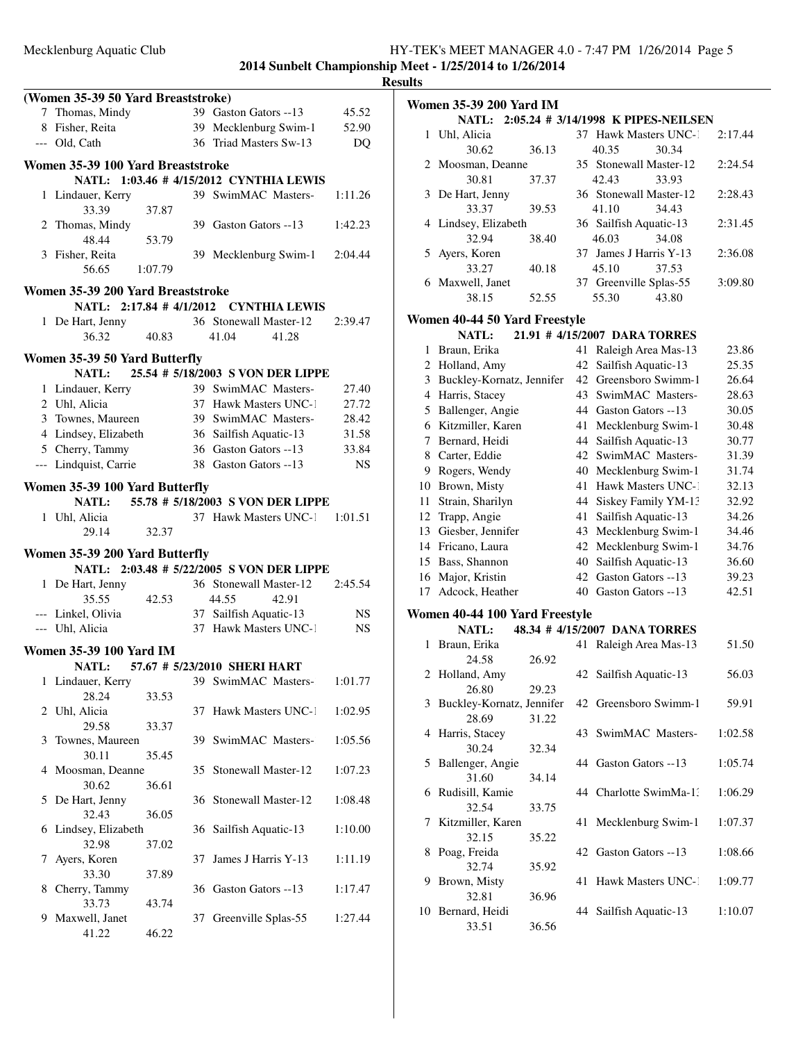## 2014 Sunbelt Championship Meet - 1/25/2014 to 1/26/2014

### Results

**(Women 35-39 50 Yard Breaststroke)**

| Place | Name | Age | Team | Time |
|---|---|---|---|---|
| 7 | Thomas, Mindy | 39 | Gaston Gators --13 | 45.52 |
| 8 | Fisher, Reita | 39 | Mecklenburg Swim-1 | 52.90 |
| --- | Old, Cath | 36 | Triad Masters Sw-13 | DQ |

**Women 35-39 100 Yard Breaststroke**

NATL: 1:03.46 # 4/15/2012 CYNTHIA LEWIS

| Place | Name | Age | Team | Time |
|---|---|---|---|---|
| 1 | Lindauer, Kerry | 39 | SwimMAC Masters- | 1:11.26 |
| | 33.39 37.87 | | | |
| 2 | Thomas, Mindy | 39 | Gaston Gators --13 | 1:42.23 |
| | 48.44 53.79 | | | |
| 3 | Fisher, Reita | 39 | Mecklenburg Swim-1 | 2:04.44 |
| | 56.65 1:07.79 | | | |

**Women 35-39 200 Yard Breaststroke**

NATL: 2:17.84 # 4/1/2012 CYNTHIA LEWIS

| Place | Name | Age | Team | Time |
|---|---|---|---|---|
| 1 | De Hart, Jenny | 36 | Stonewall Master-12 | 2:39.47 |
| | 36.32 40.83 41.04 41.28 | | | |

**Women 35-39 50 Yard Butterfly**

NATL: 25.54 # 5/18/2003 S VON DER LIPPE

| Place | Name | Age | Team | Time |
|---|---|---|---|---|
| 1 | Lindauer, Kerry | 39 | SwimMAC Masters- | 27.40 |
| 2 | Uhl, Alicia | 37 | Hawk Masters UNC-1 | 27.72 |
| 3 | Townes, Maureen | 39 | SwimMAC Masters- | 28.42 |
| 4 | Lindsey, Elizabeth | 36 | Sailfish Aquatic-13 | 31.58 |
| 5 | Cherry, Tammy | 36 | Gaston Gators --13 | 33.84 |
| --- | Lindquist, Carrie | 38 | Gaston Gators --13 | NS |

**Women 35-39 100 Yard Butterfly**

NATL: 55.78 # 5/18/2003 S VON DER LIPPE

| Place | Name | Age | Team | Time |
|---|---|---|---|---|
| 1 | Uhl, Alicia | 37 | Hawk Masters UNC-1 | 1:01.51 |
| | 29.14 32.37 | | | |

**Women 35-39 200 Yard Butterfly**

NATL: 2:03.48 # 5/22/2005 S VON DER LIPPE

| Place | Name | Age | Team | Time |
|---|---|---|---|---|
| 1 | De Hart, Jenny | 36 | Stonewall Master-12 | 2:45.54 |
| | 35.55 42.53 44.55 42.91 | | | |
| --- | Linkel, Olivia | 37 | Sailfish Aquatic-13 | NS |
| --- | Uhl, Alicia | 37 | Hawk Masters UNC-1 | NS |

**Women 35-39 100 Yard IM**

NATL: 57.67 # 5/23/2010 SHERI HART

| Place | Name | Age | Team | Time |
|---|---|---|---|---|
| 1 | Lindauer, Kerry | 39 | SwimMAC Masters- | 1:01.77 |
| | 28.24 33.53 | | | |
| 2 | Uhl, Alicia | 37 | Hawk Masters UNC-1 | 1:02.95 |
| | 29.58 33.37 | | | |
| 3 | Townes, Maureen | 39 | SwimMAC Masters- | 1:05.56 |
| | 30.11 35.45 | | | |
| 4 | Moosman, Deanne | 35 | Stonewall Master-12 | 1:07.23 |
| | 30.62 36.61 | | | |
| 5 | De Hart, Jenny | 36 | Stonewall Master-12 | 1:08.48 |
| | 32.43 36.05 | | | |
| 6 | Lindsey, Elizabeth | 36 | Sailfish Aquatic-13 | 1:10.00 |
| | 32.98 37.02 | | | |
| 7 | Ayers, Koren | 37 | James J Harris Y-13 | 1:11.19 |
| | 33.30 37.89 | | | |
| 8 | Cherry, Tammy | 36 | Gaston Gators --13 | 1:17.47 |
| | 33.73 43.74 | | | |
| 9 | Maxwell, Janet | 37 | Greenville Splas-55 | 1:27.44 |
| | 41.22 46.22 | | | |

**Women 35-39 200 Yard IM**

NATL: 2:05.24 # 3/14/1998 K PIPES-NEILSEN

| Place | Name | Age | Team | Time |
|---|---|---|---|---|
| 1 | Uhl, Alicia | 37 | Hawk Masters UNC-1 | 2:17.44 |
| | 30.62 36.13 40.35 30.34 | | | |
| 2 | Moosman, Deanne | 35 | Stonewall Master-12 | 2:24.54 |
| | 30.81 37.37 42.43 33.93 | | | |
| 3 | De Hart, Jenny | 36 | Stonewall Master-12 | 2:28.43 |
| | 33.37 39.53 41.10 34.43 | | | |
| 4 | Lindsey, Elizabeth | 36 | Sailfish Aquatic-13 | 2:31.45 |
| | 32.94 38.40 46.03 34.08 | | | |
| 5 | Ayers, Koren | 37 | James J Harris Y-13 | 2:36.08 |
| | 33.27 40.18 45.10 37.53 | | | |
| 6 | Maxwell, Janet | 37 | Greenville Splas-55 | 3:09.80 |
| | 38.15 52.55 55.30 43.80 | | | |

**Women 40-44 50 Yard Freestyle**

NATL: 21.91 # 4/15/2007 DARA TORRES

| Place | Name | Age | Team | Time |
|---|---|---|---|---|
| 1 | Braun, Erika | 41 | Raleigh Area Mas-13 | 23.86 |
| 2 | Holland, Amy | 42 | Sailfish Aquatic-13 | 25.35 |
| 3 | Buckley-Kornatz, Jennifer | 42 | Greensboro Swimm-1 | 26.64 |
| 4 | Harris, Stacey | 43 | SwimMAC Masters- | 28.63 |
| 5 | Ballenger, Angie | 44 | Gaston Gators --13 | 30.05 |
| 6 | Kitzmiller, Karen | 41 | Mecklenburg Swim-1 | 30.48 |
| 7 | Bernard, Heidi | 44 | Sailfish Aquatic-13 | 30.77 |
| 8 | Carter, Eddie | 42 | SwimMAC Masters- | 31.39 |
| 9 | Rogers, Wendy | 40 | Mecklenburg Swim-1 | 31.74 |
| 10 | Brown, Misty | 41 | Hawk Masters UNC-1 | 32.13 |
| 11 | Strain, Sharilyn | 44 | Siskey Family YM-13 | 32.92 |
| 12 | Trapp, Angie | 41 | Sailfish Aquatic-13 | 34.26 |
| 13 | Giesber, Jennifer | 43 | Mecklenburg Swim-1 | 34.46 |
| 14 | Fricano, Laura | 42 | Mecklenburg Swim-1 | 34.76 |
| 15 | Bass, Shannon | 40 | Sailfish Aquatic-13 | 36.60 |
| 16 | Major, Kristin | 42 | Gaston Gators --13 | 39.23 |
| 17 | Adcock, Heather | 40 | Gaston Gators --13 | 42.51 |

**Women 40-44 100 Yard Freestyle**

NATL: 48.34 # 4/15/2007 DANA TORRES

| Place | Name | Age | Team | Time |
|---|---|---|---|---|
| 1 | Braun, Erika | 41 | Raleigh Area Mas-13 | 51.50 |
| | 24.58 26.92 | | | |
| 2 | Holland, Amy | 42 | Sailfish Aquatic-13 | 56.03 |
| | 26.80 29.23 | | | |
| 3 | Buckley-Kornatz, Jennifer | 42 | Greensboro Swimm-1 | 59.91 |
| | 28.69 31.22 | | | |
| 4 | Harris, Stacey | 43 | SwimMAC Masters- | 1:02.58 |
| | 30.24 32.34 | | | |
| 5 | Ballenger, Angie | 44 | Gaston Gators --13 | 1:05.74 |
| | 31.60 34.14 | | | |
| 6 | Rudisill, Kamie | 44 | Charlotte SwimMa-13 | 1:06.29 |
| | 32.54 33.75 | | | |
| 7 | Kitzmiller, Karen | 41 | Mecklenburg Swim-1 | 1:07.37 |
| | 32.15 35.22 | | | |
| 8 | Poag, Freida | 42 | Gaston Gators --13 | 1:08.66 |
| | 32.74 35.92 | | | |
| 9 | Brown, Misty | 41 | Hawk Masters UNC-1 | 1:09.77 |
| | 32.81 36.96 | | | |
| 10 | Bernard, Heidi | 44 | Sailfish Aquatic-13 | 1:10.07 |
| | 33.51 36.56 | | | |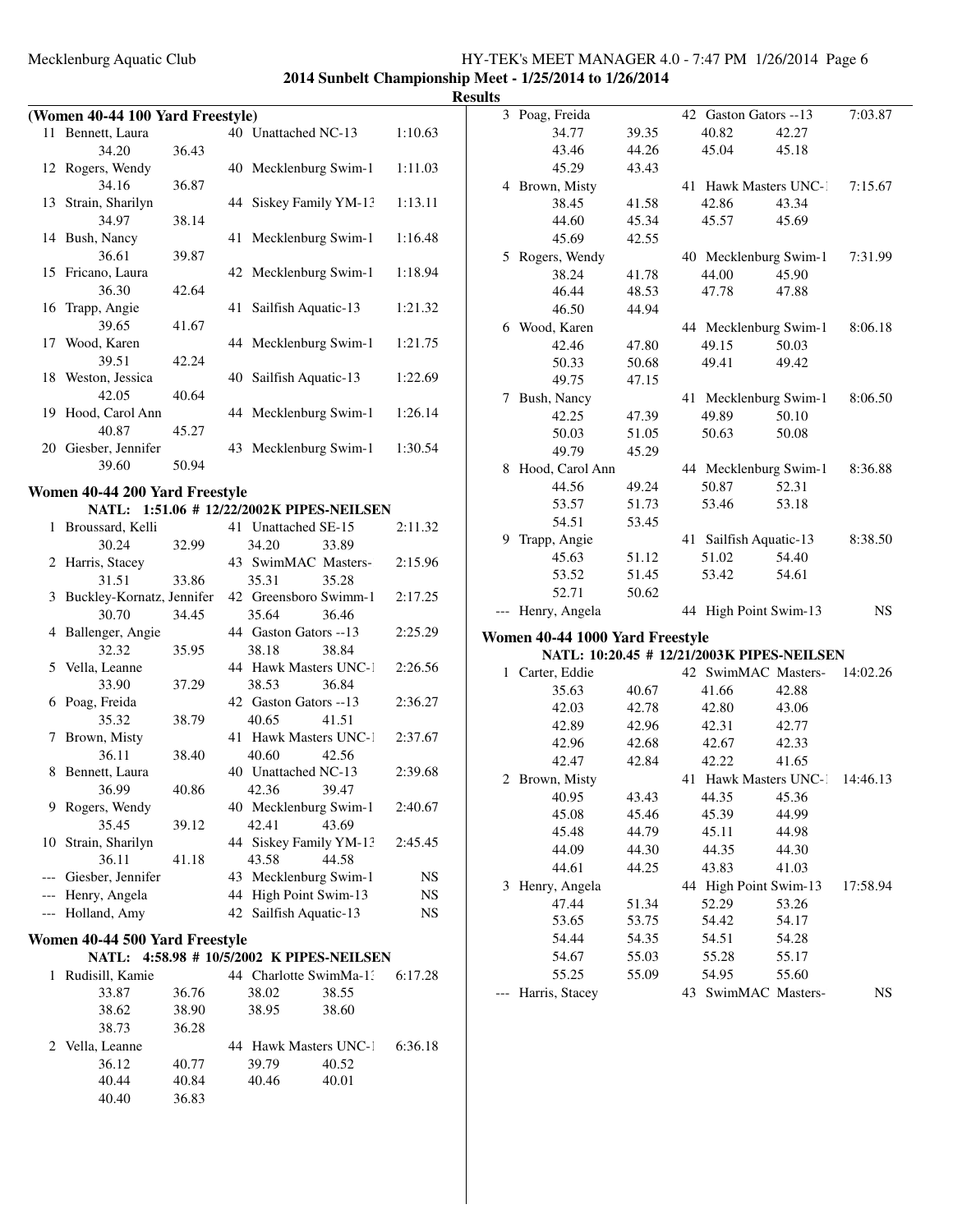## 2014 Sunbelt Championship Meet - 1/25/2014 to 1/26/2014

### Results

### (Women 40-44 100 Yard Freestyle)

| Place | Name | Age | Team | Time |
|---|---|---|---|---|
| 11 | Bennett, Laura | 40 | Unattached NC-13 | 1:10.63 |
| | 34.20 36.43 | | | |
| 12 | Rogers, Wendy | 40 | Mecklenburg Swim-1 | 1:11.03 |
| | 34.16 36.87 | | | |
| 13 | Strain, Sharilyn | 44 | Siskey Family YM-13 | 1:13.11 |
| | 34.97 38.14 | | | |
| 14 | Bush, Nancy | 41 | Mecklenburg Swim-1 | 1:16.48 |
| | 36.61 39.87 | | | |
| 15 | Fricano, Laura | 42 | Mecklenburg Swim-1 | 1:18.94 |
| | 36.30 42.64 | | | |
| 16 | Trapp, Angie | 41 | Sailfish Aquatic-13 | 1:21.32 |
| | 39.65 41.67 | | | |
| 17 | Wood, Karen | 44 | Mecklenburg Swim-1 | 1:21.75 |
| | 39.51 42.24 | | | |
| 18 | Weston, Jessica | 40 | Sailfish Aquatic-13 | 1:22.69 |
| | 42.05 40.64 | | | |
| 19 | Hood, Carol Ann | 44 | Mecklenburg Swim-1 | 1:26.14 |
| | 40.87 45.27 | | | |
| 20 | Giesber, Jennifer | 43 | Mecklenburg Swim-1 | 1:30.54 |
| | 39.60 50.94 | | | |

### Women 40-44 200 Yard Freestyle

NATL: 1:51.06 # 12/22/2002 K PIPES-NEILSEN

| Place | Name | Age | Team | Time |
|---|---|---|---|---|
| 1 | Broussard, Kelli | 41 | Unattached SE-15 | 2:11.32 |
| | 30.24 32.99 34.20 33.89 | | | |
| 2 | Harris, Stacey | 43 | SwimMAC Masters- | 2:15.96 |
| | 31.51 33.86 35.31 35.28 | | | |
| 3 | Buckley-Kornatz, Jennifer | 42 | Greensboro Swimm-1 | 2:17.25 |
| | 30.70 34.45 35.64 36.46 | | | |
| 4 | Ballenger, Angie | 44 | Gaston Gators --13 | 2:25.29 |
| | 32.32 35.95 38.18 38.84 | | | |
| 5 | Vella, Leanne | 44 | Hawk Masters UNC-1 | 2:26.56 |
| | 33.90 37.29 38.53 36.84 | | | |
| 6 | Poag, Freida | 42 | Gaston Gators --13 | 2:36.27 |
| | 35.32 38.79 40.65 41.51 | | | |
| 7 | Brown, Misty | 41 | Hawk Masters UNC-1 | 2:37.67 |
| | 36.11 38.40 40.60 42.56 | | | |
| 8 | Bennett, Laura | 40 | Unattached NC-13 | 2:39.68 |
| | 36.99 40.86 42.36 39.47 | | | |
| 9 | Rogers, Wendy | 40 | Mecklenburg Swim-1 | 2:40.67 |
| | 35.45 39.12 42.41 43.69 | | | |
| 10 | Strain, Sharilyn | 44 | Siskey Family YM-13 | 2:45.45 |
| | 36.11 41.18 43.58 44.58 | | | |
| --- | Giesber, Jennifer | 43 | Mecklenburg Swim-1 | NS |
| --- | Henry, Angela | 44 | High Point Swim-13 | NS |
| --- | Holland, Amy | 42 | Sailfish Aquatic-13 | NS |

### Women 40-44 500 Yard Freestyle

NATL: 4:58.98 # 10/5/2002 K PIPES-NEILSEN

| Place | Name | Age | Team | Time |
|---|---|---|---|---|
| 1 | Rudisill, Kamie | 44 | Charlotte SwimMa-13 | 6:17.28 |
| | 33.87 36.76 38.02 38.55 | | | |
| | 38.62 38.90 38.95 38.60 | | | |
| | 38.73 36.28 | | | |
| 2 | Vella, Leanne | 44 | Hawk Masters UNC-1 | 6:36.18 |
| | 36.12 40.77 39.79 40.52 | | | |
| | 40.44 40.84 40.46 40.01 | | | |
| | 40.40 36.83 | | | |
| 3 | Poag, Freida | 42 | Gaston Gators --13 | 7:03.87 |
| | 34.77 39.35 40.82 42.27 | | | |
| | 43.46 44.26 45.04 45.18 | | | |
| | 45.29 43.43 | | | |
| 4 | Brown, Misty | 41 | Hawk Masters UNC-1 | 7:15.67 |
| | 38.45 41.58 42.86 43.34 | | | |
| | 44.60 45.34 45.57 45.69 | | | |
| | 45.69 42.55 | | | |
| 5 | Rogers, Wendy | 40 | Mecklenburg Swim-1 | 7:31.99 |
| | 38.24 41.78 44.00 45.90 | | | |
| | 46.44 48.53 47.78 47.88 | | | |
| | 46.50 44.94 | | | |
| 6 | Wood, Karen | 44 | Mecklenburg Swim-1 | 8:06.18 |
| | 42.46 47.80 49.15 50.03 | | | |
| | 50.33 50.68 49.41 49.42 | | | |
| | 49.75 47.15 | | | |
| 7 | Bush, Nancy | 41 | Mecklenburg Swim-1 | 8:06.50 |
| | 42.25 47.39 49.89 50.10 | | | |
| | 50.03 51.05 50.63 50.08 | | | |
| | 49.79 45.29 | | | |
| 8 | Hood, Carol Ann | 44 | Mecklenburg Swim-1 | 8:36.88 |
| | 44.56 49.24 50.87 52.31 | | | |
| | 53.57 51.73 53.46 53.18 | | | |
| | 54.51 53.45 | | | |
| 9 | Trapp, Angie | 41 | Sailfish Aquatic-13 | 8:38.50 |
| | 45.63 51.12 51.02 54.40 | | | |
| | 53.52 51.45 53.42 54.61 | | | |
| | 52.71 50.62 | | | |
| --- | Henry, Angela | 44 | High Point Swim-13 | NS |

### Women 40-44 1000 Yard Freestyle

NATL: 10:20.45 # 12/21/2003 K PIPES-NEILSEN

| Place | Name | Age | Team | Time |
|---|---|---|---|---|
| 1 | Carter, Eddie | 42 | SwimMAC Masters- | 14:02.26 |
| | 35.63 40.67 41.66 42.88 | | | |
| | 42.03 42.78 42.80 43.06 | | | |
| | 42.89 42.96 42.31 42.77 | | | |
| | 42.96 42.68 42.67 42.33 | | | |
| | 42.47 42.84 42.22 41.65 | | | |
| 2 | Brown, Misty | 41 | Hawk Masters UNC-1 | 14:46.13 |
| | 40.95 43.43 44.35 45.36 | | | |
| | 45.08 45.46 45.39 44.99 | | | |
| | 45.48 44.79 45.11 44.98 | | | |
| | 44.09 44.30 44.35 44.30 | | | |
| | 44.61 44.25 43.83 41.03 | | | |
| 3 | Henry, Angela | 44 | High Point Swim-13 | 17:58.94 |
| | 47.44 51.34 52.29 53.26 | | | |
| | 53.65 53.75 54.42 54.17 | | | |
| | 54.44 54.35 54.51 54.28 | | | |
| | 54.67 55.03 55.28 55.17 | | | |
| | 55.25 55.09 54.95 55.60 | | | |
| --- | Harris, Stacey | 43 | SwimMAC Masters- | NS |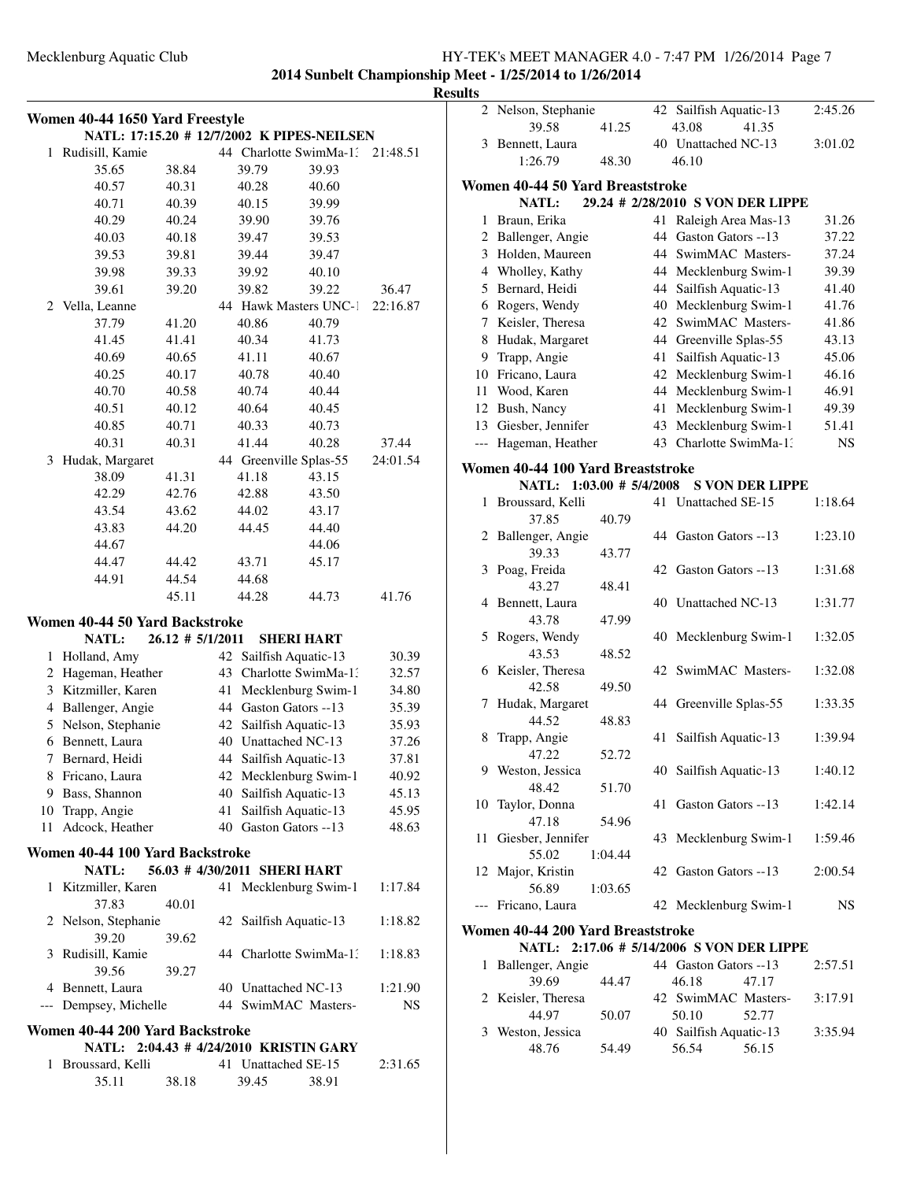## Results

### Women 40-44 1650 Yard Freestyle

NATL: 17:15.20 # 12/7/2002 K PIPES-NEILSEN

1 Rudisill, Kamie — 44 Charlotte SwimMa-13 — 21:48.51

35.65 38.84 39.79 39.93
40.57 40.31 40.28 40.60
40.71 40.39 40.15 39.99
40.29 40.24 39.90 39.76
40.03 40.18 39.47 39.53
39.53 39.81 39.44 39.47
39.98 39.33 39.92 40.10
39.61 39.20 39.82 39.22 36.47

2 Vella, Leanne — 44 Hawk Masters UNC-1 — 22:16.87

37.79 41.20 40.86 40.79
41.45 41.41 40.34 41.73
40.69 40.65 41.11 40.67
40.25 40.17 40.78 40.40
40.70 40.58 40.74 40.44
40.51 40.12 40.64 40.45
40.85 40.71 40.33 40.73
40.31 40.31 41.44 40.28 37.44

3 Hudak, Margaret — 44 Greenville Splas-55 — 24:01.54

38.09 41.31 41.18 43.15
42.29 42.76 42.88 43.50
43.54 43.62 44.02 43.17
43.83 44.20 44.45 44.40
44.67 44.06
44.47 44.42 43.71 45.17
44.91 44.54 44.68
45.11 44.28 44.73 41.76

### Women 40-44 50 Yard Backstroke

NATL: 26.12 # 5/1/2011 SHERI HART

| Place | Name | Age | Team | Time |
|---|---|---|---|---|
| 1 | Holland, Amy | 42 | Sailfish Aquatic-13 | 30.39 |
| 2 | Hageman, Heather | 43 | Charlotte SwimMa-13 | 32.57 |
| 3 | Kitzmiller, Karen | 41 | Mecklenburg Swim-1 | 34.80 |
| 4 | Ballenger, Angie | 44 | Gaston Gators --13 | 35.39 |
| 5 | Nelson, Stephanie | 42 | Sailfish Aquatic-13 | 35.93 |
| 6 | Bennett, Laura | 40 | Unattached NC-13 | 37.26 |
| 7 | Bernard, Heidi | 44 | Sailfish Aquatic-13 | 37.81 |
| 8 | Fricano, Laura | 42 | Mecklenburg Swim-1 | 40.92 |
| 9 | Bass, Shannon | 40 | Sailfish Aquatic-13 | 45.13 |
| 10 | Trapp, Angie | 41 | Sailfish Aquatic-13 | 45.95 |
| 11 | Adcock, Heather | 40 | Gaston Gators --13 | 48.63 |

### Women 40-44 100 Yard Backstroke

NATL: 56.03 # 4/30/2011 SHERI HART

1 Kitzmiller, Karen — 41 Mecklenburg Swim-1 — 1:17.84
37.83 40.01

2 Nelson, Stephanie — 42 Sailfish Aquatic-13 — 1:18.82
39.20 39.62

3 Rudisill, Kamie — 44 Charlotte SwimMa-13 — 1:18.83
39.56 39.27

4 Bennett, Laura — 40 Unattached NC-13 — 1:21.90

--- Dempsey, Michelle — 44 SwimMAC Masters- — NS

### Women 40-44 200 Yard Backstroke

NATL: 2:04.43 # 4/24/2010 KRISTIN GARY

1 Broussard, Kelli — 41 Unattached SE-15 — 2:31.65
35.11 38.18 39.45 38.91

2 Nelson, Stephanie — 42 Sailfish Aquatic-13 — 2:45.26
39.58 41.25 43.08 41.35

3 Bennett, Laura — 40 Unattached NC-13 — 3:01.02
1:26.79 48.30 46.10

### Women 40-44 50 Yard Breaststroke

NATL: 29.24 # 2/28/2010 S VON DER LIPPE

| Place | Name | Age | Team | Time |
|---|---|---|---|---|
| 1 | Braun, Erika | 41 | Raleigh Area Mas-13 | 31.26 |
| 2 | Ballenger, Angie | 44 | Gaston Gators --13 | 37.22 |
| 3 | Holden, Maureen | 44 | SwimMAC Masters- | 37.24 |
| 4 | Wholley, Kathy | 44 | Mecklenburg Swim-1 | 39.39 |
| 5 | Bernard, Heidi | 44 | Sailfish Aquatic-13 | 41.40 |
| 6 | Rogers, Wendy | 40 | Mecklenburg Swim-1 | 41.76 |
| 7 | Keisler, Theresa | 42 | SwimMAC Masters- | 41.86 |
| 8 | Hudak, Margaret | 44 | Greenville Splas-55 | 43.13 |
| 9 | Trapp, Angie | 41 | Sailfish Aquatic-13 | 45.06 |
| 10 | Fricano, Laura | 42 | Mecklenburg Swim-1 | 46.16 |
| 11 | Wood, Karen | 44 | Mecklenburg Swim-1 | 46.91 |
| 12 | Bush, Nancy | 41 | Mecklenburg Swim-1 | 49.39 |
| 13 | Giesber, Jennifer | 43 | Mecklenburg Swim-1 | 51.41 |
| --- | Hageman, Heather | 43 | Charlotte SwimMa-13 | NS |

### Women 40-44 100 Yard Breaststroke

NATL: 1:03.00 # 5/4/2008 S VON DER LIPPE

1 Broussard, Kelli — 41 Unattached SE-15 — 1:18.64
37.85 40.79

2 Ballenger, Angie — 44 Gaston Gators --13 — 1:23.10
39.33 43.77

3 Poag, Freida — 42 Gaston Gators --13 — 1:31.68
43.27 48.41

4 Bennett, Laura — 40 Unattached NC-13 — 1:31.77
43.78 47.99

5 Rogers, Wendy — 40 Mecklenburg Swim-1 — 1:32.05
43.53 48.52

6 Keisler, Theresa — 42 SwimMAC Masters- — 1:32.08
42.58 49.50

7 Hudak, Margaret — 44 Greenville Splas-55 — 1:33.35
44.52 48.83

8 Trapp, Angie — 41 Sailfish Aquatic-13 — 1:39.94
47.22 52.72

9 Weston, Jessica — 40 Sailfish Aquatic-13 — 1:40.12
48.42 51.70

10 Taylor, Donna — 41 Gaston Gators --13 — 1:42.14
47.18 54.96

11 Giesber, Jennifer — 43 Mecklenburg Swim-1 — 1:59.46
55.02 1:04.44

12 Major, Kristin — 42 Gaston Gators --13 — 2:00.54
56.89 1:03.65

--- Fricano, Laura — 42 Mecklenburg Swim-1 — NS

### Women 40-44 200 Yard Breaststroke

NATL: 2:17.06 # 5/14/2006 S VON DER LIPPE

1 Ballenger, Angie — 44 Gaston Gators --13 — 2:57.51
39.69 44.47 46.18 47.17

2 Keisler, Theresa — 42 SwimMAC Masters- — 3:17.91
44.97 50.07 50.10 52.77

3 Weston, Jessica — 40 Sailfish Aquatic-13 — 3:35.94
48.76 54.49 56.54 56.15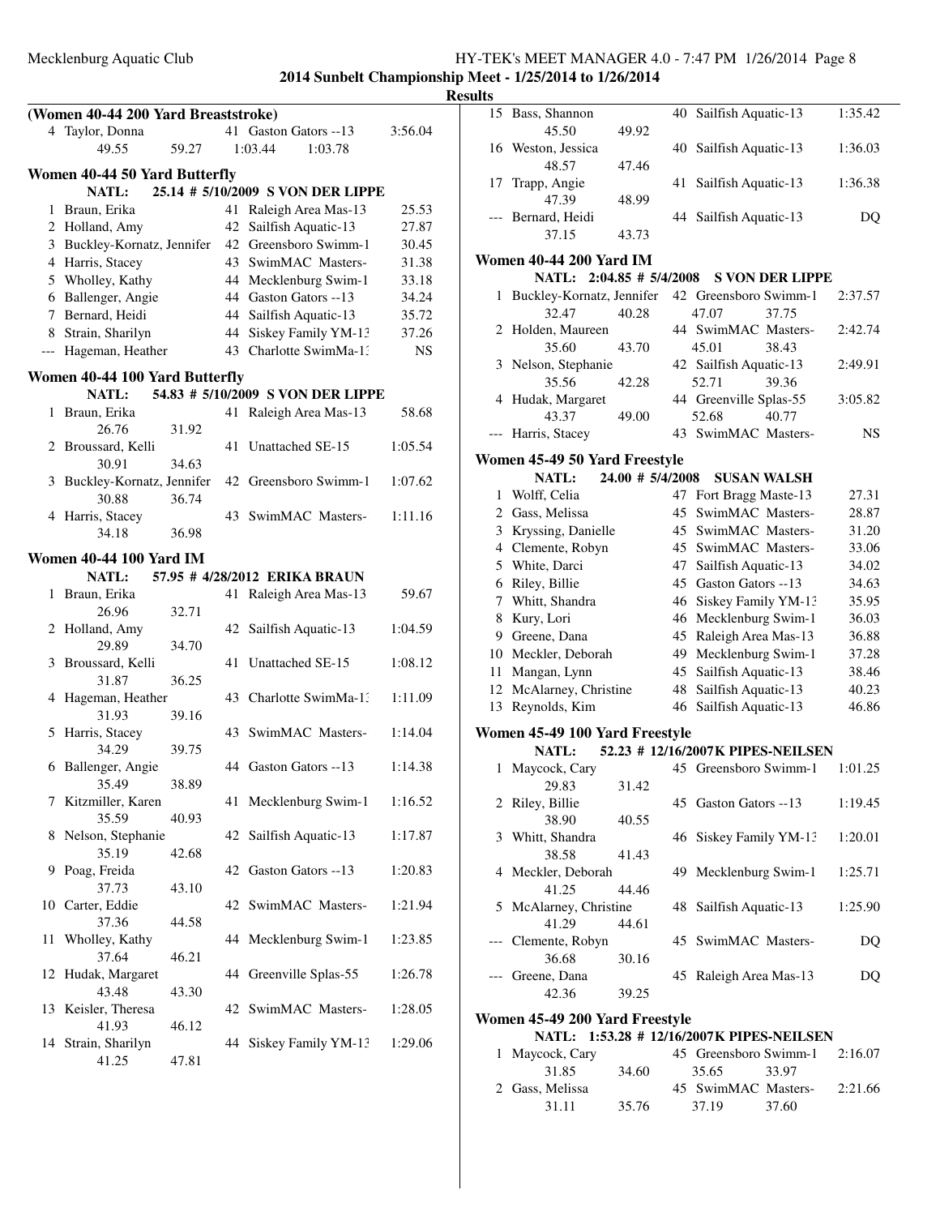**2014 Sunbelt Championship Meet - 1/25/2014 to 1/26/2014**

**Results**

### (Women 40-44 200 Yard Breaststroke)

| Place | Name | Age | Team | Time |
|---|---|---|---|---|
| 4 | Taylor, Donna | 41 | Gaston Gators --13 | 3:56.04 |
| | 49.55 59.27 1:03.44 1:03.78 | | | |

### Women 40-44 50 Yard Butterfly

NATL: 25.14 # 5/10/2009 S VON DER LIPPE

| Place | Name | Age | Team | Time |
|---|---|---|---|---|
| 1 | Braun, Erika | 41 | Raleigh Area Mas-13 | 25.53 |
| 2 | Holland, Amy | 42 | Sailfish Aquatic-13 | 27.87 |
| 3 | Buckley-Kornatz, Jennifer | 42 | Greensboro Swimm-1 | 30.45 |
| 4 | Harris, Stacey | 43 | SwimMAC Masters- | 31.38 |
| 5 | Wholley, Kathy | 44 | Mecklenburg Swim-1 | 33.18 |
| 6 | Ballenger, Angie | 44 | Gaston Gators --13 | 34.24 |
| 7 | Bernard, Heidi | 44 | Sailfish Aquatic-13 | 35.72 |
| 8 | Strain, Sharilyn | 44 | Siskey Family YM-13 | 37.26 |
| --- | Hageman, Heather | 43 | Charlotte SwimMa-13 | NS |

### Women 40-44 100 Yard Butterfly

NATL: 54.83 # 5/10/2009 S VON DER LIPPE

| Place | Name | Age | Team | Time |
|---|---|---|---|---|
| 1 | Braun, Erika | 41 | Raleigh Area Mas-13 | 58.68 |
| | 26.76 31.92 | | | |
| 2 | Broussard, Kelli | 41 | Unattached SE-15 | 1:05.54 |
| | 30.91 34.63 | | | |
| 3 | Buckley-Kornatz, Jennifer | 42 | Greensboro Swimm-1 | 1:07.62 |
| | 30.88 36.74 | | | |
| 4 | Harris, Stacey | 43 | SwimMAC Masters- | 1:11.16 |
| | 34.18 36.98 | | | |

### Women 40-44 100 Yard IM

NATL: 57.95 # 4/28/2012 ERIKA BRAUN

| Place | Name | Age | Team | Time |
|---|---|---|---|---|
| 1 | Braun, Erika | 41 | Raleigh Area Mas-13 | 59.67 |
| | 26.96 32.71 | | | |
| 2 | Holland, Amy | 42 | Sailfish Aquatic-13 | 1:04.59 |
| | 29.89 34.70 | | | |
| 3 | Broussard, Kelli | 41 | Unattached SE-15 | 1:08.12 |
| | 31.87 36.25 | | | |
| 4 | Hageman, Heather | 43 | Charlotte SwimMa-13 | 1:11.09 |
| | 31.93 39.16 | | | |
| 5 | Harris, Stacey | 43 | SwimMAC Masters- | 1:14.04 |
| | 34.29 39.75 | | | |
| 6 | Ballenger, Angie | 44 | Gaston Gators --13 | 1:14.38 |
| | 35.49 38.89 | | | |
| 7 | Kitzmiller, Karen | 41 | Mecklenburg Swim-1 | 1:16.52 |
| | 35.59 40.93 | | | |
| 8 | Nelson, Stephanie | 42 | Sailfish Aquatic-13 | 1:17.87 |
| | 35.19 42.68 | | | |
| 9 | Poag, Freida | 42 | Gaston Gators --13 | 1:20.83 |
| | 37.73 43.10 | | | |
| 10 | Carter, Eddie | 42 | SwimMAC Masters- | 1:21.94 |
| | 37.36 44.58 | | | |
| 11 | Wholley, Kathy | 44 | Mecklenburg Swim-1 | 1:23.85 |
| | 37.64 46.21 | | | |
| 12 | Hudak, Margaret | 44 | Greenville Splas-55 | 1:26.78 |
| | 43.48 43.30 | | | |
| 13 | Keisler, Theresa | 42 | SwimMAC Masters- | 1:28.05 |
| | 41.93 46.12 | | | |
| 14 | Strain, Sharilyn | 44 | Siskey Family YM-13 | 1:29.06 |
| | 41.25 47.81 | | | |
| 15 | Bass, Shannon | 40 | Sailfish Aquatic-13 | 1:35.42 |
| | 45.50 49.92 | | | |
| 16 | Weston, Jessica | 40 | Sailfish Aquatic-13 | 1:36.03 |
| | 48.57 47.46 | | | |
| 17 | Trapp, Angie | 41 | Sailfish Aquatic-13 | 1:36.38 |
| | 47.39 48.99 | | | |
| --- | Bernard, Heidi | 44 | Sailfish Aquatic-13 | DQ |
| | 37.15 43.73 | | | |

### Women 40-44 200 Yard IM

NATL: 2:04.85 # 5/4/2008 S VON DER LIPPE

| Place | Name | Age | Team | Time |
|---|---|---|---|---|
| 1 | Buckley-Kornatz, Jennifer | 42 | Greensboro Swimm-1 | 2:37.57 |
| | 32.47 40.28 47.07 37.75 | | | |
| 2 | Holden, Maureen | 44 | SwimMAC Masters- | 2:42.74 |
| | 35.60 43.70 45.01 38.43 | | | |
| 3 | Nelson, Stephanie | 42 | Sailfish Aquatic-13 | 2:49.91 |
| | 35.56 42.28 52.71 39.36 | | | |
| 4 | Hudak, Margaret | 44 | Greenville Splas-55 | 3:05.82 |
| | 43.37 49.00 52.68 40.77 | | | |
| --- | Harris, Stacey | 43 | SwimMAC Masters- | NS |

### Women 45-49 50 Yard Freestyle

NATL: 24.00 # 5/4/2008 SUSAN WALSH

| Place | Name | Age | Team | Time |
|---|---|---|---|---|
| 1 | Wolff, Celia | 47 | Fort Bragg Maste-13 | 27.31 |
| 2 | Gass, Melissa | 45 | SwimMAC Masters- | 28.87 |
| 3 | Kryssing, Danielle | 45 | SwimMAC Masters- | 31.20 |
| 4 | Clemente, Robyn | 45 | SwimMAC Masters- | 33.06 |
| 5 | White, Darci | 47 | Sailfish Aquatic-13 | 34.02 |
| 6 | Riley, Billie | 45 | Gaston Gators --13 | 34.63 |
| 7 | Whitt, Shandra | 46 | Siskey Family YM-13 | 35.95 |
| 8 | Kury, Lori | 46 | Mecklenburg Swim-1 | 36.03 |
| 9 | Greene, Dana | 45 | Raleigh Area Mas-13 | 36.88 |
| 10 | Meckler, Deborah | 49 | Mecklenburg Swim-1 | 37.28 |
| 11 | Mangan, Lynn | 45 | Sailfish Aquatic-13 | 38.46 |
| 12 | McAlarney, Christine | 48 | Sailfish Aquatic-13 | 40.23 |
| 13 | Reynolds, Kim | 46 | Sailfish Aquatic-13 | 46.86 |

### Women 45-49 100 Yard Freestyle

NATL: 52.23 # 12/16/2007K PIPES-NEILSEN

| Place | Name | Age | Team | Time |
|---|---|---|---|---|
| 1 | Maycock, Cary | 45 | Greensboro Swimm-1 | 1:01.25 |
| | 29.83 31.42 | | | |
| 2 | Riley, Billie | 45 | Gaston Gators --13 | 1:19.45 |
| | 38.90 40.55 | | | |
| 3 | Whitt, Shandra | 46 | Siskey Family YM-13 | 1:20.01 |
| | 38.58 41.43 | | | |
| 4 | Meckler, Deborah | 49 | Mecklenburg Swim-1 | 1:25.71 |
| | 41.25 44.46 | | | |
| 5 | McAlarney, Christine | 48 | Sailfish Aquatic-13 | 1:25.90 |
| | 41.29 44.61 | | | |
| --- | Clemente, Robyn | 45 | SwimMAC Masters- | DQ |
| | 36.68 30.16 | | | |
| --- | Greene, Dana | 45 | Raleigh Area Mas-13 | DQ |
| | 42.36 39.25 | | | |

### Women 45-49 200 Yard Freestyle

NATL: 1:53.28 # 12/16/2007K PIPES-NEILSEN

| Place | Name | Age | Team | Time |
|---|---|---|---|---|
| 1 | Maycock, Cary | 45 | Greensboro Swimm-1 | 2:16.07 |
| | 31.85 34.60 35.65 33.97 | | | |
| 2 | Gass, Melissa | 45 | SwimMAC Masters- | 2:21.66 |
| | 31.11 35.76 37.19 37.60 | | | |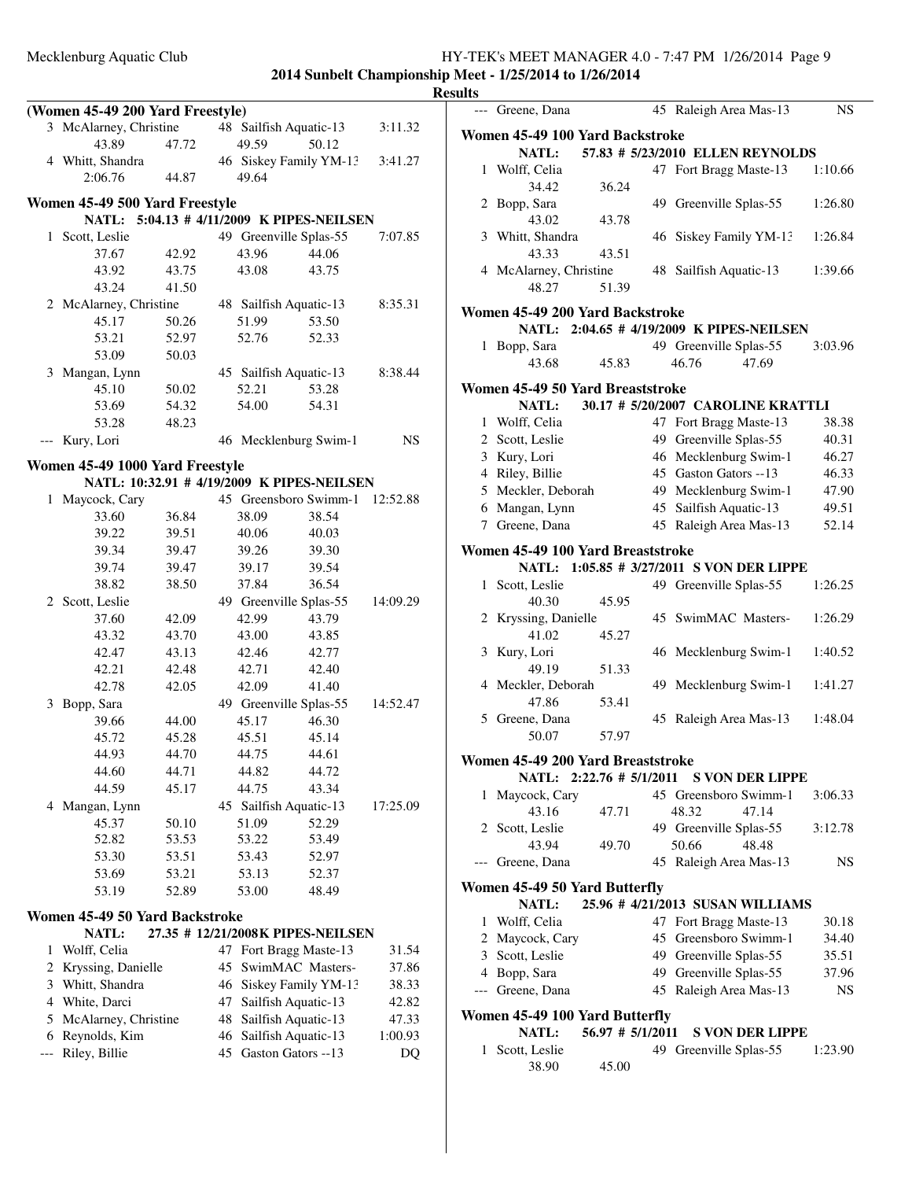## 2014 Sunbelt Championship Meet - 1/25/2014 to 1/26/2014

### Results

#### (Women 45-49 200 Yard Freestyle)

| Place | Name | Age | Team | Time |
|---|---|---|---|---|
| 3 | McAlarney, Christine | 48 | Sailfish Aquatic-13 | 3:11.32 |
| | 43.89 47.72 49.59 50.12 | | | |
| 4 | Whitt, Shandra | 46 | Siskey Family YM-13 | 3:41.27 |
| | 2:06.76 44.87 49.64 | | | |

#### Women 45-49 500 Yard Freestyle

NATL: 5:04.13 # 4/11/2009 K PIPES-NEILSEN

| Place | Name | Age | Team | Time |
|---|---|---|---|---|
| 1 | Scott, Leslie | 49 | Greenville Splas-55 | 7:07.85 |
| | 37.67 42.92 43.96 44.06 | | | |
| | 43.92 43.75 43.08 43.75 | | | |
| | 43.24 41.50 | | | |
| 2 | McAlarney, Christine | 48 | Sailfish Aquatic-13 | 8:35.31 |
| | 45.17 50.26 51.99 53.50 | | | |
| | 53.21 52.97 52.76 52.33 | | | |
| | 53.09 50.03 | | | |
| 3 | Mangan, Lynn | 45 | Sailfish Aquatic-13 | 8:38.44 |
| | 45.10 50.02 52.21 53.28 | | | |
| | 53.69 54.32 54.00 54.31 | | | |
| | 53.28 48.23 | | | |
| --- | Kury, Lori | 46 | Mecklenburg Swim-1 | NS |

#### Women 45-49 1000 Yard Freestyle

NATL: 10:32.91 # 4/19/2009 K PIPES-NEILSEN

| Place | Name | Age | Team | Time |
|---|---|---|---|---|
| 1 | Maycock, Cary | 45 | Greensboro Swimm-1 | 12:52.88 |
| | 33.60 36.84 38.09 38.54 | | | |
| | 39.22 39.51 40.06 40.03 | | | |
| | 39.34 39.47 39.26 39.30 | | | |
| | 39.74 39.47 39.17 39.54 | | | |
| | 38.82 38.50 37.84 36.54 | | | |
| 2 | Scott, Leslie | 49 | Greenville Splas-55 | 14:09.29 |
| | 37.60 42.09 42.99 43.79 | | | |
| | 43.32 43.70 43.00 43.85 | | | |
| | 42.47 43.13 42.46 42.77 | | | |
| | 42.21 42.48 42.71 42.40 | | | |
| | 42.78 42.05 42.09 41.40 | | | |
| 3 | Bopp, Sara | 49 | Greenville Splas-55 | 14:52.47 |
| | 39.66 44.00 45.17 46.30 | | | |
| | 45.72 45.28 45.51 45.14 | | | |
| | 44.93 44.70 44.75 44.61 | | | |
| | 44.60 44.71 44.82 44.72 | | | |
| | 44.59 45.17 44.75 43.34 | | | |
| 4 | Mangan, Lynn | 45 | Sailfish Aquatic-13 | 17:25.09 |
| | 45.37 50.10 51.09 52.29 | | | |
| | 52.82 53.53 53.22 53.49 | | | |
| | 53.30 53.51 53.43 52.97 | | | |
| | 53.69 53.21 53.13 52.37 | | | |
| | 53.19 52.89 53.00 48.49 | | | |

#### Women 45-49 50 Yard Backstroke

NATL: 27.35 # 12/21/2008K PIPES-NEILSEN

| Place | Name | Age | Team | Time |
|---|---|---|---|---|
| 1 | Wolff, Celia | 47 | Fort Bragg Maste-13 | 31.54 |
| 2 | Kryssing, Danielle | 45 | SwimMAC Masters- | 37.86 |
| 3 | Whitt, Shandra | 46 | Siskey Family YM-13 | 38.33 |
| 4 | White, Darci | 47 | Sailfish Aquatic-13 | 42.82 |
| 5 | McAlarney, Christine | 48 | Sailfish Aquatic-13 | 47.33 |
| 6 | Reynolds, Kim | 46 | Sailfish Aquatic-13 | 1:00.93 |
| --- | Riley, Billie | 45 | Gaston Gators --13 | DQ |
| --- | Greene, Dana | 45 | Raleigh Area Mas-13 | NS |

#### Women 45-49 100 Yard Backstroke

NATL: 57.83 # 5/23/2010 ELLEN REYNOLDS

| Place | Name | Age | Team | Time |
|---|---|---|---|---|
| 1 | Wolff, Celia | 47 | Fort Bragg Maste-13 | 1:10.66 |
| | 34.42 36.24 | | | |
| 2 | Bopp, Sara | 49 | Greenville Splas-55 | 1:26.80 |
| | 43.02 43.78 | | | |
| 3 | Whitt, Shandra | 46 | Siskey Family YM-13 | 1:26.84 |
| | 43.33 43.51 | | | |
| 4 | McAlarney, Christine | 48 | Sailfish Aquatic-13 | 1:39.66 |
| | 48.27 51.39 | | | |

#### Women 45-49 200 Yard Backstroke

NATL: 2:04.65 # 4/19/2009 K PIPES-NEILSEN

| Place | Name | Age | Team | Time |
|---|---|---|---|---|
| 1 | Bopp, Sara | 49 | Greenville Splas-55 | 3:03.96 |
| | 43.68 45.83 46.76 47.69 | | | |

#### Women 45-49 50 Yard Breaststroke

NATL: 30.17 # 5/20/2007 CAROLINE KRATTLI

| Place | Name | Age | Team | Time |
|---|---|---|---|---|
| 1 | Wolff, Celia | 47 | Fort Bragg Maste-13 | 38.38 |
| 2 | Scott, Leslie | 49 | Greenville Splas-55 | 40.31 |
| 3 | Kury, Lori | 46 | Mecklenburg Swim-1 | 46.27 |
| 4 | Riley, Billie | 45 | Gaston Gators --13 | 46.33 |
| 5 | Meckler, Deborah | 49 | Mecklenburg Swim-1 | 47.90 |
| 6 | Mangan, Lynn | 45 | Sailfish Aquatic-13 | 49.51 |
| 7 | Greene, Dana | 45 | Raleigh Area Mas-13 | 52.14 |

#### Women 45-49 100 Yard Breaststroke

NATL: 1:05.85 # 3/27/2011 S VON DER LIPPE

| Place | Name | Age | Team | Time |
|---|---|---|---|---|
| 1 | Scott, Leslie | 49 | Greenville Splas-55 | 1:26.25 |
| | 40.30 45.95 | | | |
| 2 | Kryssing, Danielle | 45 | SwimMAC Masters- | 1:26.29 |
| | 41.02 45.27 | | | |
| 3 | Kury, Lori | 46 | Mecklenburg Swim-1 | 1:40.52 |
| | 49.19 51.33 | | | |
| 4 | Meckler, Deborah | 49 | Mecklenburg Swim-1 | 1:41.27 |
| | 47.86 53.41 | | | |
| 5 | Greene, Dana | 45 | Raleigh Area Mas-13 | 1:48.04 |
| | 50.07 57.97 | | | |

#### Women 45-49 200 Yard Breaststroke

NATL: 2:22.76 # 5/1/2011 S VON DER LIPPE

| Place | Name | Age | Team | Time |
|---|---|---|---|---|
| 1 | Maycock, Cary | 45 | Greensboro Swimm-1 | 3:06.33 |
| | 43.16 47.71 48.32 47.14 | | | |
| 2 | Scott, Leslie | 49 | Greenville Splas-55 | 3:12.78 |
| | 43.94 49.70 50.66 48.48 | | | |
| --- | Greene, Dana | 45 | Raleigh Area Mas-13 | NS |

#### Women 45-49 50 Yard Butterfly

NATL: 25.96 # 4/21/2013 SUSAN WILLIAMS

| Place | Name | Age | Team | Time |
|---|---|---|---|---|
| 1 | Wolff, Celia | 47 | Fort Bragg Maste-13 | 30.18 |
| 2 | Maycock, Cary | 45 | Greensboro Swimm-1 | 34.40 |
| 3 | Scott, Leslie | 49 | Greenville Splas-55 | 35.51 |
| 4 | Bopp, Sara | 49 | Greenville Splas-55 | 37.96 |
| --- | Greene, Dana | 45 | Raleigh Area Mas-13 | NS |

#### Women 45-49 100 Yard Butterfly

NATL: 56.97 # 5/1/2011 S VON DER LIPPE

| Place | Name | Age | Team | Time |
|---|---|---|---|---|
| 1 | Scott, Leslie | 49 | Greenville Splas-55 | 1:23.90 |
| | 38.90 45.00 | | | |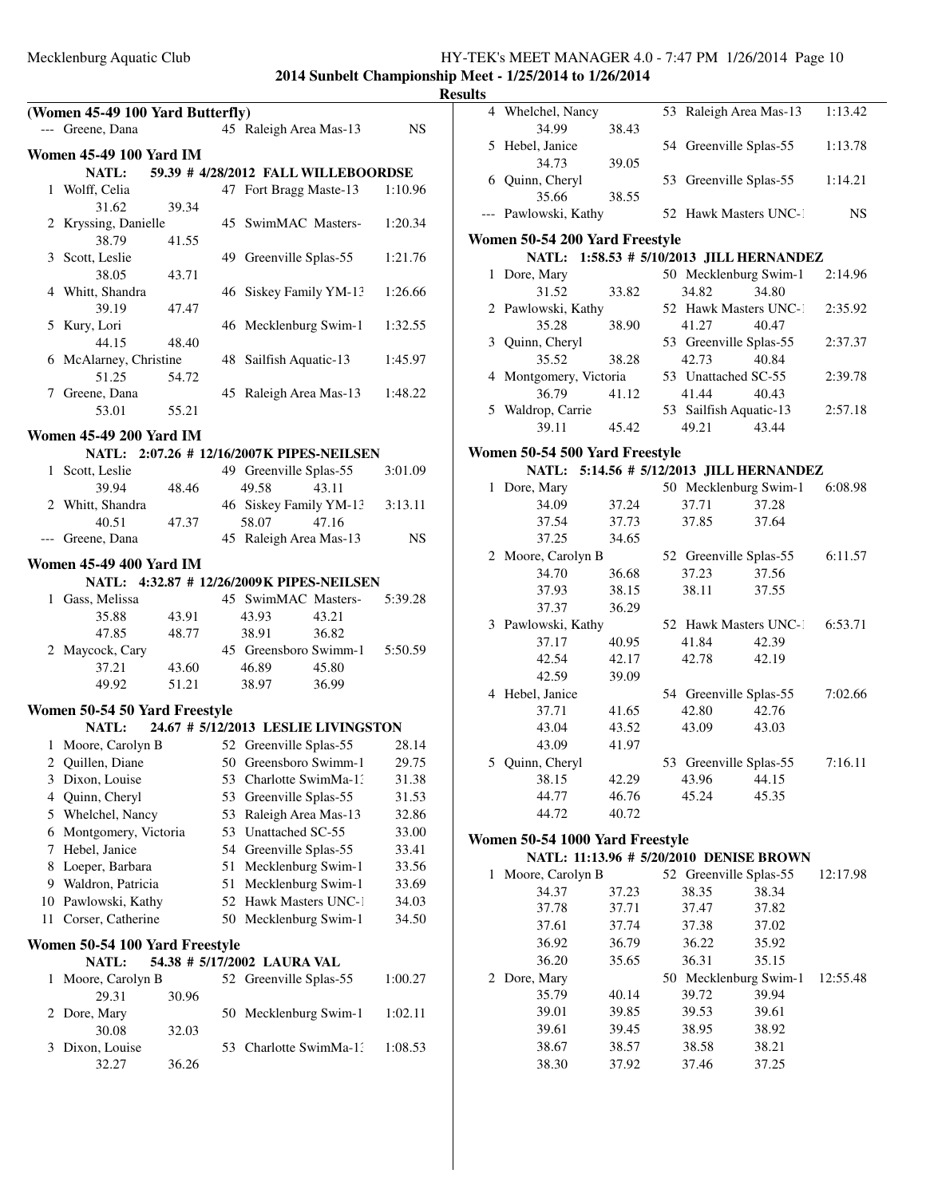**2014 Sunbelt Championship Meet - 1/25/2014 to 1/26/2014**

**Results**

### (Women 45-49 100 Yard Butterfly)

| Place | Name | Age | Team | Time |
|---|---|---|---|---|
| --- | Greene, Dana | 45 | Raleigh Area Mas-13 | NS |

### Women 45-49 100 Yard IM

NATL: 59.39 # 4/28/2012 FALL WILLEBOORDSE

| Place | Name | Age | Team | Time |
|---|---|---|---|---|
| 1 | Wolff, Celia | 47 | Fort Bragg Maste-13 | 1:10.96 |
| | 31.62 39.34 | | | |
| 2 | Kryssing, Danielle | 45 | SwimMAC Masters- | 1:20.34 |
| | 38.79 41.55 | | | |
| 3 | Scott, Leslie | 49 | Greenville Splas-55 | 1:21.76 |
| | 38.05 43.71 | | | |
| 4 | Whitt, Shandra | 46 | Siskey Family YM-13 | 1:26.66 |
| | 39.19 47.47 | | | |
| 5 | Kury, Lori | 46 | Mecklenburg Swim-1 | 1:32.55 |
| | 44.15 48.40 | | | |
| 6 | McAlarney, Christine | 48 | Sailfish Aquatic-13 | 1:45.97 |
| | 51.25 54.72 | | | |
| 7 | Greene, Dana | 45 | Raleigh Area Mas-13 | 1:48.22 |
| | 53.01 55.21 | | | |

### Women 45-49 200 Yard IM

NATL: 2:07.26 # 12/16/2007K PIPES-NEILSEN

| Place | Name | Age | Team | Time |
|---|---|---|---|---|
| 1 | Scott, Leslie | 49 | Greenville Splas-55 | 3:01.09 |
| | 39.94 48.46 49.58 43.11 | | | |
| 2 | Whitt, Shandra | 46 | Siskey Family YM-13 | 3:13.11 |
| | 40.51 47.37 58.07 47.16 | | | |
| --- | Greene, Dana | 45 | Raleigh Area Mas-13 | NS |

### Women 45-49 400 Yard IM

NATL: 4:32.87 # 12/26/2009K PIPES-NEILSEN

| Place | Name | Age | Team | Time |
|---|---|---|---|---|
| 1 | Gass, Melissa | 45 | SwimMAC Masters- | 5:39.28 |
| | 35.88 43.91 43.93 43.21 | | | |
| | 47.85 48.77 38.91 36.82 | | | |
| 2 | Maycock, Cary | 45 | Greensboro Swimm-1 | 5:50.59 |
| | 37.21 43.60 46.89 45.80 | | | |
| | 49.92 51.21 38.97 36.99 | | | |

### Women 50-54 50 Yard Freestyle

NATL: 24.67 # 5/12/2013 LESLIE LIVINGSTON

| Place | Name | Age | Team | Time |
|---|---|---|---|---|
| 1 | Moore, Carolyn B | 52 | Greenville Splas-55 | 28.14 |
| 2 | Quillen, Diane | 50 | Greensboro Swimm-1 | 29.75 |
| 3 | Dixon, Louise | 53 | Charlotte SwimMa-13 | 31.38 |
| 4 | Quinn, Cheryl | 53 | Greenville Splas-55 | 31.53 |
| 5 | Whelchel, Nancy | 53 | Raleigh Area Mas-13 | 32.86 |
| 6 | Montgomery, Victoria | 53 | Unattached SC-55 | 33.00 |
| 7 | Hebel, Janice | 54 | Greenville Splas-55 | 33.41 |
| 8 | Loeper, Barbara | 51 | Mecklenburg Swim-1 | 33.56 |
| 9 | Waldron, Patricia | 51 | Mecklenburg Swim-1 | 33.69 |
| 10 | Pawlowski, Kathy | 52 | Hawk Masters UNC-1 | 34.03 |
| 11 | Corser, Catherine | 50 | Mecklenburg Swim-1 | 34.50 |

### Women 50-54 100 Yard Freestyle

NATL: 54.38 # 5/17/2002 LAURA VAL

| Place | Name | Age | Team | Time |
|---|---|---|---|---|
| 1 | Moore, Carolyn B | 52 | Greenville Splas-55 | 1:00.27 |
| | 29.31 30.96 | | | |
| 2 | Dore, Mary | 50 | Mecklenburg Swim-1 | 1:02.11 |
| | 30.08 32.03 | | | |
| 3 | Dixon, Louise | 53 | Charlotte SwimMa-13 | 1:08.53 |
| | 32.27 36.26 | | | |
| 4 | Whelchel, Nancy | 53 | Raleigh Area Mas-13 | 1:13.42 |
| | 34.99 38.43 | | | |
| 5 | Hebel, Janice | 54 | Greenville Splas-55 | 1:13.78 |
| | 34.73 39.05 | | | |
| 6 | Quinn, Cheryl | 53 | Greenville Splas-55 | 1:14.21 |
| | 35.66 38.55 | | | |
| --- | Pawlowski, Kathy | 52 | Hawk Masters UNC-1 | NS |

### Women 50-54 200 Yard Freestyle

NATL: 1:58.53 # 5/10/2013 JILL HERNANDEZ

| Place | Name | Age | Team | Time |
|---|---|---|---|---|
| 1 | Dore, Mary | 50 | Mecklenburg Swim-1 | 2:14.96 |
| | 31.52 33.82 34.82 34.80 | | | |
| 2 | Pawlowski, Kathy | 52 | Hawk Masters UNC-1 | 2:35.92 |
| | 35.28 38.90 41.27 40.47 | | | |
| 3 | Quinn, Cheryl | 53 | Greenville Splas-55 | 2:37.37 |
| | 35.52 38.28 42.73 40.84 | | | |
| 4 | Montgomery, Victoria | 53 | Unattached SC-55 | 2:39.78 |
| | 36.79 41.12 41.44 40.43 | | | |
| 5 | Waldrop, Carrie | 53 | Sailfish Aquatic-13 | 2:57.18 |
| | 39.11 45.42 49.21 43.44 | | | |

### Women 50-54 500 Yard Freestyle

NATL: 5:14.56 # 5/12/2013 JILL HERNANDEZ

| Place | Name | Age | Team | Time |
|---|---|---|---|---|
| 1 | Dore, Mary | 50 | Mecklenburg Swim-1 | 6:08.98 |
| | 34.09 37.24 37.71 37.28 | | | |
| | 37.54 37.73 37.85 37.64 | | | |
| | 37.25 34.65 | | | |
| 2 | Moore, Carolyn B | 52 | Greenville Splas-55 | 6:11.57 |
| | 34.70 36.68 37.23 37.56 | | | |
| | 37.93 38.15 38.11 37.55 | | | |
| | 37.37 36.29 | | | |
| 3 | Pawlowski, Kathy | 52 | Hawk Masters UNC-1 | 6:53.71 |
| | 37.17 40.95 41.84 42.39 | | | |
| | 42.54 42.17 42.78 42.19 | | | |
| | 42.59 39.09 | | | |
| 4 | Hebel, Janice | 54 | Greenville Splas-55 | 7:02.66 |
| | 37.71 41.65 42.80 42.76 | | | |
| | 43.04 43.52 43.09 43.03 | | | |
| | 43.09 41.97 | | | |
| 5 | Quinn, Cheryl | 53 | Greenville Splas-55 | 7:16.11 |
| | 38.15 42.29 43.96 44.15 | | | |
| | 44.77 46.76 45.24 45.35 | | | |
| | 44.72 40.72 | | | |

### Women 50-54 1000 Yard Freestyle

NATL: 11:13.96 # 5/20/2010 DENISE BROWN

| Place | Name | Age | Team | Time |
|---|---|---|---|---|
| 1 | Moore, Carolyn B | 52 | Greenville Splas-55 | 12:17.98 |
| | 34.37 37.23 38.35 38.34 | | | |
| | 37.78 37.71 37.47 37.82 | | | |
| | 37.61 37.74 37.38 37.02 | | | |
| | 36.92 36.79 36.22 35.92 | | | |
| | 36.20 35.65 36.31 35.15 | | | |
| 2 | Dore, Mary | 50 | Mecklenburg Swim-1 | 12:55.48 |
| | 35.79 40.14 39.72 39.94 | | | |
| | 39.01 39.85 39.53 39.61 | | | |
| | 39.61 39.45 38.95 38.92 | | | |
| | 38.67 38.57 38.58 38.21 | | | |
| | 38.30 37.92 37.46 37.25 | | | |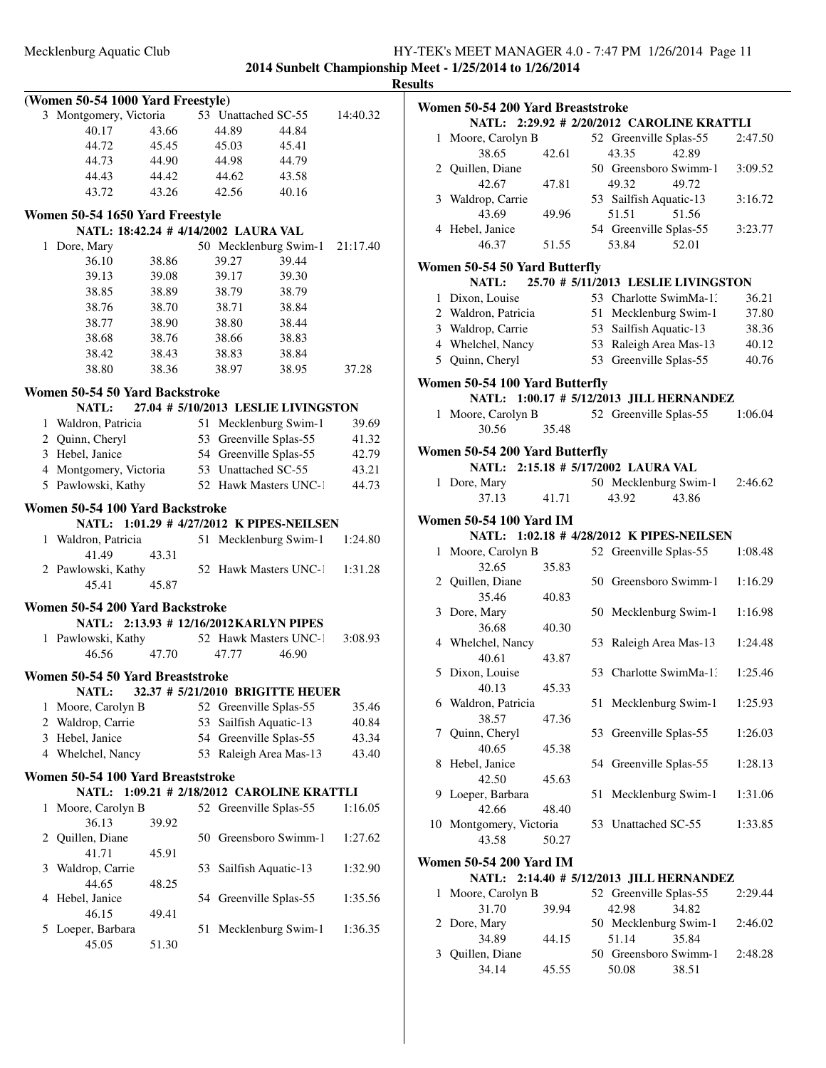## Results

### (Women 50-54 1000 Yard Freestyle)

| Place | Name | Age | Team | Time |
|---|---|---|---|---|
| 3 | Montgomery, Victoria | 53 | Unattached SC-55 | 14:40.32 |

Splits: 40.17, 43.66, 44.89, 44.84, 44.72, 45.45, 45.03, 45.41, 44.73, 44.90, 44.98, 44.79, 44.43, 44.42, 44.62, 43.58, 43.72, 43.26, 42.56, 40.16

### Women 50-54 1650 Yard Freestyle

**NATL: 18:42.24 # 4/14/2002 LAURA VAL**

| Place | Name | Age | Team | Time |
|---|---|---|---|---|
| 1 | Dore, Mary | 50 | Mecklenburg Swim-1 | 21:17.40 |

Splits: 36.10, 38.86, 39.27, 39.44, 39.13, 39.08, 39.17, 39.30, 38.85, 38.89, 38.79, 38.79, 38.76, 38.70, 38.71, 38.84, 38.77, 38.90, 38.80, 38.44, 38.68, 38.76, 38.66, 38.83, 38.42, 38.43, 38.83, 38.84, 38.80, 38.36, 38.97, 38.95, 37.28

### Women 50-54 50 Yard Backstroke

**NATL: 27.04 # 5/10/2013 LESLIE LIVINGSTON**

| Place | Name | Age | Team | Time |
|---|---|---|---|---|
| 1 | Waldron, Patricia | 51 | Mecklenburg Swim-1 | 39.69 |
| 2 | Quinn, Cheryl | 53 | Greenville Splas-55 | 41.32 |
| 3 | Hebel, Janice | 54 | Greenville Splas-55 | 42.79 |
| 4 | Montgomery, Victoria | 53 | Unattached SC-55 | 43.21 |
| 5 | Pawlowski, Kathy | 52 | Hawk Masters UNC-1 | 44.73 |

### Women 50-54 100 Yard Backstroke

**NATL: 1:01.29 # 4/27/2012 K PIPES-NEILSEN**

| Place | Name | Age | Team | Time | Splits |
|---|---|---|---|---|---|
| 1 | Waldron, Patricia | 51 | Mecklenburg Swim-1 | 1:24.80 | 41.49, 43.31 |
| 2 | Pawlowski, Kathy | 52 | Hawk Masters UNC-1 | 1:31.28 | 45.41, 45.87 |

### Women 50-54 200 Yard Backstroke

**NATL: 2:13.93 # 12/16/2012 KARLYN PIPES**

| Place | Name | Age | Team | Time | Splits |
|---|---|---|---|---|---|
| 1 | Pawlowski, Kathy | 52 | Hawk Masters UNC-1 | 3:08.93 | 46.56, 47.70, 47.77, 46.90 |

### Women 50-54 50 Yard Breaststroke

**NATL: 32.37 # 5/21/2010 BRIGITTE HEUER**

| Place | Name | Age | Team | Time |
|---|---|---|---|---|
| 1 | Moore, Carolyn B | 52 | Greenville Splas-55 | 35.46 |
| 2 | Waldrop, Carrie | 53 | Sailfish Aquatic-13 | 40.84 |
| 3 | Hebel, Janice | 54 | Greenville Splas-55 | 43.34 |
| 4 | Whelchel, Nancy | 53 | Raleigh Area Mas-13 | 43.40 |

### Women 50-54 100 Yard Breaststroke

**NATL: 1:09.21 # 2/18/2012 CAROLINE KRATTLI**

| Place | Name | Age | Team | Time | Splits |
|---|---|---|---|---|---|
| 1 | Moore, Carolyn B | 52 | Greenville Splas-55 | 1:16.05 | 36.13, 39.92 |
| 2 | Quillen, Diane | 50 | Greensboro Swimm-1 | 1:27.62 | 41.71, 45.91 |
| 3 | Waldrop, Carrie | 53 | Sailfish Aquatic-13 | 1:32.90 | 44.65, 48.25 |
| 4 | Hebel, Janice | 54 | Greenville Splas-55 | 1:35.56 | 46.15, 49.41 |
| 5 | Loeper, Barbara | 51 | Mecklenburg Swim-1 | 1:36.35 | 45.05, 51.30 |

### Women 50-54 200 Yard Breaststroke

**NATL: 2:29.92 # 2/20/2012 CAROLINE KRATTLI**

| Place | Name | Age | Team | Time | Splits |
|---|---|---|---|---|---|
| 1 | Moore, Carolyn B | 52 | Greenville Splas-55 | 2:47.50 | 38.65, 42.61, 43.35, 42.89 |
| 2 | Quillen, Diane | 50 | Greensboro Swimm-1 | 3:09.52 | 42.67, 47.81, 49.32, 49.72 |
| 3 | Waldrop, Carrie | 53 | Sailfish Aquatic-13 | 3:16.72 | 43.69, 49.96, 51.51, 51.56 |
| 4 | Hebel, Janice | 54 | Greenville Splas-55 | 3:23.77 | 46.37, 51.55, 53.84, 52.01 |

### Women 50-54 50 Yard Butterfly

**NATL: 25.70 # 5/11/2013 LESLIE LIVINGSTON**

| Place | Name | Age | Team | Time |
|---|---|---|---|---|
| 1 | Dixon, Louise | 53 | Charlotte SwimMa-13 | 36.21 |
| 2 | Waldron, Patricia | 51 | Mecklenburg Swim-1 | 37.80 |
| 3 | Waldrop, Carrie | 53 | Sailfish Aquatic-13 | 38.36 |
| 4 | Whelchel, Nancy | 53 | Raleigh Area Mas-13 | 40.12 |
| 5 | Quinn, Cheryl | 53 | Greenville Splas-55 | 40.76 |

### Women 50-54 100 Yard Butterfly

**NATL: 1:00.17 # 5/12/2013 JILL HERNANDEZ**

| Place | Name | Age | Team | Time | Splits |
|---|---|---|---|---|---|
| 1 | Moore, Carolyn B | 52 | Greenville Splas-55 | 1:06.04 | 30.56, 35.48 |

### Women 50-54 200 Yard Butterfly

**NATL: 2:15.18 # 5/17/2002 LAURA VAL**

| Place | Name | Age | Team | Time | Splits |
|---|---|---|---|---|---|
| 1 | Dore, Mary | 50 | Mecklenburg Swim-1 | 2:46.62 | 37.13, 41.71, 43.92, 43.86 |

### Women 50-54 100 Yard IM

**NATL: 1:02.18 # 4/28/2012 K PIPES-NEILSEN**

| Place | Name | Age | Team | Time | Splits |
|---|---|---|---|---|---|
| 1 | Moore, Carolyn B | 52 | Greenville Splas-55 | 1:08.48 | 32.65, 35.83 |
| 2 | Quillen, Diane | 50 | Greensboro Swimm-1 | 1:16.29 | 35.46, 40.83 |
| 3 | Dore, Mary | 50 | Mecklenburg Swim-1 | 1:16.98 | 36.68, 40.30 |
| 4 | Whelchel, Nancy | 53 | Raleigh Area Mas-13 | 1:24.48 | 40.61, 43.87 |
| 5 | Dixon, Louise | 53 | Charlotte SwimMa-13 | 1:25.46 | 40.13, 45.33 |
| 6 | Waldron, Patricia | 51 | Mecklenburg Swim-1 | 1:25.93 | 38.57, 47.36 |
| 7 | Quinn, Cheryl | 53 | Greenville Splas-55 | 1:26.03 | 40.65, 45.38 |
| 8 | Hebel, Janice | 54 | Greenville Splas-55 | 1:28.13 | 42.50, 45.63 |
| 9 | Loeper, Barbara | 51 | Mecklenburg Swim-1 | 1:31.06 | 42.66, 48.40 |
| 10 | Montgomery, Victoria | 53 | Unattached SC-55 | 1:33.85 | 43.58, 50.27 |

### Women 50-54 200 Yard IM

**NATL: 2:14.40 # 5/12/2013 JILL HERNANDEZ**

| Place | Name | Age | Team | Time | Splits |
|---|---|---|---|---|---|
| 1 | Moore, Carolyn B | 52 | Greenville Splas-55 | 2:29.44 | 31.70, 39.94, 42.98, 34.82 |
| 2 | Dore, Mary | 50 | Mecklenburg Swim-1 | 2:46.02 | 34.89, 44.15, 51.14, 35.84 |
| 3 | Quillen, Diane | 50 | Greensboro Swimm-1 | 2:48.28 | 34.14, 45.55, 50.08, 38.51 |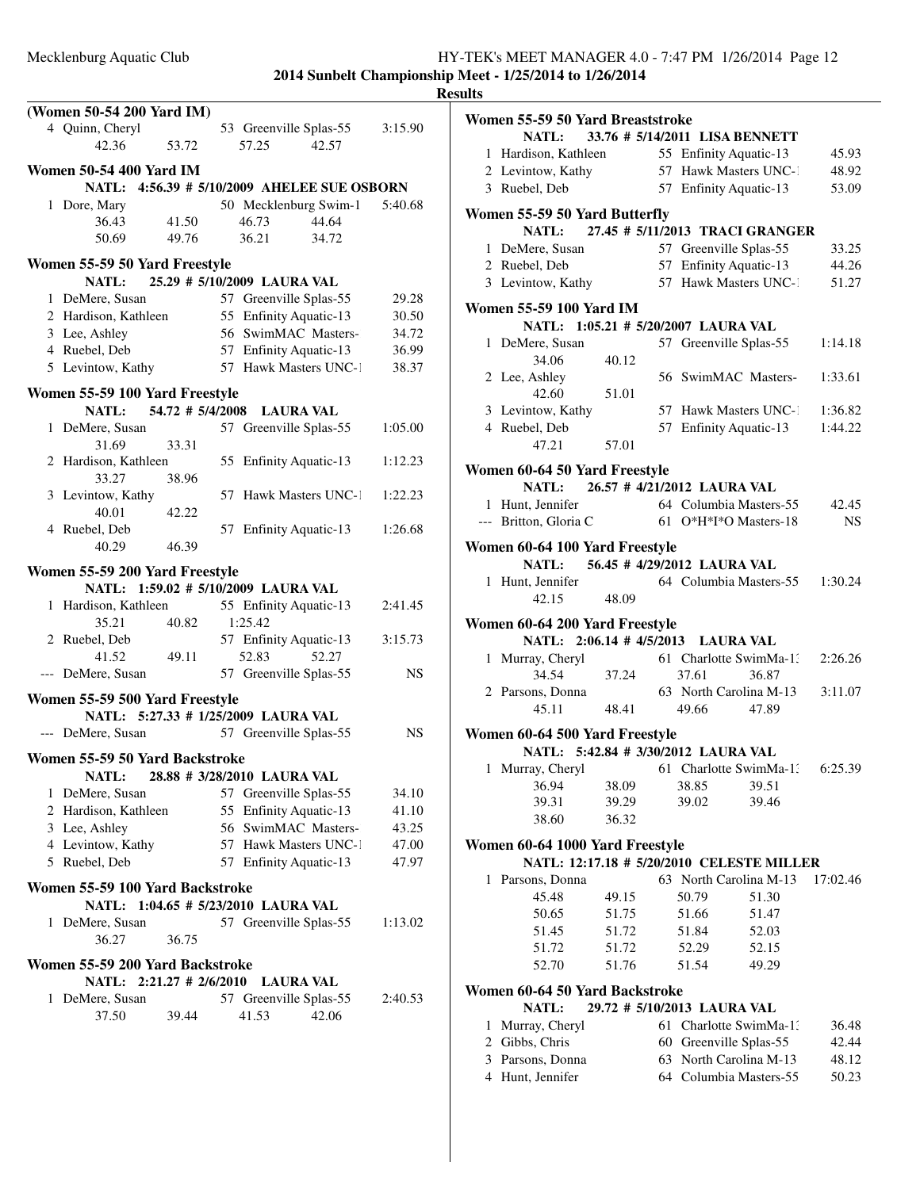**2014 Sunbelt Championship Meet - 1/25/2014 to 1/26/2014**

**Results**

### (Women 50-54 200 Yard IM)

4 Quinn, Cheryl 53 Greenville Splas-55 3:15.90
42.36 53.72 57.25 42.57

### Women 50-54 400 Yard IM

NATL: 4:56.39 # 5/10/2009 AHELEE SUE OSBORN

1 Dore, Mary 50 Mecklenburg Swim-1 5:40.68
36.43 41.50 46.73 44.64
50.69 49.76 36.21 34.72

### Women 55-59 50 Yard Freestyle

NATL: 25.29 # 5/10/2009 LAURA VAL

| Place | Name | Age | Team | Time |
|---|---|---|---|---|
| 1 | DeMere, Susan | 57 | Greenville Splas-55 | 29.28 |
| 2 | Hardison, Kathleen | 55 | Enfinity Aquatic-13 | 30.50 |
| 3 | Lee, Ashley | 56 | SwimMAC Masters- | 34.72 |
| 4 | Ruebel, Deb | 57 | Enfinity Aquatic-13 | 36.99 |
| 5 | Levintow, Kathy | 57 | Hawk Masters UNC-1 | 38.37 |

### Women 55-59 100 Yard Freestyle

NATL: 54.72 # 5/4/2008 LAURA VAL

1 DeMere, Susan 57 Greenville Splas-55 1:05.00
31.69 33.31
2 Hardison, Kathleen 55 Enfinity Aquatic-13 1:12.23
33.27 38.96
3 Levintow, Kathy 57 Hawk Masters UNC-1 1:22.23
40.01 42.22
4 Ruebel, Deb 57 Enfinity Aquatic-13 1:26.68
40.29 46.39

### Women 55-59 200 Yard Freestyle

NATL: 1:59.02 # 5/10/2009 LAURA VAL

1 Hardison, Kathleen 55 Enfinity Aquatic-13 2:41.45
35.21 40.82 1:25.42
2 Ruebel, Deb 57 Enfinity Aquatic-13 3:15.73
41.52 49.11 52.83 52.27
--- DeMere, Susan 57 Greenville Splas-55 NS

### Women 55-59 500 Yard Freestyle

NATL: 5:27.33 # 1/25/2009 LAURA VAL

--- DeMere, Susan 57 Greenville Splas-55 NS

### Women 55-59 50 Yard Backstroke

NATL: 28.88 # 3/28/2010 LAURA VAL

| Place | Name | Age | Team | Time |
|---|---|---|---|---|
| 1 | DeMere, Susan | 57 | Greenville Splas-55 | 34.10 |
| 2 | Hardison, Kathleen | 55 | Enfinity Aquatic-13 | 41.10 |
| 3 | Lee, Ashley | 56 | SwimMAC Masters- | 43.25 |
| 4 | Levintow, Kathy | 57 | Hawk Masters UNC-1 | 47.00 |
| 5 | Ruebel, Deb | 57 | Enfinity Aquatic-13 | 47.97 |

### Women 55-59 100 Yard Backstroke

NATL: 1:04.65 # 5/23/2010 LAURA VAL

1 DeMere, Susan 57 Greenville Splas-55 1:13.02
36.27 36.75

### Women 55-59 200 Yard Backstroke

NATL: 2:21.27 # 2/6/2010 LAURA VAL

1 DeMere, Susan 57 Greenville Splas-55 2:40.53
37.50 39.44 41.53 42.06

### Women 55-59 50 Yard Breaststroke

NATL: 33.76 # 5/14/2011 LISA BENNETT

| Place | Name | Age | Team | Time |
|---|---|---|---|---|
| 1 | Hardison, Kathleen | 55 | Enfinity Aquatic-13 | 45.93 |
| 2 | Levintow, Kathy | 57 | Hawk Masters UNC-1 | 48.92 |
| 3 | Ruebel, Deb | 57 | Enfinity Aquatic-13 | 53.09 |

### Women 55-59 50 Yard Butterfly

NATL: 27.45 # 5/11/2013 TRACI GRANGER

| Place | Name | Age | Team | Time |
|---|---|---|---|---|
| 1 | DeMere, Susan | 57 | Greenville Splas-55 | 33.25 |
| 2 | Ruebel, Deb | 57 | Enfinity Aquatic-13 | 44.26 |
| 3 | Levintow, Kathy | 57 | Hawk Masters UNC-1 | 51.27 |

### Women 55-59 100 Yard IM

NATL: 1:05.21 # 5/20/2007 LAURA VAL

1 DeMere, Susan 57 Greenville Splas-55 1:14.18
34.06 40.12
2 Lee, Ashley 56 SwimMAC Masters- 1:33.61
42.60 51.01
3 Levintow, Kathy 57 Hawk Masters UNC-1 1:36.82
4 Ruebel, Deb 57 Enfinity Aquatic-13 1:44.22
47.21 57.01

### Women 60-64 50 Yard Freestyle

NATL: 26.57 # 4/21/2012 LAURA VAL

| Place | Name | Age | Team | Time |
|---|---|---|---|---|
| 1 | Hunt, Jennifer | 64 | Columbia Masters-55 | 42.45 |
| --- | Britton, Gloria C | 61 | O*H*I*O Masters-18 | NS |

### Women 60-64 100 Yard Freestyle

NATL: 56.45 # 4/29/2012 LAURA VAL

1 Hunt, Jennifer 64 Columbia Masters-55 1:30.24
42.15 48.09

### Women 60-64 200 Yard Freestyle

NATL: 2:06.14 # 4/5/2013 LAURA VAL

1 Murray, Cheryl 61 Charlotte SwimMa-13 2:26.26
34.54 37.24 37.61 36.87
2 Parsons, Donna 63 North Carolina M-13 3:11.07
45.11 48.41 49.66 47.89

### Women 60-64 500 Yard Freestyle

NATL: 5:42.84 # 3/30/2012 LAURA VAL

1 Murray, Cheryl 61 Charlotte SwimMa-13 6:25.39
36.94 38.09 38.85 39.51
39.31 39.29 39.02 39.46
38.60 36.32

### Women 60-64 1000 Yard Freestyle

NATL: 12:17.18 # 5/20/2010 CELESTE MILLER

1 Parsons, Donna 63 North Carolina M-13 17:02.46
45.48 49.15 50.79 51.30
50.65 51.75 51.66 51.47
51.45 51.72 51.84 52.03
51.72 51.72 52.29 52.15
52.70 51.76 51.54 49.29

### Women 60-64 50 Yard Backstroke

NATL: 29.72 # 5/10/2013 LAURA VAL

| Place | Name | Age | Team | Time |
|---|---|---|---|---|
| 1 | Murray, Cheryl | 61 | Charlotte SwimMa-13 | 36.48 |
| 2 | Gibbs, Chris | 60 | Greenville Splas-55 | 42.44 |
| 3 | Parsons, Donna | 63 | North Carolina M-13 | 48.12 |
| 4 | Hunt, Jennifer | 64 | Columbia Masters-55 | 50.23 |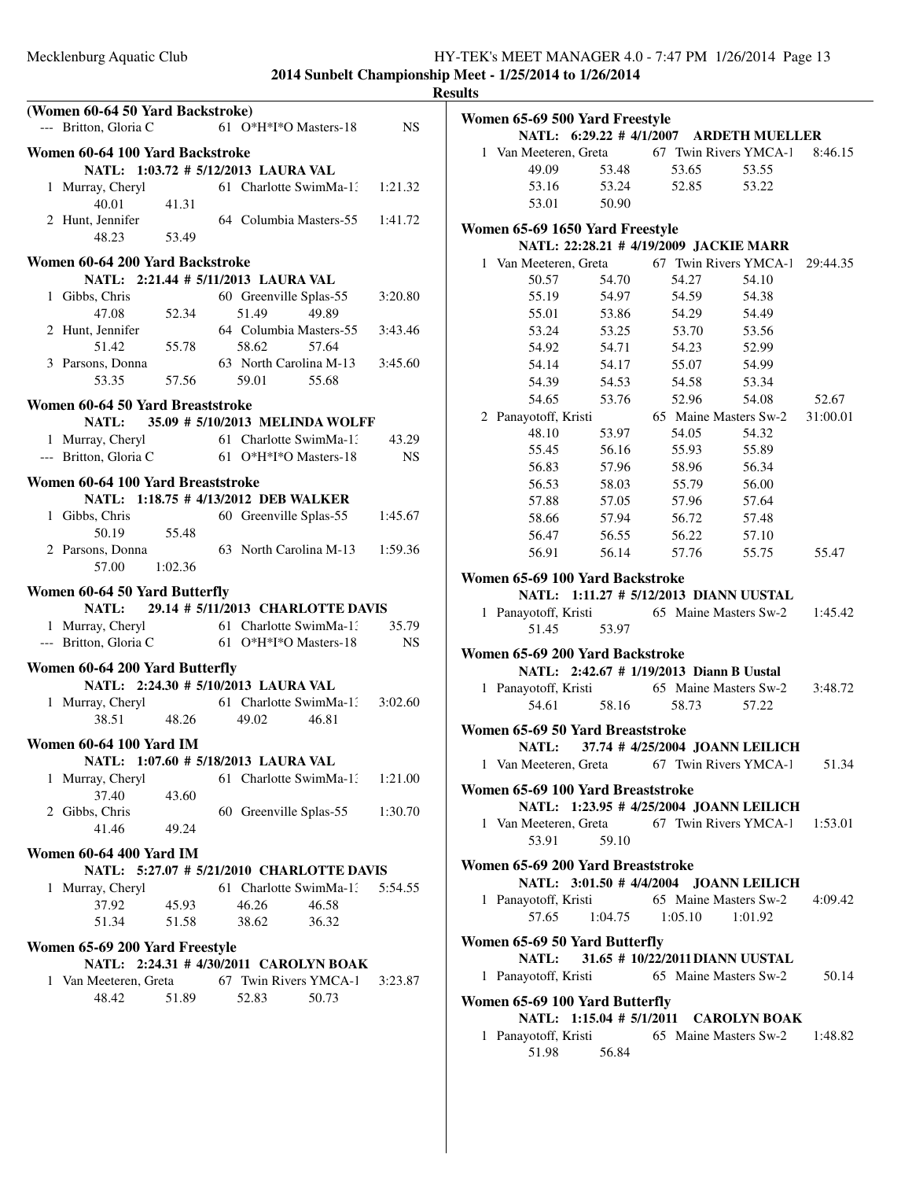**2014 Sunbelt Championship Meet - 1/25/2014 to 1/26/2014**

**Results**

### (Women 60-64 50 Yard Backstroke)

--- Britton, Gloria C 61 O*H*I*O Masters-18 NS

### Women 60-64 100 Yard Backstroke

NATL: 1:03.72 # 5/12/2013 LAURA VAL

1 Murray, Cheryl 61 Charlotte SwimMa-1: 1:21.32
40.01 41.31

2 Hunt, Jennifer 64 Columbia Masters-55 1:41.72
48.23 53.49

### Women 60-64 200 Yard Backstroke

NATL: 2:21.44 # 5/11/2013 LAURA VAL

1 Gibbs, Chris 60 Greenville Splas-55 3:20.80
47.08 52.34 51.49 49.89

2 Hunt, Jennifer 64 Columbia Masters-55 3:43.46
51.42 55.78 58.62 57.64

3 Parsons, Donna 63 North Carolina M-13 3:45.60
53.35 57.56 59.01 55.68

### Women 60-64 50 Yard Breaststroke

NATL: 35.09 # 5/10/2013 MELINDA WOLFF

1 Murray, Cheryl 61 Charlotte SwimMa-1: 43.29

--- Britton, Gloria C 61 O*H*I*O Masters-18 NS

### Women 60-64 100 Yard Breaststroke

NATL: 1:18.75 # 4/13/2012 DEB WALKER

1 Gibbs, Chris 60 Greenville Splas-55 1:45.67
50.19 55.48

2 Parsons, Donna 63 North Carolina M-13 1:59.36
57.00 1:02.36

### Women 60-64 50 Yard Butterfly

NATL: 29.14 # 5/11/2013 CHARLOTTE DAVIS

1 Murray, Cheryl 61 Charlotte SwimMa-1: 35.79

--- Britton, Gloria C 61 O*H*I*O Masters-18 NS

### Women 60-64 200 Yard Butterfly

NATL: 2:24.30 # 5/10/2013 LAURA VAL

1 Murray, Cheryl 61 Charlotte SwimMa-1: 3:02.60
38.51 48.26 49.02 46.81

### Women 60-64 100 Yard IM

NATL: 1:07.60 # 5/18/2013 LAURA VAL

1 Murray, Cheryl 61 Charlotte SwimMa-1: 1:21.00
37.40 43.60

2 Gibbs, Chris 60 Greenville Splas-55 1:30.70
41.46 49.24

### Women 60-64 400 Yard IM

NATL: 5:27.07 # 5/21/2010 CHARLOTTE DAVIS

1 Murray, Cheryl 61 Charlotte SwimMa-1: 5:54.55
37.92 45.93 46.26 46.58
51.34 51.58 38.62 36.32

### Women 65-69 200 Yard Freestyle

NATL: 2:24.31 # 4/30/2011 CAROLYN BOAK

1 Van Meeteren, Greta 67 Twin Rivers YMCA-1 3:23.87
48.42 51.89 52.83 50.73

### Women 65-69 500 Yard Freestyle

NATL: 6:29.22 # 4/1/2007 ARDETH MUELLER

1 Van Meeteren, Greta 67 Twin Rivers YMCA-1 8:46.15
49.09 53.48 53.65 53.55
53.16 53.24 52.85 53.22
53.01 50.90

### Women 65-69 1650 Yard Freestyle

NATL: 22:28.21 # 4/19/2009 JACKIE MARR

1 Van Meeteren, Greta 67 Twin Rivers YMCA-1 29:44.35
50.57 54.70 54.27 54.10
55.19 54.97 54.59 54.38
55.01 53.86 54.29 54.49
53.24 53.25 53.70 53.56
54.92 54.71 54.23 52.99
54.14 54.17 55.07 54.99
54.39 54.53 54.58 53.34
54.65 53.76 52.96 54.08 52.67

2 Panayotoff, Kristi 65 Maine Masters Sw-2 31:00.01
48.10 53.97 54.05 54.32
55.45 56.16 55.93 55.89
56.83 57.96 58.96 56.34
56.53 58.03 55.79 56.00
57.88 57.05 57.96 57.64
58.66 57.94 56.72 57.48
56.47 56.55 56.22 57.10
56.91 56.14 57.76 55.75 55.47

### Women 65-69 100 Yard Backstroke

NATL: 1:11.27 # 5/12/2013 DIANN UUSTAL

1 Panayotoff, Kristi 65 Maine Masters Sw-2 1:45.42
51.45 53.97

### Women 65-69 200 Yard Backstroke

NATL: 2:42.67 # 1/19/2013 Diann B Uustal

1 Panayotoff, Kristi 65 Maine Masters Sw-2 3:48.72
54.61 58.16 58.73 57.22

### Women 65-69 50 Yard Breaststroke

NATL: 37.74 # 4/25/2004 JOANN LEILICH

1 Van Meeteren, Greta 67 Twin Rivers YMCA-1 51.34

### Women 65-69 100 Yard Breaststroke

NATL: 1:23.95 # 4/25/2004 JOANN LEILICH

1 Van Meeteren, Greta 67 Twin Rivers YMCA-1 1:53.01
53.91 59.10

### Women 65-69 200 Yard Breaststroke

NATL: 3:01.50 # 4/4/2004 JOANN LEILICH

1 Panayotoff, Kristi 65 Maine Masters Sw-2 4:09.42
57.65 1:04.75 1:05.10 1:01.92

### Women 65-69 50 Yard Butterfly

NATL: 31.65 # 10/22/2011 DIANN UUSTAL

1 Panayotoff, Kristi 65 Maine Masters Sw-2 50.14

### Women 65-69 100 Yard Butterfly

NATL: 1:15.04 # 5/1/2011 CAROLYN BOAK

1 Panayotoff, Kristi 65 Maine Masters Sw-2 1:48.82
51.98 56.84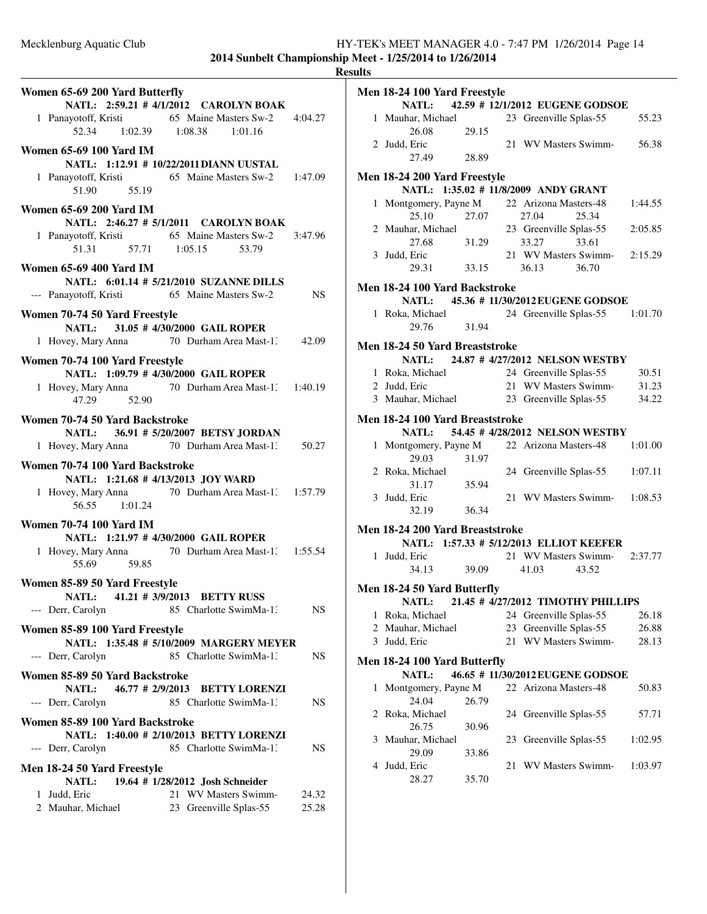**2014 Sunbelt Championship Meet - 1/25/2014 to 1/26/2014**

**Results**

### Women 65-69 200 Yard Butterfly

NATL: 2:59.21 # 4/1/2012 CAROLYN BOAK

1 Panayotoff, Kristi 65 Maine Masters Sw-2 4:04.27
52.34 1:02.39 1:08.38 1:01.16

### Women 65-69 100 Yard IM

NATL: 1:12.91 # 10/22/2011 DIANN UUSTAL

1 Panayotoff, Kristi 65 Maine Masters Sw-2 1:47.09
51.90 55.19

### Women 65-69 200 Yard IM

NATL: 2:46.27 # 5/1/2011 CAROLYN BOAK

1 Panayotoff, Kristi 65 Maine Masters Sw-2 3:47.96
51.31 57.71 1:05.15 53.79

### Women 65-69 400 Yard IM

NATL: 6:01.14 # 5/21/2010 SUZANNE DILLS

--- Panayotoff, Kristi 65 Maine Masters Sw-2 NS

### Women 70-74 50 Yard Freestyle

NATL: 31.05 # 4/30/2000 GAIL ROPER

1 Hovey, Mary Anna 70 Durham Area Mast-13 42.09

### Women 70-74 100 Yard Freestyle

NATL: 1:09.79 # 4/30/2000 GAIL ROPER

1 Hovey, Mary Anna 70 Durham Area Mast-13 1:40.19
47.29 52.90

### Women 70-74 50 Yard Backstroke

NATL: 36.91 # 5/20/2007 BETSY JORDAN

1 Hovey, Mary Anna 70 Durham Area Mast-13 50.27

### Women 70-74 100 Yard Backstroke

NATL: 1:21.68 # 4/13/2013 JOY WARD

1 Hovey, Mary Anna 70 Durham Area Mast-13 1:57.79
56.55 1:01.24

### Women 70-74 100 Yard IM

NATL: 1:21.97 # 4/30/2000 GAIL ROPER

1 Hovey, Mary Anna 70 Durham Area Mast-13 1:55.54
55.69 59.85

### Women 85-89 50 Yard Freestyle

NATL: 41.21 # 3/9/2013 BETTY RUSS

--- Derr, Carolyn 85 Charlotte SwimMa-13 NS

### Women 85-89 100 Yard Freestyle

NATL: 1:35.48 # 5/10/2009 MARGERY MEYER

--- Derr, Carolyn 85 Charlotte SwimMa-13 NS

### Women 85-89 50 Yard Backstroke

NATL: 46.77 # 2/9/2013 BETTY LORENZI

--- Derr, Carolyn 85 Charlotte SwimMa-13 NS

### Women 85-89 100 Yard Backstroke

NATL: 1:40.00 # 2/10/2013 BETTY LORENZI

--- Derr, Carolyn 85 Charlotte SwimMa-13 NS

### Men 18-24 50 Yard Freestyle

NATL: 19.64 # 1/28/2012 Josh Schneider

1 Judd, Eric 21 WV Masters Swimm- 24.32
2 Mauhar, Michael 23 Greenville Splas-55 25.28

### Men 18-24 100 Yard Freestyle

NATL: 42.59 # 12/1/2012 EUGENE GODSOE

1 Mauhar, Michael 23 Greenville Splas-55 55.23
26.08 29.15
2 Judd, Eric 21 WV Masters Swimm- 56.38
27.49 28.89

### Men 18-24 200 Yard Freestyle

NATL: 1:35.02 # 11/8/2009 ANDY GRANT

1 Montgomery, Payne M 22 Arizona Masters-48 1:44.55
25.10 27.07 27.04 25.34
2 Mauhar, Michael 23 Greenville Splas-55 2:05.85
27.68 31.29 33.27 33.61
3 Judd, Eric 21 WV Masters Swimm- 2:15.29
29.31 33.15 36.13 36.70

### Men 18-24 100 Yard Backstroke

NATL: 45.36 # 11/30/2012 EUGENE GODSOE

1 Roka, Michael 24 Greenville Splas-55 1:01.70
29.76 31.94

### Men 18-24 50 Yard Breaststroke

NATL: 24.87 # 4/27/2012 NELSON WESTBY

1 Roka, Michael 24 Greenville Splas-55 30.51
2 Judd, Eric 21 WV Masters Swimm- 31.23
3 Mauhar, Michael 23 Greenville Splas-55 34.22

### Men 18-24 100 Yard Breaststroke

NATL: 54.45 # 4/28/2012 NELSON WESTBY

1 Montgomery, Payne M 22 Arizona Masters-48 1:01.00
29.03 31.97
2 Roka, Michael 24 Greenville Splas-55 1:07.11
31.17 35.94
3 Judd, Eric 21 WV Masters Swimm- 1:08.53
32.19 36.34

### Men 18-24 200 Yard Breaststroke

NATL: 1:57.33 # 5/12/2013 ELLIOT KEEFER

1 Judd, Eric 21 WV Masters Swimm- 2:37.77
34.13 39.09 41.03 43.52

### Men 18-24 50 Yard Butterfly

NATL: 21.45 # 4/27/2012 TIMOTHY PHILLIPS

1 Roka, Michael 24 Greenville Splas-55 26.18
2 Mauhar, Michael 23 Greenville Splas-55 26.88
3 Judd, Eric 21 WV Masters Swimm- 28.13

### Men 18-24 100 Yard Butterfly

NATL: 46.65 # 11/30/2012 EUGENE GODSOE

1 Montgomery, Payne M 22 Arizona Masters-48 50.83
24.04 26.79
2 Roka, Michael 24 Greenville Splas-55 57.71
26.75 30.96
3 Mauhar, Michael 23 Greenville Splas-55 1:02.95
29.09 33.86
4 Judd, Eric 21 WV Masters Swimm- 1:03.97
28.27 35.70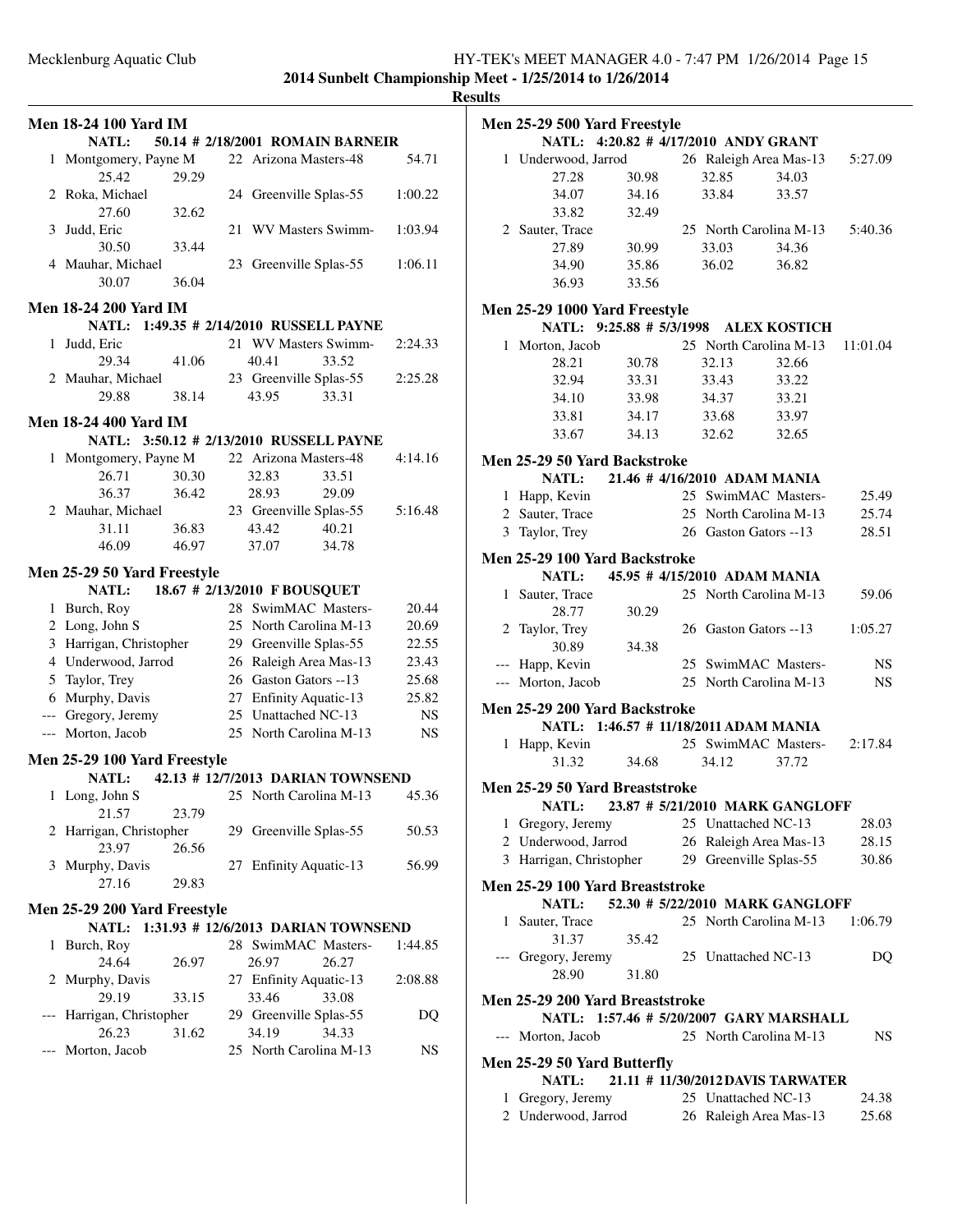**2014 Sunbelt Championship Meet - 1/25/2014 to 1/26/2014**

**Results**

### Men 18-24 100 Yard IM

**NATL: 50.14 # 2/18/2001 ROMAIN BARNEIR**

| Place | Name | Age | Team | Time |
|---|---|---|---|---|
| 1 | Montgomery, Payne M | 22 | Arizona Masters-48 | 54.71 |
| | 25.42 29.29 | | | |
| 2 | Roka, Michael | 24 | Greenville Splas-55 | 1:00.22 |
| | 27.60 32.62 | | | |
| 3 | Judd, Eric | 21 | WV Masters Swimm- | 1:03.94 |
| | 30.50 33.44 | | | |
| 4 | Mauhar, Michael | 23 | Greenville Splas-55 | 1:06.11 |
| | 30.07 36.04 | | | |

### Men 18-24 200 Yard IM

**NATL: 1:49.35 # 2/14/2010 RUSSELL PAYNE**

| Place | Name | Age | Team | Time |
|---|---|---|---|---|
| 1 | Judd, Eric | 21 | WV Masters Swimm- | 2:24.33 |
| | 29.34 41.06 40.41 33.52 | | | |
| 2 | Mauhar, Michael | 23 | Greenville Splas-55 | 2:25.28 |
| | 29.88 38.14 43.95 33.31 | | | |

### Men 18-24 400 Yard IM

**NATL: 3:50.12 # 2/13/2010 RUSSELL PAYNE**

| Place | Name | Age | Team | Time |
|---|---|---|---|---|
| 1 | Montgomery, Payne M | 22 | Arizona Masters-48 | 4:14.16 |
| | 26.71 30.30 32.83 33.51 | | | |
| | 36.37 36.42 28.93 29.09 | | | |
| 2 | Mauhar, Michael | 23 | Greenville Splas-55 | 5:16.48 |
| | 31.11 36.83 43.42 40.21 | | | |
| | 46.09 46.97 37.07 34.78 | | | |

### Men 25-29 50 Yard Freestyle

**NATL: 18.67 # 2/13/2010 F BOUSQUET**

| Place | Name | Age | Team | Time |
|---|---|---|---|---|
| 1 | Burch, Roy | 28 | SwimMAC Masters- | 20.44 |
| 2 | Long, John S | 25 | North Carolina M-13 | 20.69 |
| 3 | Harrigan, Christopher | 29 | Greenville Splas-55 | 22.55 |
| 4 | Underwood, Jarrod | 26 | Raleigh Area Mas-13 | 23.43 |
| 5 | Taylor, Trey | 26 | Gaston Gators --13 | 25.68 |
| 6 | Murphy, Davis | 27 | Enfinity Aquatic-13 | 25.82 |
| --- | Gregory, Jeremy | 25 | Unattached NC-13 | NS |
| --- | Morton, Jacob | 25 | North Carolina M-13 | NS |

### Men 25-29 100 Yard Freestyle

**NATL: 42.13 # 12/7/2013 DARIAN TOWNSEND**

| Place | Name | Age | Team | Time |
|---|---|---|---|---|
| 1 | Long, John S | 25 | North Carolina M-13 | 45.36 |
| | 21.57 23.79 | | | |
| 2 | Harrigan, Christopher | 29 | Greenville Splas-55 | 50.53 |
| | 23.97 26.56 | | | |
| 3 | Murphy, Davis | 27 | Enfinity Aquatic-13 | 56.99 |
| | 27.16 29.83 | | | |

### Men 25-29 200 Yard Freestyle

**NATL: 1:31.93 # 12/6/2013 DARIAN TOWNSEND**

| Place | Name | Age | Team | Time |
|---|---|---|---|---|
| 1 | Burch, Roy | 28 | SwimMAC Masters- | 1:44.85 |
| | 24.64 26.97 26.97 26.27 | | | |
| 2 | Murphy, Davis | 27 | Enfinity Aquatic-13 | 2:08.88 |
| | 29.19 33.15 33.46 33.08 | | | |
| --- | Harrigan, Christopher | 29 | Greenville Splas-55 | DQ |
| | 26.23 31.62 34.19 34.33 | | | |
| --- | Morton, Jacob | 25 | North Carolina M-13 | NS |

### Men 25-29 500 Yard Freestyle

**NATL: 4:20.82 # 4/17/2010 ANDY GRANT**

| Place | Name | Age | Team | Time |
|---|---|---|---|---|
| 1 | Underwood, Jarrod | 26 | Raleigh Area Mas-13 | 5:27.09 |
| | 27.28 30.98 32.85 34.03 | | | |
| | 34.07 34.16 33.84 33.57 | | | |
| | 33.82 32.49 | | | |
| 2 | Sauter, Trace | 25 | North Carolina M-13 | 5:40.36 |
| | 27.89 30.99 33.03 34.36 | | | |
| | 34.90 35.86 36.02 36.82 | | | |
| | 36.93 33.56 | | | |

### Men 25-29 1000 Yard Freestyle

**NATL: 9:25.88 # 5/3/1998 ALEX KOSTICH**

| Place | Name | Age | Team | Time |
|---|---|---|---|---|
| 1 | Morton, Jacob | 25 | North Carolina M-13 | 11:01.04 |
| | 28.21 30.78 32.13 32.66 | | | |
| | 32.94 33.31 33.43 33.22 | | | |
| | 34.10 33.98 34.37 33.21 | | | |
| | 33.81 34.17 33.68 33.97 | | | |
| | 33.67 34.13 32.62 32.65 | | | |

### Men 25-29 50 Yard Backstroke

**NATL: 21.46 # 4/16/2010 ADAM MANIA**

| Place | Name | Age | Team | Time |
|---|---|---|---|---|
| 1 | Happ, Kevin | 25 | SwimMAC Masters- | 25.49 |
| 2 | Sauter, Trace | 25 | North Carolina M-13 | 25.74 |
| 3 | Taylor, Trey | 26 | Gaston Gators --13 | 28.51 |

### Men 25-29 100 Yard Backstroke

**NATL: 45.95 # 4/15/2010 ADAM MANIA**

| Place | Name | Age | Team | Time |
|---|---|---|---|---|
| 1 | Sauter, Trace | 25 | North Carolina M-13 | 59.06 |
| | 28.77 30.29 | | | |
| 2 | Taylor, Trey | 26 | Gaston Gators --13 | 1:05.27 |
| | 30.89 34.38 | | | |
| --- | Happ, Kevin | 25 | SwimMAC Masters- | NS |
| --- | Morton, Jacob | 25 | North Carolina M-13 | NS |

### Men 25-29 200 Yard Backstroke

**NATL: 1:46.57 # 11/18/2011 ADAM MANIA**

| Place | Name | Age | Team | Time |
|---|---|---|---|---|
| 1 | Happ, Kevin | 25 | SwimMAC Masters- | 2:17.84 |
| | 31.32 34.68 34.12 37.72 | | | |

### Men 25-29 50 Yard Breaststroke

**NATL: 23.87 # 5/21/2010 MARK GANGLOFF**

| Place | Name | Age | Team | Time |
|---|---|---|---|---|
| 1 | Gregory, Jeremy | 25 | Unattached NC-13 | 28.03 |
| 2 | Underwood, Jarrod | 26 | Raleigh Area Mas-13 | 28.15 |
| 3 | Harrigan, Christopher | 29 | Greenville Splas-55 | 30.86 |

### Men 25-29 100 Yard Breaststroke

**NATL: 52.30 # 5/22/2010 MARK GANGLOFF**

| Place | Name | Age | Team | Time |
|---|---|---|---|---|
| 1 | Sauter, Trace | 25 | North Carolina M-13 | 1:06.79 |
| | 31.37 35.42 | | | |
| --- | Gregory, Jeremy | 25 | Unattached NC-13 | DQ |
| | 28.90 31.80 | | | |

### Men 25-29 200 Yard Breaststroke

**NATL: 1:57.46 # 5/20/2007 GARY MARSHALL**

| Place | Name | Age | Team | Time |
|---|---|---|---|---|
| --- | Morton, Jacob | 25 | North Carolina M-13 | NS |

### Men 25-29 50 Yard Butterfly

**NATL: 21.11 # 11/30/2012 DAVIS TARWATER**

| Place | Name | Age | Team | Time |
|---|---|---|---|---|
| 1 | Gregory, Jeremy | 25 | Unattached NC-13 | 24.38 |
| 2 | Underwood, Jarrod | 26 | Raleigh Area Mas-13 | 25.68 |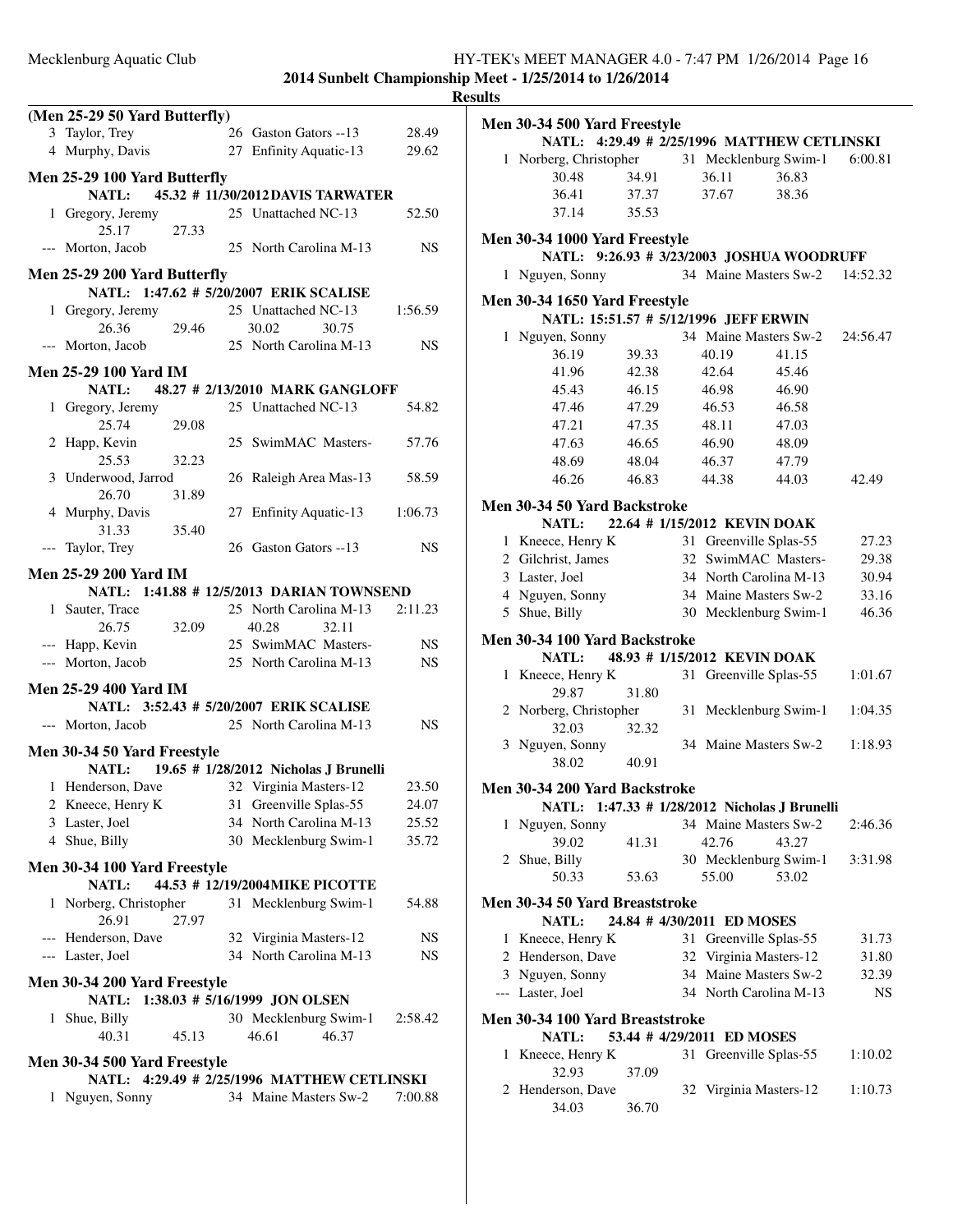## Results

### (Men 25-29 50 Yard Butterfly)

| Place | Name | Age | Team | Time |
|---|---|---|---|---|
| 3 | Taylor, Trey | 26 | Gaston Gators --13 | 28.49 |
| 4 | Murphy, Davis | 27 | Enfinity Aquatic-13 | 29.62 |

### Men 25-29 100 Yard Butterfly

**NATL: 45.32 # 11/30/2012 DAVIS TARWATER**

| Place | Name | Age | Team | Time |
|---|---|---|---|---|
| 1 | Gregory, Jeremy | 25 | Unattached NC-13 | 52.50 |
| | 25.17 27.33 | | | |
| --- | Morton, Jacob | 25 | North Carolina M-13 | NS |

### Men 25-29 200 Yard Butterfly

**NATL: 1:47.62 # 5/20/2007 ERIK SCALISE**

| Place | Name | Age | Team | Time |
|---|---|---|---|---|
| 1 | Gregory, Jeremy | 25 | Unattached NC-13 | 1:56.59 |
| | 26.36 29.46 30.02 30.75 | | | |
| --- | Morton, Jacob | 25 | North Carolina M-13 | NS |

### Men 25-29 100 Yard IM

**NATL: 48.27 # 2/13/2010 MARK GANGLOFF**

| Place | Name | Age | Team | Time |
|---|---|---|---|---|
| 1 | Gregory, Jeremy | 25 | Unattached NC-13 | 54.82 |
| | 25.74 29.08 | | | |
| 2 | Happ, Kevin | 25 | SwimMAC Masters- | 57.76 |
| | 25.53 32.23 | | | |
| 3 | Underwood, Jarrod | 26 | Raleigh Area Mas-13 | 58.59 |
| | 26.70 31.89 | | | |
| 4 | Murphy, Davis | 27 | Enfinity Aquatic-13 | 1:06.73 |
| | 31.33 35.40 | | | |
| --- | Taylor, Trey | 26 | Gaston Gators --13 | NS |

### Men 25-29 200 Yard IM

**NATL: 1:41.88 # 12/5/2013 DARIAN TOWNSEND**

| Place | Name | Age | Team | Time |
|---|---|---|---|---|
| 1 | Sauter, Trace | 25 | North Carolina M-13 | 2:11.23 |
| | 26.75 32.09 40.28 32.11 | | | |
| --- | Happ, Kevin | 25 | SwimMAC Masters- | NS |
| --- | Morton, Jacob | 25 | North Carolina M-13 | NS |

### Men 25-29 400 Yard IM

**NATL: 3:52.43 # 5/20/2007 ERIK SCALISE**

| Place | Name | Age | Team | Time |
|---|---|---|---|---|
| --- | Morton, Jacob | 25 | North Carolina M-13 | NS |

### Men 30-34 50 Yard Freestyle

**NATL: 19.65 # 1/28/2012 Nicholas J Brunelli**

| Place | Name | Age | Team | Time |
|---|---|---|---|---|
| 1 | Henderson, Dave | 32 | Virginia Masters-12 | 23.50 |
| 2 | Kneece, Henry K | 31 | Greenville Splas-55 | 24.07 |
| 3 | Laster, Joel | 34 | North Carolina M-13 | 25.52 |
| 4 | Shue, Billy | 30 | Mecklenburg Swim-1 | 35.72 |

### Men 30-34 100 Yard Freestyle

**NATL: 44.53 # 12/19/2004 MIKE PICOTTE**

| Place | Name | Age | Team | Time |
|---|---|---|---|---|
| 1 | Norberg, Christopher | 31 | Mecklenburg Swim-1 | 54.88 |
| | 26.91 27.97 | | | |
| --- | Henderson, Dave | 32 | Virginia Masters-12 | NS |
| --- | Laster, Joel | 34 | North Carolina M-13 | NS |

### Men 30-34 200 Yard Freestyle

**NATL: 1:38.03 # 5/16/1999 JON OLSEN**

| Place | Name | Age | Team | Time |
|---|---|---|---|---|
| 1 | Shue, Billy | 30 | Mecklenburg Swim-1 | 2:58.42 |
| | 40.31 45.13 46.61 46.37 | | | |

### Men 30-34 500 Yard Freestyle

**NATL: 4:29.49 # 2/25/1996 MATTHEW CETLINSKI**

| Place | Name | Age | Team | Time |
|---|---|---|---|---|
| 1 | Nguyen, Sonny | 34 | Maine Masters Sw-2 | 7:00.88 |

### Men 30-34 500 Yard Freestyle

**NATL: 4:29.49 # 2/25/1996 MATTHEW CETLINSKI**

| Place | Name | Age | Team | Time |
|---|---|---|---|---|
| 1 | Norberg, Christopher | 31 | Mecklenburg Swim-1 | 6:00.81 |
| | 30.48 34.91 36.11 36.83 | | | |
| | 36.41 37.37 37.67 38.36 | | | |
| | 37.14 35.53 | | | |

### Men 30-34 1000 Yard Freestyle

**NATL: 9:26.93 # 3/23/2003 JOSHUA WOODRUFF**

| Place | Name | Age | Team | Time |
|---|---|---|---|---|
| 1 | Nguyen, Sonny | 34 | Maine Masters Sw-2 | 14:52.32 |

### Men 30-34 1650 Yard Freestyle

**NATL: 15:51.57 # 5/12/1996 JEFF ERWIN**

| Place | Name | Age | Team | Time |
|---|---|---|---|---|
| 1 | Nguyen, Sonny | 34 | Maine Masters Sw-2 | 24:56.47 |
| | 36.19 39.33 40.19 41.15 | | | |
| | 41.96 42.38 42.64 45.46 | | | |
| | 45.43 46.15 46.98 46.90 | | | |
| | 47.46 47.29 46.53 46.58 | | | |
| | 47.21 47.35 48.11 47.03 | | | |
| | 47.63 46.65 46.90 48.09 | | | |
| | 48.69 48.04 46.37 47.79 | | | |
| | 46.26 46.83 44.38 44.03 42.49 | | | |

### Men 30-34 50 Yard Backstroke

**NATL: 22.64 # 1/15/2012 KEVIN DOAK**

| Place | Name | Age | Team | Time |
|---|---|---|---|---|
| 1 | Kneece, Henry K | 31 | Greenville Splas-55 | 27.23 |
| 2 | Gilchrist, James | 32 | SwimMAC Masters- | 29.38 |
| 3 | Laster, Joel | 34 | North Carolina M-13 | 30.94 |
| 4 | Nguyen, Sonny | 34 | Maine Masters Sw-2 | 33.16 |
| 5 | Shue, Billy | 30 | Mecklenburg Swim-1 | 46.36 |

### Men 30-34 100 Yard Backstroke

**NATL: 48.93 # 1/15/2012 KEVIN DOAK**

| Place | Name | Age | Team | Time |
|---|---|---|---|---|
| 1 | Kneece, Henry K | 31 | Greenville Splas-55 | 1:01.67 |
| | 29.87 31.80 | | | |
| 2 | Norberg, Christopher | 31 | Mecklenburg Swim-1 | 1:04.35 |
| | 32.03 32.32 | | | |
| 3 | Nguyen, Sonny | 34 | Maine Masters Sw-2 | 1:18.93 |
| | 38.02 40.91 | | | |

### Men 30-34 200 Yard Backstroke

**NATL: 1:47.33 # 1/28/2012 Nicholas J Brunelli**

| Place | Name | Age | Team | Time |
|---|---|---|---|---|
| 1 | Nguyen, Sonny | 34 | Maine Masters Sw-2 | 2:46.36 |
| | 39.02 41.31 42.76 43.27 | | | |
| 2 | Shue, Billy | 30 | Mecklenburg Swim-1 | 3:31.98 |
| | 50.33 53.63 55.00 53.02 | | | |

### Men 30-34 50 Yard Breaststroke

**NATL: 24.84 # 4/30/2011 ED MOSES**

| Place | Name | Age | Team | Time |
|---|---|---|---|---|
| 1 | Kneece, Henry K | 31 | Greenville Splas-55 | 31.73 |
| 2 | Henderson, Dave | 32 | Virginia Masters-12 | 31.80 |
| 3 | Nguyen, Sonny | 34 | Maine Masters Sw-2 | 32.39 |
| --- | Laster, Joel | 34 | North Carolina M-13 | NS |

### Men 30-34 100 Yard Breaststroke

**NATL: 53.44 # 4/29/2011 ED MOSES**

| Place | Name | Age | Team | Time |
|---|---|---|---|---|
| 1 | Kneece, Henry K | 31 | Greenville Splas-55 | 1:10.02 |
| | 32.93 37.09 | | | |
| 2 | Henderson, Dave | 32 | Virginia Masters-12 | 1:10.73 |
| | 34.03 36.70 | | | |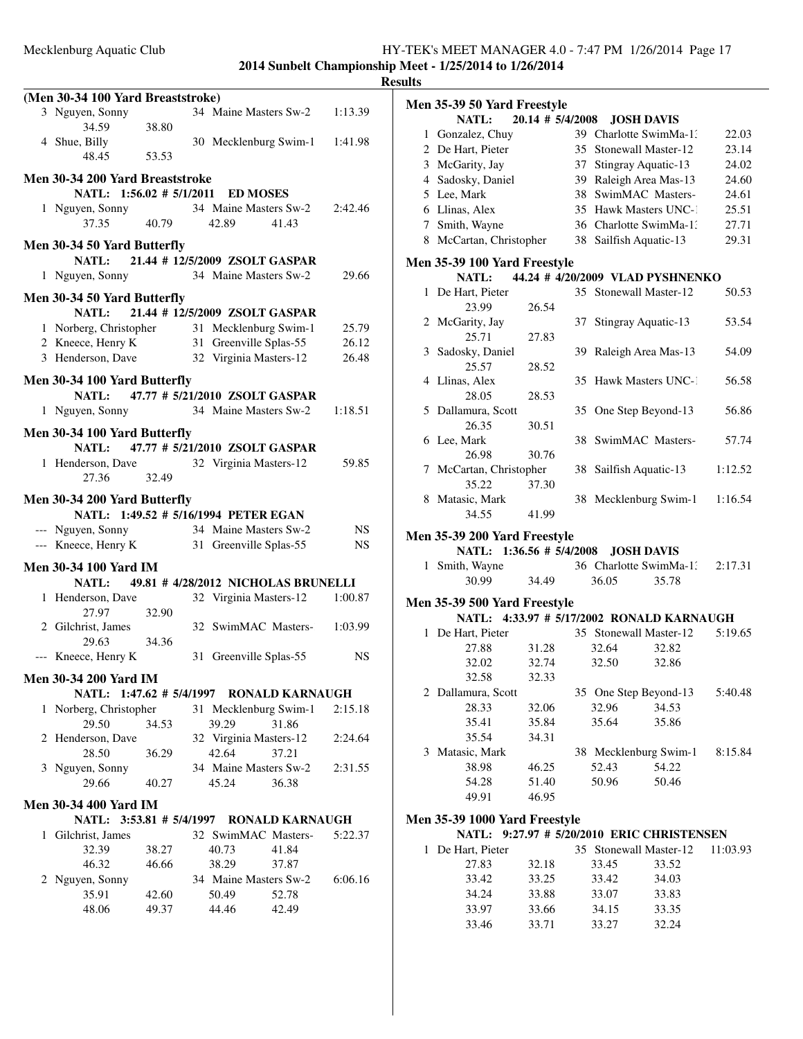**2014 Sunbelt Championship Meet - 1/25/2014 to 1/26/2014**

**Results**

### (Men 30-34 100 Yard Breaststroke)

| Place | Name | Age | Team | Time |
|---|---|---|---|---|
| 3 | Nguyen, Sonny | 34 | Maine Masters Sw-2 | 1:13.39 |
| | 34.59 38.80 | | | |
| 4 | Shue, Billy | 30 | Mecklenburg Swim-1 | 1:41.98 |
| | 48.45 53.53 | | | |

### Men 30-34 200 Yard Breaststroke

NATL: 1:56.02 # 5/1/2011 ED MOSES

| Place | Name | Age | Team | Time |
|---|---|---|---|---|
| 1 | Nguyen, Sonny | 34 | Maine Masters Sw-2 | 2:42.46 |
| | 37.35 40.79 42.89 41.43 | | | |

### Men 30-34 50 Yard Butterfly

NATL: 21.44 # 12/5/2009 ZSOLT GASPAR

| Place | Name | Age | Team | Time |
|---|---|---|---|---|
| 1 | Nguyen, Sonny | 34 | Maine Masters Sw-2 | 29.66 |

### Men 30-34 50 Yard Butterfly

NATL: 21.44 # 12/5/2009 ZSOLT GASPAR

| Place | Name | Age | Team | Time |
|---|---|---|---|---|
| 1 | Norberg, Christopher | 31 | Mecklenburg Swim-1 | 25.79 |
| 2 | Kneece, Henry K | 31 | Greenville Splas-55 | 26.12 |
| 3 | Henderson, Dave | 32 | Virginia Masters-12 | 26.48 |

### Men 30-34 100 Yard Butterfly

NATL: 47.77 # 5/21/2010 ZSOLT GASPAR

| Place | Name | Age | Team | Time |
|---|---|---|---|---|
| 1 | Nguyen, Sonny | 34 | Maine Masters Sw-2 | 1:18.51 |

### Men 30-34 100 Yard Butterfly

NATL: 47.77 # 5/21/2010 ZSOLT GASPAR

| Place | Name | Age | Team | Time |
|---|---|---|---|---|
| 1 | Henderson, Dave | 32 | Virginia Masters-12 | 59.85 |
| | 27.36 32.49 | | | |

### Men 30-34 200 Yard Butterfly

NATL: 1:49.52 # 5/16/1994 PETER EGAN

| Place | Name | Age | Team | Time |
|---|---|---|---|---|
| --- | Nguyen, Sonny | 34 | Maine Masters Sw-2 | NS |
| --- | Kneece, Henry K | 31 | Greenville Splas-55 | NS |

### Men 30-34 100 Yard IM

NATL: 49.81 # 4/28/2012 NICHOLAS BRUNELLI

| Place | Name | Age | Team | Time |
|---|---|---|---|---|
| 1 | Henderson, Dave | 32 | Virginia Masters-12 | 1:00.87 |
| | 27.97 32.90 | | | |
| 2 | Gilchrist, James | 32 | SwimMAC Masters- | 1:03.99 |
| | 29.63 34.36 | | | |
| --- | Kneece, Henry K | 31 | Greenville Splas-55 | NS |

### Men 30-34 200 Yard IM

NATL: 1:47.62 # 5/4/1997 RONALD KARNAUGH

| Place | Name | Age | Team | Time |
|---|---|---|---|---|
| 1 | Norberg, Christopher | 31 | Mecklenburg Swim-1 | 2:15.18 |
| | 29.50 34.53 39.29 31.86 | | | |
| 2 | Henderson, Dave | 32 | Virginia Masters-12 | 2:24.64 |
| | 28.50 36.29 42.64 37.21 | | | |
| 3 | Nguyen, Sonny | 34 | Maine Masters Sw-2 | 2:31.55 |
| | 29.66 40.27 45.24 36.38 | | | |

### Men 30-34 400 Yard IM

NATL: 3:53.81 # 5/4/1997 RONALD KARNAUGH

| Place | Name | Age | Team | Time |
|---|---|---|---|---|
| 1 | Gilchrist, James | 32 | SwimMAC Masters- | 5:22.37 |
| | 32.39 38.27 40.73 41.84 | | | |
| | 46.32 46.66 38.29 37.87 | | | |
| 2 | Nguyen, Sonny | 34 | Maine Masters Sw-2 | 6:06.16 |
| | 35.91 42.60 50.49 52.78 | | | |
| | 48.06 49.37 44.46 42.49 | | | |

### Men 35-39 50 Yard Freestyle

NATL: 20.14 # 5/4/2008 JOSH DAVIS

| Place | Name | Age | Team | Time |
|---|---|---|---|---|
| 1 | Gonzalez, Chuy | 39 | Charlotte SwimMa-13 | 22.03 |
| 2 | De Hart, Pieter | 35 | Stonewall Master-12 | 23.14 |
| 3 | McGarity, Jay | 37 | Stingray Aquatic-13 | 24.02 |
| 4 | Sadosky, Daniel | 39 | Raleigh Area Mas-13 | 24.60 |
| 5 | Lee, Mark | 38 | SwimMAC Masters- | 24.61 |
| 6 | Llinas, Alex | 35 | Hawk Masters UNC-1 | 25.51 |
| 7 | Smith, Wayne | 36 | Charlotte SwimMa-13 | 27.71 |
| 8 | McCartan, Christopher | 38 | Sailfish Aquatic-13 | 29.31 |

### Men 35-39 100 Yard Freestyle

NATL: 44.24 # 4/20/2009 VLAD PYSHNENKO

| Place | Name | Age | Team | Time |
|---|---|---|---|---|
| 1 | De Hart, Pieter | 35 | Stonewall Master-12 | 50.53 |
| | 23.99 26.54 | | | |
| 2 | McGarity, Jay | 37 | Stingray Aquatic-13 | 53.54 |
| | 25.71 27.83 | | | |
| 3 | Sadosky, Daniel | 39 | Raleigh Area Mas-13 | 54.09 |
| | 25.57 28.52 | | | |
| 4 | Llinas, Alex | 35 | Hawk Masters UNC-1 | 56.58 |
| | 28.05 28.53 | | | |
| 5 | Dallamura, Scott | 35 | One Step Beyond-13 | 56.86 |
| | 26.35 30.51 | | | |
| 6 | Lee, Mark | 38 | SwimMAC Masters- | 57.74 |
| | 26.98 30.76 | | | |
| 7 | McCartan, Christopher | 38 | Sailfish Aquatic-13 | 1:12.52 |
| | 35.22 37.30 | | | |
| 8 | Matasic, Mark | 38 | Mecklenburg Swim-1 | 1:16.54 |
| | 34.55 41.99 | | | |

### Men 35-39 200 Yard Freestyle

NATL: 1:36.56 # 5/4/2008 JOSH DAVIS

| Place | Name | Age | Team | Time |
|---|---|---|---|---|
| 1 | Smith, Wayne | 36 | Charlotte SwimMa-13 | 2:17.31 |
| | 30.99 34.49 36.05 35.78 | | | |

### Men 35-39 500 Yard Freestyle

NATL: 4:33.97 # 5/17/2002 RONALD KARNAUGH

| Place | Name | Age | Team | Time |
|---|---|---|---|---|
| 1 | De Hart, Pieter | 35 | Stonewall Master-12 | 5:19.65 |
| | 27.88 31.28 32.64 32.82 | | | |
| | 32.02 32.74 32.50 32.86 | | | |
| | 32.58 32.33 | | | |
| 2 | Dallamura, Scott | 35 | One Step Beyond-13 | 5:40.48 |
| | 28.33 32.06 32.96 34.53 | | | |
| | 35.41 35.84 35.64 35.86 | | | |
| | 35.54 34.31 | | | |
| 3 | Matasic, Mark | 38 | Mecklenburg Swim-1 | 8:15.84 |
| | 38.98 46.25 52.43 54.22 | | | |
| | 54.28 51.40 50.96 50.46 | | | |
| | 49.91 46.95 | | | |

### Men 35-39 1000 Yard Freestyle

NATL: 9:27.97 # 5/20/2010 ERIC CHRISTENSEN

| Place | Name | Age | Team | Time |
|---|---|---|---|---|
| 1 | De Hart, Pieter | 35 | Stonewall Master-12 | 11:03.93 |
| | 27.83 32.18 33.45 33.52 | | | |
| | 33.42 33.25 33.42 34.03 | | | |
| | 34.24 33.88 33.07 33.83 | | | |
| | 33.97 33.66 34.15 33.35 | | | |
| | 33.46 33.71 33.27 32.24 | | | |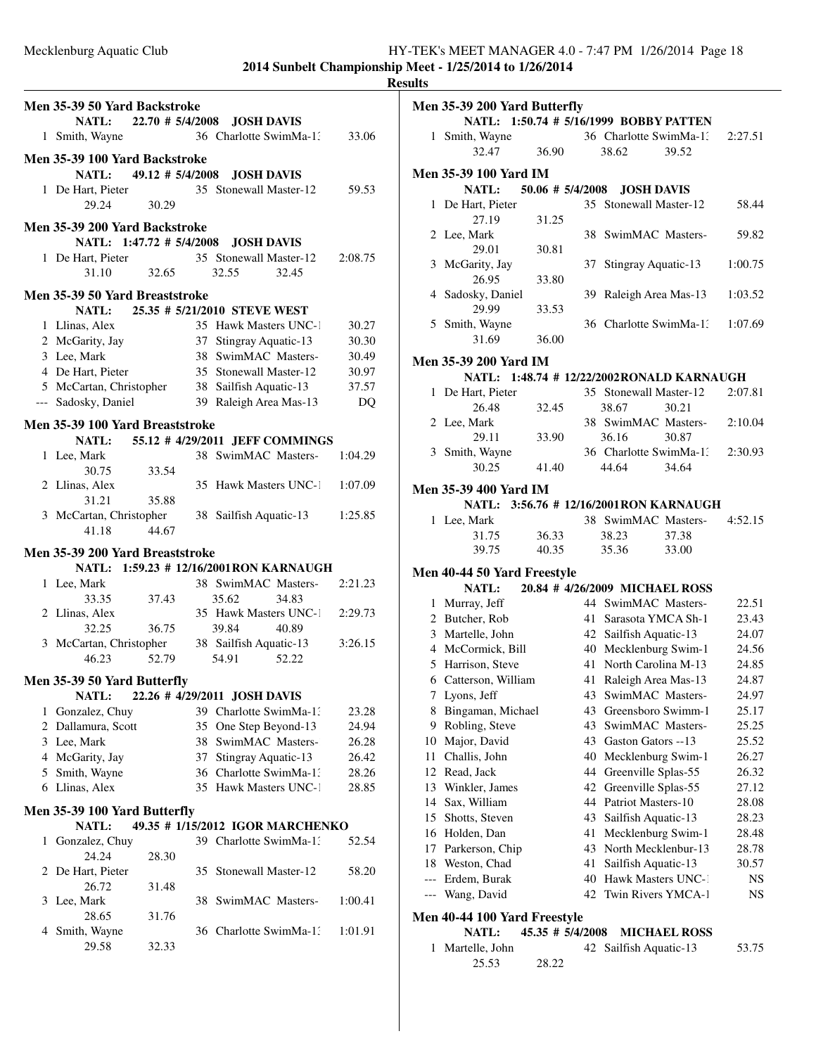## Results

### Men 35-39 50 Yard Backstroke

NATL: 22.70 # 5/4/2008 JOSH DAVIS

| Place | Name | Age | Team | Time |
|---|---|---|---|---|
| 1 | Smith, Wayne | 36 | Charlotte SwimMa-1: | 33.06 |

### Men 35-39 100 Yard Backstroke

NATL: 49.12 # 5/4/2008 JOSH DAVIS

| Place | Name | Age | Team | Time |
|---|---|---|---|---|
| 1 | De Hart, Pieter | 35 | Stonewall Master-12 | 59.53 |
| | 29.24 30.29 | | | |

### Men 35-39 200 Yard Backstroke

NATL: 1:47.72 # 5/4/2008 JOSH DAVIS

| Place | Name | Age | Team | Time |
|---|---|---|---|---|
| 1 | De Hart, Pieter | 35 | Stonewall Master-12 | 2:08.75 |
| | 31.10 32.65 32.55 32.45 | | | |

### Men 35-39 50 Yard Breaststroke

NATL: 25.35 # 5/21/2010 STEVE WEST

| Place | Name | Age | Team | Time |
|---|---|---|---|---|
| 1 | Llinas, Alex | 35 | Hawk Masters UNC-1 | 30.27 |
| 2 | McGarity, Jay | 37 | Stingray Aquatic-13 | 30.30 |
| 3 | Lee, Mark | 38 | SwimMAC Masters- | 30.49 |
| 4 | De Hart, Pieter | 35 | Stonewall Master-12 | 30.97 |
| 5 | McCartan, Christopher | 38 | Sailfish Aquatic-13 | 37.57 |
| --- | Sadosky, Daniel | 39 | Raleigh Area Mas-13 | DQ |

### Men 35-39 100 Yard Breaststroke

NATL: 55.12 # 4/29/2011 JEFF COMMINGS

| Place | Name | Age | Team | Time |
|---|---|---|---|---|
| 1 | Lee, Mark | 38 | SwimMAC Masters- | 1:04.29 |
| | 30.75 33.54 | | | |
| 2 | Llinas, Alex | 35 | Hawk Masters UNC-1 | 1:07.09 |
| | 31.21 35.88 | | | |
| 3 | McCartan, Christopher | 38 | Sailfish Aquatic-13 | 1:25.85 |
| | 41.18 44.67 | | | |

### Men 35-39 200 Yard Breaststroke

NATL: 1:59.23 # 12/16/2001 RON KARNAUGH

| Place | Name | Age | Team | Time |
|---|---|---|---|---|
| 1 | Lee, Mark | 38 | SwimMAC Masters- | 2:21.23 |
| | 33.35 37.43 35.62 34.83 | | | |
| 2 | Llinas, Alex | 35 | Hawk Masters UNC-1 | 2:29.73 |
| | 32.25 36.75 39.84 40.89 | | | |
| 3 | McCartan, Christopher | 38 | Sailfish Aquatic-13 | 3:26.15 |
| | 46.23 52.79 54.91 52.22 | | | |

### Men 35-39 50 Yard Butterfly

NATL: 22.26 # 4/29/2011 JOSH DAVIS

| Place | Name | Age | Team | Time |
|---|---|---|---|---|
| 1 | Gonzalez, Chuy | 39 | Charlotte SwimMa-1: | 23.28 |
| 2 | Dallamura, Scott | 35 | One Step Beyond-13 | 24.94 |
| 3 | Lee, Mark | 38 | SwimMAC Masters- | 26.28 |
| 4 | McGarity, Jay | 37 | Stingray Aquatic-13 | 26.42 |
| 5 | Smith, Wayne | 36 | Charlotte SwimMa-1: | 28.26 |
| 6 | Llinas, Alex | 35 | Hawk Masters UNC-1 | 28.85 |

### Men 35-39 100 Yard Butterfly

NATL: 49.35 # 1/15/2012 IGOR MARCHENKO

| Place | Name | Age | Team | Time |
|---|---|---|---|---|
| 1 | Gonzalez, Chuy | 39 | Charlotte SwimMa-1: | 52.54 |
| | 24.24 28.30 | | | |
| 2 | De Hart, Pieter | 35 | Stonewall Master-12 | 58.20 |
| | 26.72 31.48 | | | |
| 3 | Lee, Mark | 38 | SwimMAC Masters- | 1:00.41 |
| | 28.65 31.76 | | | |
| 4 | Smith, Wayne | 36 | Charlotte SwimMa-1: | 1:01.91 |
| | 29.58 32.33 | | | |

### Men 35-39 200 Yard Butterfly

NATL: 1:50.74 # 5/16/1999 BOBBY PATTEN

| Place | Name | Age | Team | Time |
|---|---|---|---|---|
| 1 | Smith, Wayne | 36 | Charlotte SwimMa-1: | 2:27.51 |
| | 32.47 36.90 38.62 39.52 | | | |

### Men 35-39 100 Yard IM

NATL: 50.06 # 5/4/2008 JOSH DAVIS

| Place | Name | Age | Team | Time |
|---|---|---|---|---|
| 1 | De Hart, Pieter | 35 | Stonewall Master-12 | 58.44 |
| | 27.19 31.25 | | | |
| 2 | Lee, Mark | 38 | SwimMAC Masters- | 59.82 |
| | 29.01 30.81 | | | |
| 3 | McGarity, Jay | 37 | Stingray Aquatic-13 | 1:00.75 |
| | 26.95 33.80 | | | |
| 4 | Sadosky, Daniel | 39 | Raleigh Area Mas-13 | 1:03.52 |
| | 29.99 33.53 | | | |
| 5 | Smith, Wayne | 36 | Charlotte SwimMa-1: | 1:07.69 |
| | 31.69 36.00 | | | |

### Men 35-39 200 Yard IM

NATL: 1:48.74 # 12/22/2002 RONALD KARNAUGH

| Place | Name | Age | Team | Time |
|---|---|---|---|---|
| 1 | De Hart, Pieter | 35 | Stonewall Master-12 | 2:07.81 |
| | 26.48 32.45 38.67 30.21 | | | |
| 2 | Lee, Mark | 38 | SwimMAC Masters- | 2:10.04 |
| | 29.11 33.90 36.16 30.87 | | | |
| 3 | Smith, Wayne | 36 | Charlotte SwimMa-1: | 2:30.93 |
| | 30.25 41.40 44.64 34.64 | | | |

### Men 35-39 400 Yard IM

NATL: 3:56.76 # 12/16/2001 RON KARNAUGH

| Place | Name | Age | Team | Time |
|---|---|---|---|---|
| 1 | Lee, Mark | 38 | SwimMAC Masters- | 4:52.15 |
| | 31.75 36.33 38.23 37.38 | | | |
| | 39.75 40.35 35.36 33.00 | | | |

### Men 40-44 50 Yard Freestyle

NATL: 20.84 # 4/26/2009 MICHAEL ROSS

| Place | Name | Age | Team | Time |
|---|---|---|---|---|
| 1 | Murray, Jeff | 44 | SwimMAC Masters- | 22.51 |
| 2 | Butcher, Rob | 41 | Sarasota YMCA Sh-1 | 23.43 |
| 3 | Martelle, John | 42 | Sailfish Aquatic-13 | 24.07 |
| 4 | McCormick, Bill | 40 | Mecklenburg Swim-1 | 24.56 |
| 5 | Harrison, Steve | 41 | North Carolina M-13 | 24.85 |
| 6 | Catterson, William | 41 | Raleigh Area Mas-13 | 24.87 |
| 7 | Lyons, Jeff | 43 | SwimMAC Masters- | 24.97 |
| 8 | Bingaman, Michael | 43 | Greensboro Swimm-1 | 25.17 |
| 9 | Robling, Steve | 43 | SwimMAC Masters- | 25.25 |
| 10 | Major, David | 43 | Gaston Gators --13 | 25.52 |
| 11 | Challis, John | 40 | Mecklenburg Swim-1 | 26.27 |
| 12 | Read, Jack | 44 | Greenville Splas-55 | 26.32 |
| 13 | Winkler, James | 42 | Greenville Splas-55 | 27.12 |
| 14 | Sax, William | 44 | Patriot Masters-10 | 28.08 |
| 15 | Shotts, Steven | 43 | Sailfish Aquatic-13 | 28.23 |
| 16 | Holden, Dan | 41 | Mecklenburg Swim-1 | 28.48 |
| 17 | Parkerson, Chip | 43 | North Mecklenbur-13 | 28.78 |
| 18 | Weston, Chad | 41 | Sailfish Aquatic-13 | 30.57 |
| --- | Erdem, Burak | 40 | Hawk Masters UNC-1 | NS |
| --- | Wang, David | 42 | Twin Rivers YMCA-1 | NS |

### Men 40-44 100 Yard Freestyle

NATL: 45.35 # 5/4/2008 MICHAEL ROSS

| Place | Name | Age | Team | Time |
|---|---|---|---|---|
| 1 | Martelle, John | 42 | Sailfish Aquatic-13 | 53.75 |
| | 25.53 28.22 | | | |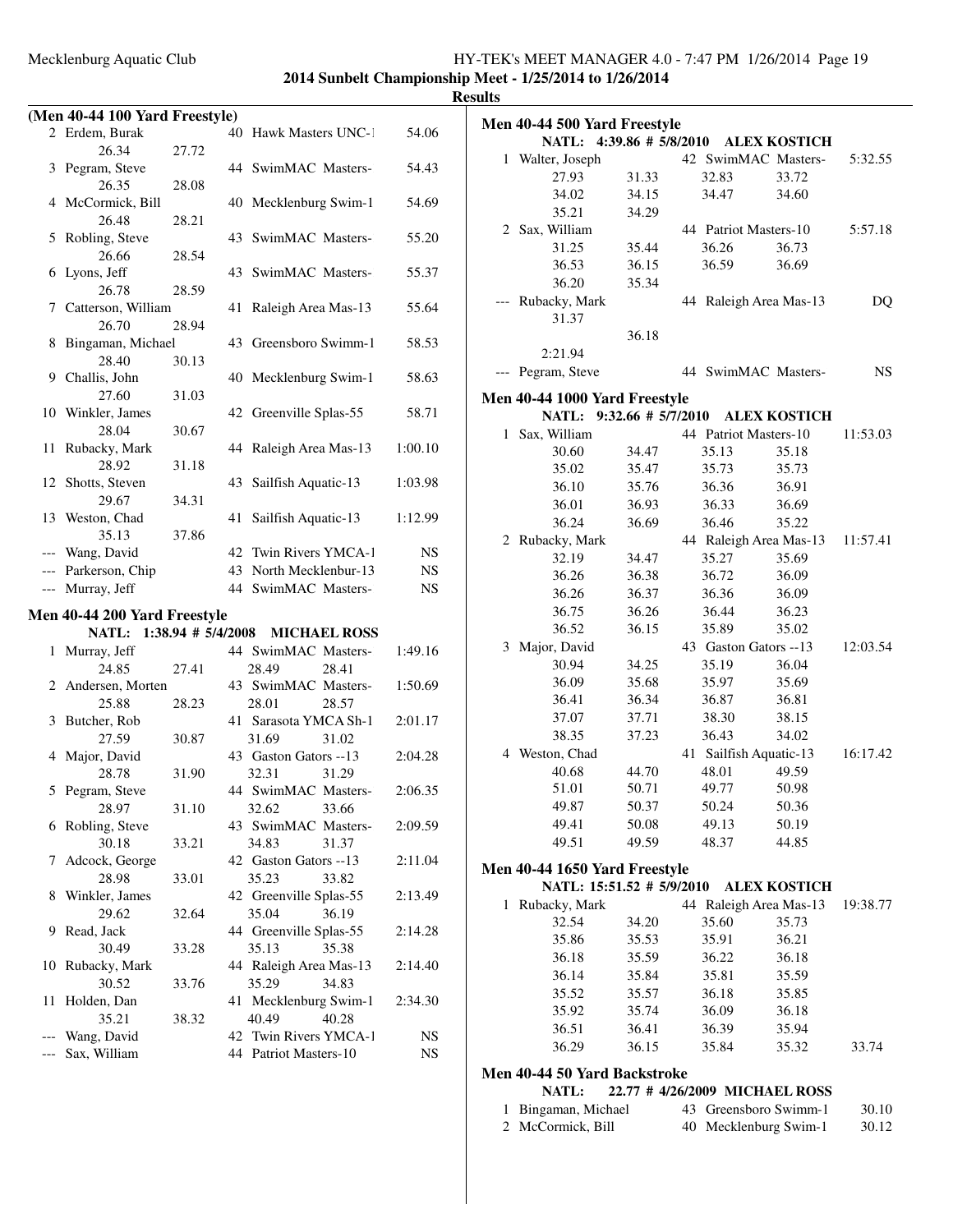**2014 Sunbelt Championship Meet - 1/25/2014 to 1/26/2014**

**Results**

### (Men 40-44 100 Yard Freestyle)

| Place | Name | Age | Team | Time |
|---|---|---|---|---|
| 2 | Erdem, Burak | 40 | Hawk Masters UNC-1 | 54.06 |
| | 26.34 27.72 | | | |
| 3 | Pegram, Steve | 44 | SwimMAC Masters- | 54.43 |
| | 26.35 28.08 | | | |
| 4 | McCormick, Bill | 40 | Mecklenburg Swim-1 | 54.69 |
| | 26.48 28.21 | | | |
| 5 | Robling, Steve | 43 | SwimMAC Masters- | 55.20 |
| | 26.66 28.54 | | | |
| 6 | Lyons, Jeff | 43 | SwimMAC Masters- | 55.37 |
| | 26.78 28.59 | | | |
| 7 | Catterson, William | 41 | Raleigh Area Mas-13 | 55.64 |
| | 26.70 28.94 | | | |
| 8 | Bingaman, Michael | 43 | Greensboro Swimm-1 | 58.53 |
| | 28.40 30.13 | | | |
| 9 | Challis, John | 40 | Mecklenburg Swim-1 | 58.63 |
| | 27.60 31.03 | | | |
| 10 | Winkler, James | 42 | Greenville Splas-55 | 58.71 |
| | 28.04 30.67 | | | |
| 11 | Rubacky, Mark | 44 | Raleigh Area Mas-13 | 1:00.10 |
| | 28.92 31.18 | | | |
| 12 | Shotts, Steven | 43 | Sailfish Aquatic-13 | 1:03.98 |
| | 29.67 34.31 | | | |
| 13 | Weston, Chad | 41 | Sailfish Aquatic-13 | 1:12.99 |
| | 35.13 37.86 | | | |
| --- | Wang, David | 42 | Twin Rivers YMCA-1 | NS |
| --- | Parkerson, Chip | 43 | North Mecklenbur-13 | NS |
| --- | Murray, Jeff | 44 | SwimMAC Masters- | NS |

### Men 40-44 200 Yard Freestyle

**NATL: 1:38.94 # 5/4/2008 MICHAEL ROSS**

| Place | Name | Age | Team | Time |
|---|---|---|---|---|
| 1 | Murray, Jeff | 44 | SwimMAC Masters- | 1:49.16 |
| | 24.85 27.41 28.49 28.41 | | | |
| 2 | Andersen, Morten | 43 | SwimMAC Masters- | 1:50.69 |
| | 25.88 28.23 28.01 28.57 | | | |
| 3 | Butcher, Rob | 41 | Sarasota YMCA Sh-1 | 2:01.17 |
| | 27.59 30.87 31.69 31.02 | | | |
| 4 | Major, David | 43 | Gaston Gators --13 | 2:04.28 |
| | 28.78 31.90 32.31 31.29 | | | |
| 5 | Pegram, Steve | 44 | SwimMAC Masters- | 2:06.35 |
| | 28.97 31.10 32.62 33.66 | | | |
| 6 | Robling, Steve | 43 | SwimMAC Masters- | 2:09.59 |
| | 30.18 33.21 34.83 31.37 | | | |
| 7 | Adcock, George | 42 | Gaston Gators --13 | 2:11.04 |
| | 28.98 33.01 35.23 33.82 | | | |
| 8 | Winkler, James | 42 | Greenville Splas-55 | 2:13.49 |
| | 29.62 32.64 35.04 36.19 | | | |
| 9 | Read, Jack | 44 | Greenville Splas-55 | 2:14.28 |
| | 30.49 33.28 35.13 35.38 | | | |
| 10 | Rubacky, Mark | 44 | Raleigh Area Mas-13 | 2:14.40 |
| | 30.52 33.76 35.29 34.83 | | | |
| 11 | Holden, Dan | 41 | Mecklenburg Swim-1 | 2:34.30 |
| | 35.21 38.32 40.49 40.28 | | | |
| --- | Wang, David | 42 | Twin Rivers YMCA-1 | NS |
| --- | Sax, William | 44 | Patriot Masters-10 | NS |

### Men 40-44 500 Yard Freestyle

**NATL: 4:39.86 # 5/8/2010 ALEX KOSTICH**

| Place | Name | Age | Team | Time |
|---|---|---|---|---|
| 1 | Walter, Joseph | 42 | SwimMAC Masters- | 5:32.55 |
| | 27.93 31.33 32.83 33.72 | | | |
| | 34.02 34.15 34.47 34.60 | | | |
| | 35.21 34.29 | | | |
| 2 | Sax, William | 44 | Patriot Masters-10 | 5:57.18 |
| | 31.25 35.44 36.26 36.73 | | | |
| | 36.53 36.15 36.59 36.69 | | | |
| | 36.20 35.34 | | | |
| --- | Rubacky, Mark | 44 | Raleigh Area Mas-13 | DQ |
| | 31.37 | | | |
| | 36.18 | | | |
| | 2:21.94 | | | |
| --- | Pegram, Steve | 44 | SwimMAC Masters- | NS |

### Men 40-44 1000 Yard Freestyle

**NATL: 9:32.66 # 5/7/2010 ALEX KOSTICH**

| Place | Name | Age | Team | Time |
|---|---|---|---|---|
| 1 | Sax, William | 44 | Patriot Masters-10 | 11:53.03 |
| | 30.60 34.47 35.13 35.18 | | | |
| | 35.02 35.47 35.73 35.73 | | | |
| | 36.10 35.76 36.36 36.91 | | | |
| | 36.01 36.93 36.33 36.69 | | | |
| | 36.24 36.69 36.46 35.22 | | | |
| 2 | Rubacky, Mark | 44 | Raleigh Area Mas-13 | 11:57.41 |
| | 32.19 34.47 35.27 35.69 | | | |
| | 36.26 36.38 36.72 36.09 | | | |
| | 36.26 36.37 36.36 36.09 | | | |
| | 36.75 36.26 36.44 36.23 | | | |
| | 36.52 36.15 35.89 35.02 | | | |
| 3 | Major, David | 43 | Gaston Gators --13 | 12:03.54 |
| | 30.94 34.25 35.19 36.04 | | | |
| | 36.09 35.68 35.97 35.69 | | | |
| | 36.41 36.34 36.87 36.81 | | | |
| | 37.07 37.71 38.30 38.15 | | | |
| | 38.35 37.23 36.43 34.02 | | | |
| 4 | Weston, Chad | 41 | Sailfish Aquatic-13 | 16:17.42 |
| | 40.68 44.70 48.01 49.59 | | | |
| | 51.01 50.71 49.77 50.98 | | | |
| | 49.87 50.37 50.24 50.36 | | | |
| | 49.41 50.08 49.13 50.19 | | | |
| | 49.51 49.59 48.37 44.85 | | | |

### Men 40-44 1650 Yard Freestyle

**NATL: 15:51.52 # 5/9/2010 ALEX KOSTICH**

| Place | Name | Age | Team | Time |
|---|---|---|---|---|
| 1 | Rubacky, Mark | 44 | Raleigh Area Mas-13 | 19:38.77 |
| | 32.54 34.20 35.60 35.73 | | | |
| | 35.86 35.53 35.91 36.21 | | | |
| | 36.18 35.59 36.22 36.18 | | | |
| | 36.14 35.84 35.81 35.59 | | | |
| | 35.52 35.57 36.18 35.85 | | | |
| | 35.92 35.74 36.09 36.18 | | | |
| | 36.51 36.41 36.39 35.94 | | | |
| | 36.29 36.15 35.84 35.32 33.74 | | | |

### Men 40-44 50 Yard Backstroke

**NATL: 22.77 # 4/26/2009 MICHAEL ROSS**

| Place | Name | Age | Team | Time |
|---|---|---|---|---|
| 1 | Bingaman, Michael | 43 | Greensboro Swimm-1 | 30.10 |
| 2 | McCormick, Bill | 40 | Mecklenburg Swim-1 | 30.12 |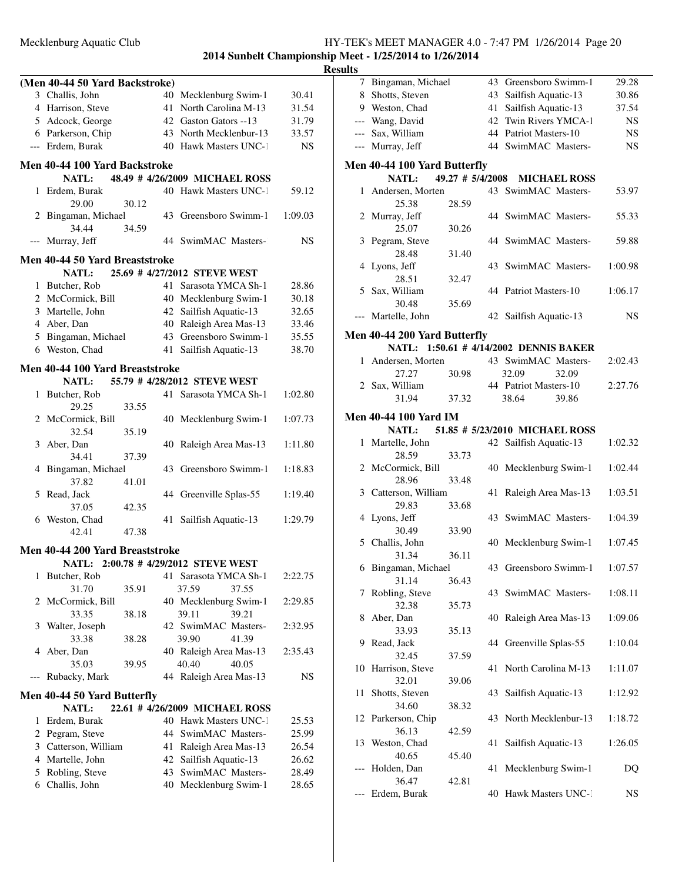**2014 Sunbelt Championship Meet - 1/25/2014 to 1/26/2014**

**Results**

### (Men 40-44 50 Yard Backstroke)

| Place | Name | Age | Team | Time |
|---|---|---|---|---|
| 3 | Challis, John | 40 | Mecklenburg Swim-1 | 30.41 |
| 4 | Harrison, Steve | 41 | North Carolina M-13 | 31.54 |
| 5 | Adcock, George | 42 | Gaston Gators --13 | 31.79 |
| 6 | Parkerson, Chip | 43 | North Mecklenbur-13 | 33.57 |
| --- | Erdem, Burak | 40 | Hawk Masters UNC-1 | NS |

### Men 40-44 100 Yard Backstroke

NATL: 48.49 # 4/26/2009 MICHAEL ROSS

| Place | Name | Age | Team | Time |
|---|---|---|---|---|
| 1 | Erdem, Burak | 40 | Hawk Masters UNC-1 | 59.12 |
| | 29.00 30.12 | | | |
| 2 | Bingaman, Michael | 43 | Greensboro Swimm-1 | 1:09.03 |
| | 34.44 34.59 | | | |
| --- | Murray, Jeff | 44 | SwimMAC Masters- | NS |

### Men 40-44 50 Yard Breaststroke

NATL: 25.69 # 4/27/2012 STEVE WEST

| Place | Name | Age | Team | Time |
|---|---|---|---|---|
| 1 | Butcher, Rob | 41 | Sarasota YMCA Sh-1 | 28.86 |
| 2 | McCormick, Bill | 40 | Mecklenburg Swim-1 | 30.18 |
| 3 | Martelle, John | 42 | Sailfish Aquatic-13 | 32.65 |
| 4 | Aber, Dan | 40 | Raleigh Area Mas-13 | 33.46 |
| 5 | Bingaman, Michael | 43 | Greensboro Swimm-1 | 35.55 |
| 6 | Weston, Chad | 41 | Sailfish Aquatic-13 | 38.70 |

### Men 40-44 100 Yard Breaststroke

NATL: 55.79 # 4/28/2012 STEVE WEST

| Place | Name | Age | Team | Time |
|---|---|---|---|---|
| 1 | Butcher, Rob | 41 | Sarasota YMCA Sh-1 | 1:02.80 |
| | 29.25 33.55 | | | |
| 2 | McCormick, Bill | 40 | Mecklenburg Swim-1 | 1:07.73 |
| | 32.54 35.19 | | | |
| 3 | Aber, Dan | 40 | Raleigh Area Mas-13 | 1:11.80 |
| | 34.41 37.39 | | | |
| 4 | Bingaman, Michael | 43 | Greensboro Swimm-1 | 1:18.83 |
| | 37.82 41.01 | | | |
| 5 | Read, Jack | 44 | Greenville Splas-55 | 1:19.40 |
| | 37.05 42.35 | | | |
| 6 | Weston, Chad | 41 | Sailfish Aquatic-13 | 1:29.79 |
| | 42.41 47.38 | | | |

### Men 40-44 200 Yard Breaststroke

NATL: 2:00.78 # 4/29/2012 STEVE WEST

| Place | Name | Age | Team | Time |
|---|---|---|---|---|
| 1 | Butcher, Rob | 41 | Sarasota YMCA Sh-1 | 2:22.75 |
| | 31.70 35.91 37.59 37.55 | | | |
| 2 | McCormick, Bill | 40 | Mecklenburg Swim-1 | 2:29.85 |
| | 33.35 38.18 39.11 39.21 | | | |
| 3 | Walter, Joseph | 42 | SwimMAC Masters- | 2:32.95 |
| | 33.38 38.28 39.90 41.39 | | | |
| 4 | Aber, Dan | 40 | Raleigh Area Mas-13 | 2:35.43 |
| | 35.03 39.95 40.40 40.05 | | | |
| --- | Rubacky, Mark | 44 | Raleigh Area Mas-13 | NS |

### Men 40-44 50 Yard Butterfly

NATL: 22.61 # 4/26/2009 MICHAEL ROSS

| Place | Name | Age | Team | Time |
|---|---|---|---|---|
| 1 | Erdem, Burak | 40 | Hawk Masters UNC-1 | 25.53 |
| 2 | Pegram, Steve | 44 | SwimMAC Masters- | 25.99 |
| 3 | Catterson, William | 41 | Raleigh Area Mas-13 | 26.54 |
| 4 | Martelle, John | 42 | Sailfish Aquatic-13 | 26.62 |
| 5 | Robling, Steve | 43 | SwimMAC Masters- | 28.49 |
| 6 | Challis, John | 40 | Mecklenburg Swim-1 | 28.65 |
| 7 | Bingaman, Michael | 43 | Greensboro Swimm-1 | 29.28 |
| 8 | Shotts, Steven | 43 | Sailfish Aquatic-13 | 30.86 |
| 9 | Weston, Chad | 41 | Sailfish Aquatic-13 | 37.54 |
| --- | Wang, David | 42 | Twin Rivers YMCA-1 | NS |
| --- | Sax, William | 44 | Patriot Masters-10 | NS |
| --- | Murray, Jeff | 44 | SwimMAC Masters- | NS |

### Men 40-44 100 Yard Butterfly

NATL: 49.27 # 5/4/2008 MICHAEL ROSS

| Place | Name | Age | Team | Time |
|---|---|---|---|---|
| 1 | Andersen, Morten | 43 | SwimMAC Masters- | 53.97 |
| | 25.38 28.59 | | | |
| 2 | Murray, Jeff | 44 | SwimMAC Masters- | 55.33 |
| | 25.07 30.26 | | | |
| 3 | Pegram, Steve | 44 | SwimMAC Masters- | 59.88 |
| | 28.48 31.40 | | | |
| 4 | Lyons, Jeff | 43 | SwimMAC Masters- | 1:00.98 |
| | 28.51 32.47 | | | |
| 5 | Sax, William | 44 | Patriot Masters-10 | 1:06.17 |
| | 30.48 35.69 | | | |
| --- | Martelle, John | 42 | Sailfish Aquatic-13 | NS |

### Men 40-44 200 Yard Butterfly

NATL: 1:50.61 # 4/14/2002 DENNIS BAKER

| Place | Name | Age | Team | Time |
|---|---|---|---|---|
| 1 | Andersen, Morten | 43 | SwimMAC Masters- | 2:02.43 |
| | 27.27 30.98 32.09 32.09 | | | |
| 2 | Sax, William | 44 | Patriot Masters-10 | 2:27.76 |
| | 31.94 37.32 38.64 39.86 | | | |

### Men 40-44 100 Yard IM

NATL: 51.85 # 5/23/2010 MICHAEL ROSS

| Place | Name | Age | Team | Time |
|---|---|---|---|---|
| 1 | Martelle, John | 42 | Sailfish Aquatic-13 | 1:02.32 |
| | 28.59 33.73 | | | |
| 2 | McCormick, Bill | 40 | Mecklenburg Swim-1 | 1:02.44 |
| | 28.96 33.48 | | | |
| 3 | Catterson, William | 41 | Raleigh Area Mas-13 | 1:03.51 |
| | 29.83 33.68 | | | |
| 4 | Lyons, Jeff | 43 | SwimMAC Masters- | 1:04.39 |
| | 30.49 33.90 | | | |
| 5 | Challis, John | 40 | Mecklenburg Swim-1 | 1:07.45 |
| | 31.34 36.11 | | | |
| 6 | Bingaman, Michael | 43 | Greensboro Swimm-1 | 1:07.57 |
| | 31.14 36.43 | | | |
| 7 | Robling, Steve | 43 | SwimMAC Masters- | 1:08.11 |
| | 32.38 35.73 | | | |
| 8 | Aber, Dan | 40 | Raleigh Area Mas-13 | 1:09.06 |
| | 33.93 35.13 | | | |
| 9 | Read, Jack | 44 | Greenville Splas-55 | 1:10.04 |
| | 32.45 37.59 | | | |
| 10 | Harrison, Steve | 41 | North Carolina M-13 | 1:11.07 |
| | 32.01 39.06 | | | |
| 11 | Shotts, Steven | 43 | Sailfish Aquatic-13 | 1:12.92 |
| | 34.60 38.32 | | | |
| 12 | Parkerson, Chip | 43 | North Mecklenbur-13 | 1:18.72 |
| | 36.13 42.59 | | | |
| 13 | Weston, Chad | 41 | Sailfish Aquatic-13 | 1:26.05 |
| | 40.65 45.40 | | | |
| --- | Holden, Dan | 41 | Mecklenburg Swim-1 | DQ |
| | 36.47 42.81 | | | |
| --- | Erdem, Burak | 40 | Hawk Masters UNC-1 | NS |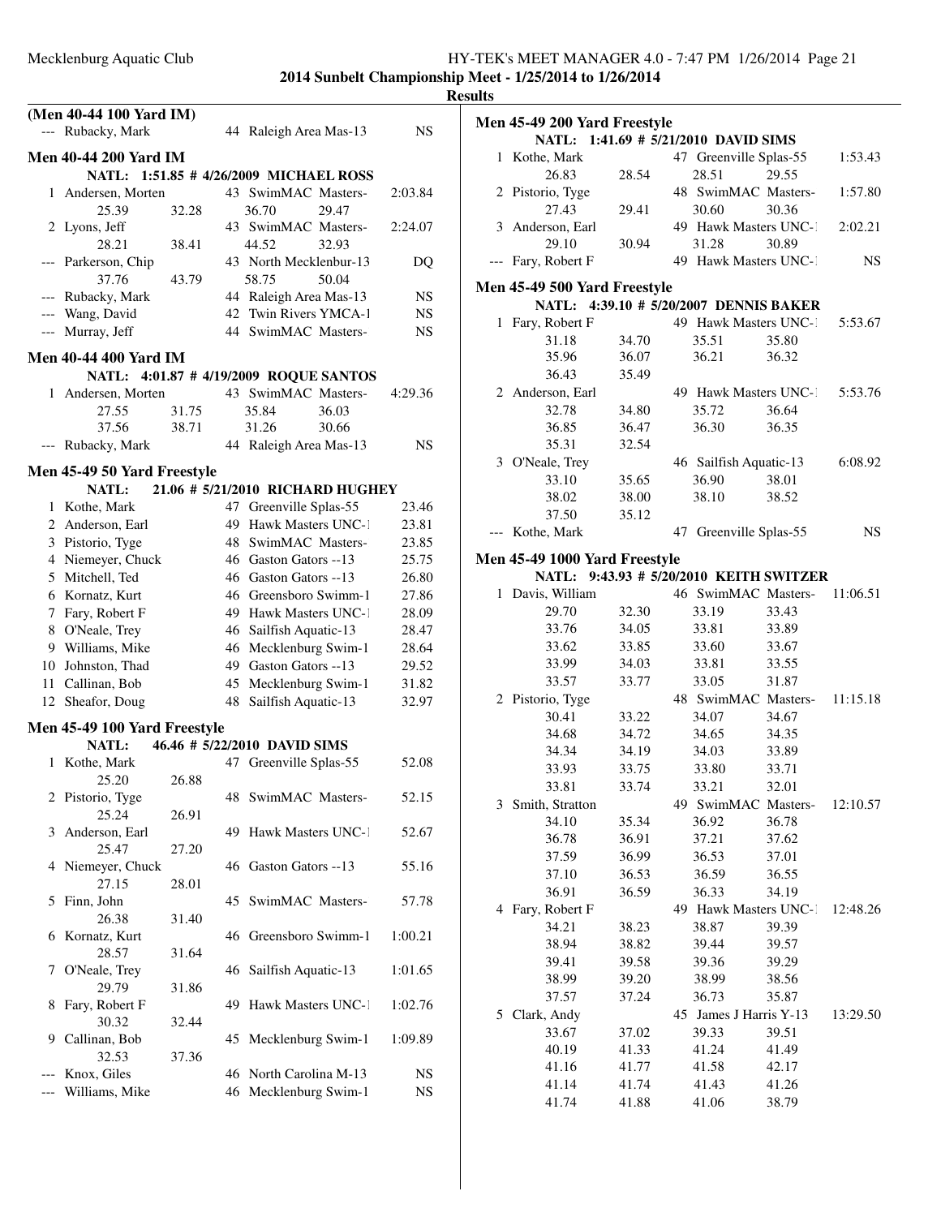**Results**

**(Men 40-44 100 Yard IM)**

| Place | Name | Age | Team | Time |
|---|---|---|---|---|
| --- | Rubacky, Mark | 44 | Raleigh Area Mas-13 | NS |

## Men 40-44 200 Yard IM

NATL: 1:51.85 # 4/26/2009 MICHAEL ROSS

| Place | Name | Age | Team | Time |
|---|---|---|---|---|
| 1 | Andersen, Morten | 43 | SwimMAC Masters- | 2:03.84 |
| | 25.39 32.28 36.70 29.47 | | | |
| 2 | Lyons, Jeff | 43 | SwimMAC Masters- | 2:24.07 |
| | 28.21 38.41 44.52 32.93 | | | |
| --- | Parkerson, Chip | 43 | North Mecklenbur-13 | DQ |
| | 37.76 43.79 58.75 50.04 | | | |
| --- | Rubacky, Mark | 44 | Raleigh Area Mas-13 | NS |
| --- | Wang, David | 42 | Twin Rivers YMCA-1 | NS |
| --- | Murray, Jeff | 44 | SwimMAC Masters- | NS |

## Men 40-44 400 Yard IM

NATL: 4:01.87 # 4/19/2009 ROQUE SANTOS

| Place | Name | Age | Team | Time |
|---|---|---|---|---|
| 1 | Andersen, Morten | 43 | SwimMAC Masters- | 4:29.36 |
| | 27.55 31.75 35.84 36.03 | | | |
| | 37.56 38.71 31.26 30.66 | | | |
| --- | Rubacky, Mark | 44 | Raleigh Area Mas-13 | NS |

## Men 45-49 50 Yard Freestyle

NATL: 21.06 # 5/21/2010 RICHARD HUGHEY

| Place | Name | Age | Team | Time |
|---|---|---|---|---|
| 1 | Kothe, Mark | 47 | Greenville Splas-55 | 23.46 |
| 2 | Anderson, Earl | 49 | Hawk Masters UNC-1 | 23.81 |
| 3 | Pistorio, Tyge | 48 | SwimMAC Masters- | 23.85 |
| 4 | Niemeyer, Chuck | 46 | Gaston Gators --13 | 25.75 |
| 5 | Mitchell, Ted | 46 | Gaston Gators --13 | 26.80 |
| 6 | Kornatz, Kurt | 46 | Greensboro Swimm-1 | 27.86 |
| 7 | Fary, Robert F | 49 | Hawk Masters UNC-1 | 28.09 |
| 8 | O'Neale, Trey | 46 | Sailfish Aquatic-13 | 28.47 |
| 9 | Williams, Mike | 46 | Mecklenburg Swim-1 | 28.64 |
| 10 | Johnston, Thad | 49 | Gaston Gators --13 | 29.52 |
| 11 | Callinan, Bob | 45 | Mecklenburg Swim-1 | 31.82 |
| 12 | Sheafor, Doug | 48 | Sailfish Aquatic-13 | 32.97 |

## Men 45-49 100 Yard Freestyle

NATL: 46.46 # 5/22/2010 DAVID SIMS

| Place | Name | Age | Team | Time |
|---|---|---|---|---|
| 1 | Kothe, Mark | 47 | Greenville Splas-55 | 52.08 |
| | 25.20 26.88 | | | |
| 2 | Pistorio, Tyge | 48 | SwimMAC Masters- | 52.15 |
| | 25.24 26.91 | | | |
| 3 | Anderson, Earl | 49 | Hawk Masters UNC-1 | 52.67 |
| | 25.47 27.20 | | | |
| 4 | Niemeyer, Chuck | 46 | Gaston Gators --13 | 55.16 |
| | 27.15 28.01 | | | |
| 5 | Finn, John | 45 | SwimMAC Masters- | 57.78 |
| | 26.38 31.40 | | | |
| 6 | Kornatz, Kurt | 46 | Greensboro Swimm-1 | 1:00.21 |
| | 28.57 31.64 | | | |
| 7 | O'Neale, Trey | 46 | Sailfish Aquatic-13 | 1:01.65 |
| | 29.79 31.86 | | | |
| 8 | Fary, Robert F | 49 | Hawk Masters UNC-1 | 1:02.76 |
| | 30.32 32.44 | | | |
| 9 | Callinan, Bob | 45 | Mecklenburg Swim-1 | 1:09.89 |
| | 32.53 37.36 | | | |
| --- | Knox, Giles | 46 | North Carolina M-13 | NS |
| --- | Williams, Mike | 46 | Mecklenburg Swim-1 | NS |

## Men 45-49 200 Yard Freestyle

NATL: 1:41.69 # 5/21/2010 DAVID SIMS

| Place | Name | Age | Team | Time |
|---|---|---|---|---|
| 1 | Kothe, Mark | 47 | Greenville Splas-55 | 1:53.43 |
| | 26.83 28.54 28.51 29.55 | | | |
| 2 | Pistorio, Tyge | 48 | SwimMAC Masters- | 1:57.80 |
| | 27.43 29.41 30.60 30.36 | | | |
| 3 | Anderson, Earl | 49 | Hawk Masters UNC-1 | 2:02.21 |
| | 29.10 30.94 31.28 30.89 | | | |
| --- | Fary, Robert F | 49 | Hawk Masters UNC-1 | NS |

## Men 45-49 500 Yard Freestyle

NATL: 4:39.10 # 5/20/2007 DENNIS BAKER

| Place | Name | Age | Team | Time |
|---|---|---|---|---|
| 1 | Fary, Robert F | 49 | Hawk Masters UNC-1 | 5:53.67 |
| | 31.18 34.70 35.51 35.80 | | | |
| | 35.96 36.07 36.21 36.32 | | | |
| | 36.43 35.49 | | | |
| 2 | Anderson, Earl | 49 | Hawk Masters UNC-1 | 5:53.76 |
| | 32.78 34.80 35.72 36.64 | | | |
| | 36.85 36.47 36.30 36.35 | | | |
| | 35.31 32.54 | | | |
| 3 | O'Neale, Trey | 46 | Sailfish Aquatic-13 | 6:08.92 |
| | 33.10 35.65 36.90 38.01 | | | |
| | 38.02 38.00 38.10 38.52 | | | |
| | 37.50 35.12 | | | |
| --- | Kothe, Mark | 47 | Greenville Splas-55 | NS |

## Men 45-49 1000 Yard Freestyle

NATL: 9:43.93 # 5/20/2010 KEITH SWITZER

| Place | Name | Age | Team | Time |
|---|---|---|---|---|
| 1 | Davis, William | 46 | SwimMAC Masters- | 11:06.51 |
| | 29.70 32.30 33.19 33.43 | | | |
| | 33.76 34.05 33.81 33.89 | | | |
| | 33.62 33.85 33.60 33.67 | | | |
| | 33.99 34.03 33.81 33.55 | | | |
| | 33.57 33.77 33.05 31.87 | | | |
| 2 | Pistorio, Tyge | 48 | SwimMAC Masters- | 11:15.18 |
| | 30.41 33.22 34.07 34.67 | | | |
| | 34.68 34.72 34.65 34.35 | | | |
| | 34.34 34.19 34.03 33.89 | | | |
| | 33.93 33.75 33.80 33.71 | | | |
| | 33.81 33.74 33.21 32.01 | | | |
| 3 | Smith, Stratton | 49 | SwimMAC Masters- | 12:10.57 |
| | 34.10 35.34 36.92 36.78 | | | |
| | 36.78 36.91 37.21 37.62 | | | |
| | 37.59 36.99 36.53 37.01 | | | |
| | 37.10 36.53 36.59 36.55 | | | |
| | 36.91 36.59 36.33 34.19 | | | |
| 4 | Fary, Robert F | 49 | Hawk Masters UNC-1 | 12:48.26 |
| | 34.21 38.23 38.87 39.39 | | | |
| | 38.94 38.82 39.44 39.57 | | | |
| | 39.41 39.58 39.36 39.29 | | | |
| | 38.99 39.20 38.99 38.56 | | | |
| | 37.57 37.24 36.73 35.87 | | | |
| 5 | Clark, Andy | 45 | James J Harris Y-13 | 13:29.50 |
| | 33.67 37.02 39.33 39.51 | | | |
| | 40.19 41.33 41.24 41.49 | | | |
| | 41.16 41.77 41.58 42.17 | | | |
| | 41.14 41.74 41.43 41.26 | | | |
| | 41.74 41.88 41.06 38.79 | | | |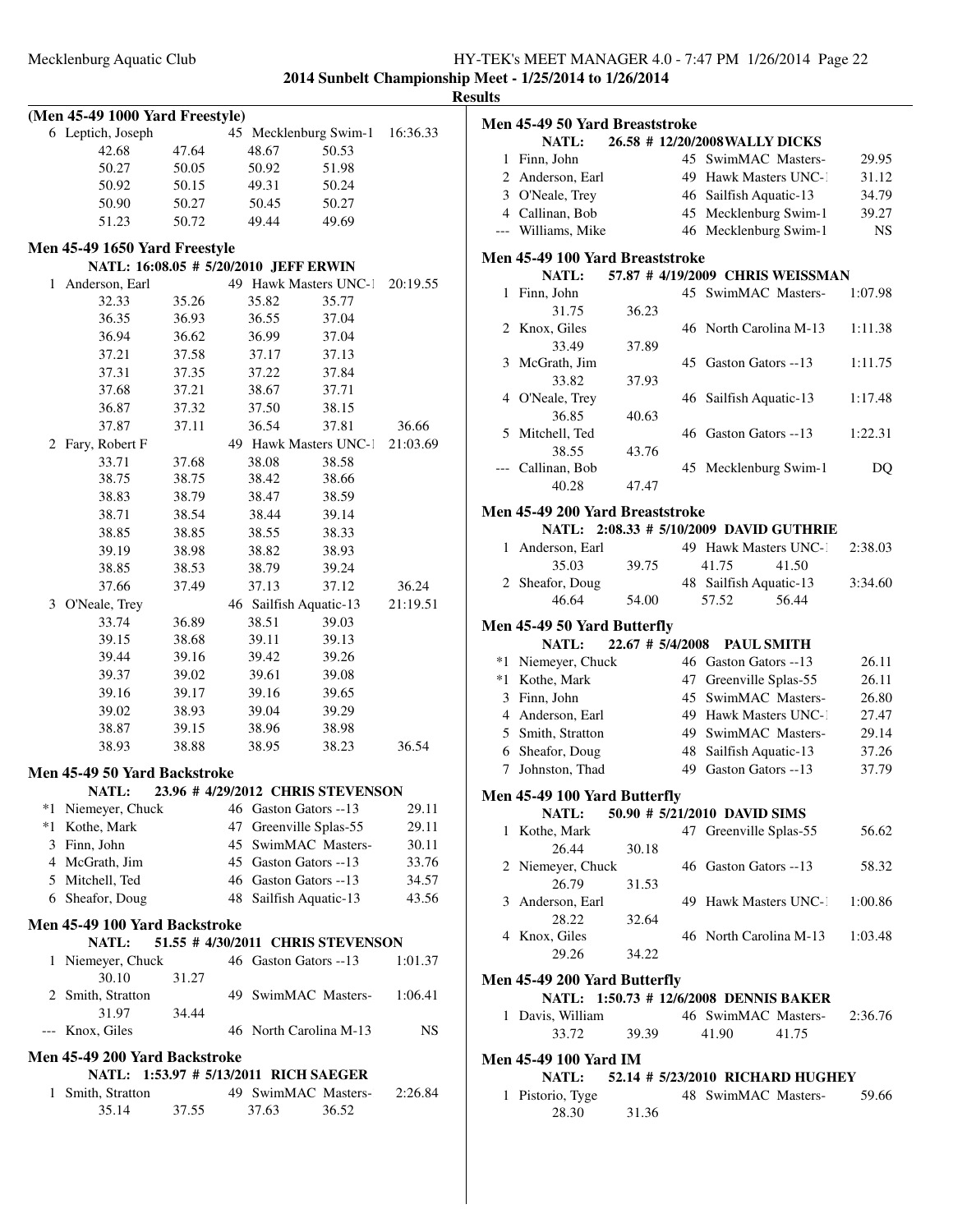## 2014 Sunbelt Championship Meet - 1/25/2014 to 1/26/2014

### Results

### (Men 45-49 1000 Yard Freestyle)

| Place | Name | Age | Team | Finals Time |
|---|---|---|---|---|
| 6 | Leptich, Joseph | 45 | Mecklenburg Swim-1 | 16:36.33 |
| | 42.68 47.64 48.67 50.53 | | | |
| | 50.27 50.05 50.92 51.98 | | | |
| | 50.92 50.15 49.31 50.24 | | | |
| | 50.90 50.27 50.45 50.27 | | | |
| | 51.23 50.72 49.44 49.69 | | | |

### Men 45-49 1650 Yard Freestyle

NATL: 16:08.05 # 5/20/2010 JEFF ERWIN

| Place | Name | Age | Team | Finals Time |
|---|---|---|---|---|
| 1 | Anderson, Earl | 49 | Hawk Masters UNC-1 | 20:19.55 |
| | 32.33 35.26 35.82 35.77 | | | |
| | 36.35 36.93 36.55 37.04 | | | |
| | 36.94 36.62 36.99 37.04 | | | |
| | 37.21 37.58 37.17 37.13 | | | |
| | 37.31 37.35 37.22 37.84 | | | |
| | 37.68 37.21 38.67 37.71 | | | |
| | 36.87 37.32 37.50 38.15 | | | |
| | 37.87 37.11 36.54 37.81 36.66 | | | |
| 2 | Fary, Robert F | 49 | Hawk Masters UNC-1 | 21:03.69 |
| | 33.71 37.68 38.08 38.58 | | | |
| | 38.75 38.75 38.42 38.66 | | | |
| | 38.83 38.79 38.47 38.59 | | | |
| | 38.71 38.54 38.44 39.14 | | | |
| | 38.85 38.85 38.55 38.33 | | | |
| | 39.19 38.98 38.82 38.93 | | | |
| | 38.85 38.53 38.79 39.24 | | | |
| | 37.66 37.49 37.13 37.12 36.24 | | | |
| 3 | O'Neale, Trey | 46 | Sailfish Aquatic-13 | 21:19.51 |
| | 33.74 36.89 38.51 39.03 | | | |
| | 39.15 38.68 39.11 39.13 | | | |
| | 39.44 39.16 39.42 39.26 | | | |
| | 39.37 39.02 39.61 39.08 | | | |
| | 39.16 39.17 39.16 39.65 | | | |
| | 39.02 38.93 39.04 39.29 | | | |
| | 38.87 39.15 38.96 38.98 | | | |
| | 38.93 38.88 38.95 38.23 36.54 | | | |

### Men 45-49 50 Yard Backstroke

NATL: 23.96 # 4/29/2012 CHRIS STEVENSON

| Place | Name | Age | Team | Finals Time |
|---|---|---|---|---|
| *1 | Niemeyer, Chuck | 46 | Gaston Gators --13 | 29.11 |
| *1 | Kothe, Mark | 47 | Greenville Splas-55 | 29.11 |
| 3 | Finn, John | 45 | SwimMAC Masters- | 30.11 |
| 4 | McGrath, Jim | 45 | Gaston Gators --13 | 33.76 |
| 5 | Mitchell, Ted | 46 | Gaston Gators --13 | 34.57 |
| 6 | Sheafor, Doug | 48 | Sailfish Aquatic-13 | 43.56 |

### Men 45-49 100 Yard Backstroke

NATL: 51.55 # 4/30/2011 CHRIS STEVENSON

| Place | Name | Age | Team | Finals Time |
|---|---|---|---|---|
| 1 | Niemeyer, Chuck | 46 | Gaston Gators --13 | 1:01.37 |
| | 30.10 31.27 | | | |
| 2 | Smith, Stratton | 49 | SwimMAC Masters- | 1:06.41 |
| | 31.97 34.44 | | | |
| --- | Knox, Giles | 46 | North Carolina M-13 | NS |

### Men 45-49 200 Yard Backstroke

NATL: 1:53.97 # 5/13/2011 RICH SAEGER

| Place | Name | Age | Team | Finals Time |
|---|---|---|---|---|
| 1 | Smith, Stratton | 49 | SwimMAC Masters- | 2:26.84 |
| | 35.14 37.55 37.63 36.52 | | | |

### Men 45-49 50 Yard Breaststroke

NATL: 26.58 # 12/20/2008 WALLY DICKS

| Place | Name | Age | Team | Finals Time |
|---|---|---|---|---|
| 1 | Finn, John | 45 | SwimMAC Masters- | 29.95 |
| 2 | Anderson, Earl | 49 | Hawk Masters UNC-1 | 31.12 |
| 3 | O'Neale, Trey | 46 | Sailfish Aquatic-13 | 34.79 |
| 4 | Callinan, Bob | 45 | Mecklenburg Swim-1 | 39.27 |
| --- | Williams, Mike | 46 | Mecklenburg Swim-1 | NS |

### Men 45-49 100 Yard Breaststroke

NATL: 57.87 # 4/19/2009 CHRIS WEISSMAN

| Place | Name | Age | Team | Finals Time |
|---|---|---|---|---|
| 1 | Finn, John | 45 | SwimMAC Masters- | 1:07.98 |
| | 31.75 36.23 | | | |
| 2 | Knox, Giles | 46 | North Carolina M-13 | 1:11.38 |
| | 33.49 37.89 | | | |
| 3 | McGrath, Jim | 45 | Gaston Gators --13 | 1:11.75 |
| | 33.82 37.93 | | | |
| 4 | O'Neale, Trey | 46 | Sailfish Aquatic-13 | 1:17.48 |
| | 36.85 40.63 | | | |
| 5 | Mitchell, Ted | 46 | Gaston Gators --13 | 1:22.31 |
| | 38.55 43.76 | | | |
| --- | Callinan, Bob | 45 | Mecklenburg Swim-1 | DQ |
| | 40.28 47.47 | | | |

### Men 45-49 200 Yard Breaststroke

NATL: 2:08.33 # 5/10/2009 DAVID GUTHRIE

| Place | Name | Age | Team | Finals Time |
|---|---|---|---|---|
| 1 | Anderson, Earl | 49 | Hawk Masters UNC-1 | 2:38.03 |
| | 35.03 39.75 41.75 41.50 | | | |
| 2 | Sheafor, Doug | 48 | Sailfish Aquatic-13 | 3:34.60 |
| | 46.64 54.00 57.52 56.44 | | | |

### Men 45-49 50 Yard Butterfly

NATL: 22.67 # 5/4/2008 PAUL SMITH

| Place | Name | Age | Team | Finals Time |
|---|---|---|---|---|
| *1 | Niemeyer, Chuck | 46 | Gaston Gators --13 | 26.11 |
| *1 | Kothe, Mark | 47 | Greenville Splas-55 | 26.11 |
| 3 | Finn, John | 45 | SwimMAC Masters- | 26.80 |
| 4 | Anderson, Earl | 49 | Hawk Masters UNC-1 | 27.47 |
| 5 | Smith, Stratton | 49 | SwimMAC Masters- | 29.14 |
| 6 | Sheafor, Doug | 48 | Sailfish Aquatic-13 | 37.26 |
| 7 | Johnston, Thad | 49 | Gaston Gators --13 | 37.79 |

### Men 45-49 100 Yard Butterfly

NATL: 50.90 # 5/21/2010 DAVID SIMS

| Place | Name | Age | Team | Finals Time |
|---|---|---|---|---|
| 1 | Kothe, Mark | 47 | Greenville Splas-55 | 56.62 |
| | 26.44 30.18 | | | |
| 2 | Niemeyer, Chuck | 46 | Gaston Gators --13 | 58.32 |
| | 26.79 31.53 | | | |
| 3 | Anderson, Earl | 49 | Hawk Masters UNC-1 | 1:00.86 |
| | 28.22 32.64 | | | |
| 4 | Knox, Giles | 46 | North Carolina M-13 | 1:03.48 |
| | 29.26 34.22 | | | |

### Men 45-49 200 Yard Butterfly

NATL: 1:50.73 # 12/6/2008 DENNIS BAKER

| Place | Name | Age | Team | Finals Time |
|---|---|---|---|---|
| 1 | Davis, William | 46 | SwimMAC Masters- | 2:36.76 |
| | 33.72 39.39 41.90 41.75 | | | |

### Men 45-49 100 Yard IM

NATL: 52.14 # 5/23/2010 RICHARD HUGHEY

| Place | Name | Age | Team | Finals Time |
|---|---|---|---|---|
| 1 | Pistorio, Tyge | 48 | SwimMAC Masters- | 59.66 |
| | 28.30 31.36 | | | |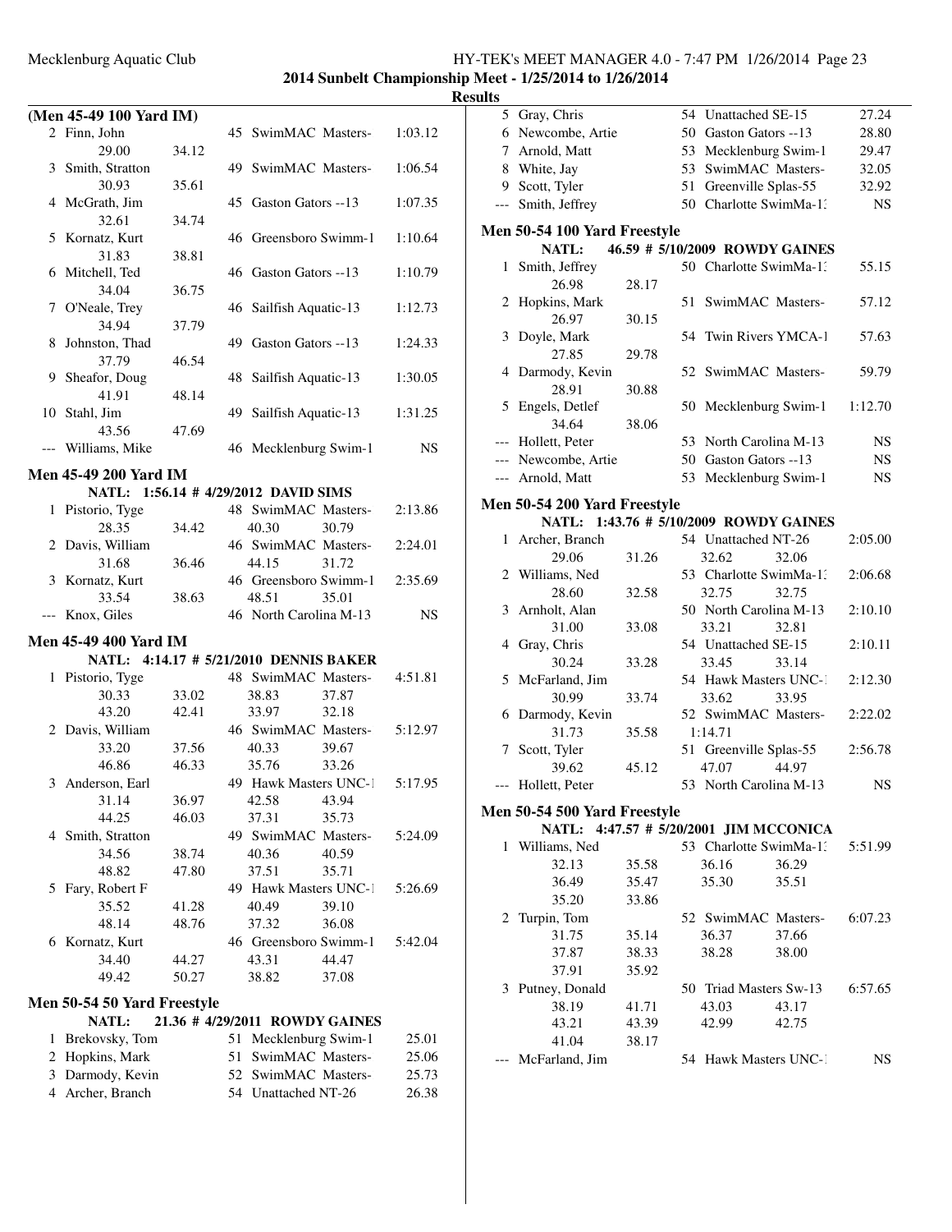**2014 Sunbelt Championship Meet - 1/25/2014 to 1/26/2014**

**Results**

### (Men 45-49 100 Yard IM)

| Place | Name | Age | Team | Time |
|---|---|---|---|---|
| 2 | Finn, John | 45 | SwimMAC Masters- | 1:03.12 |
| | 29.00 34.12 | | | |
| 3 | Smith, Stratton | 49 | SwimMAC Masters- | 1:06.54 |
| | 30.93 35.61 | | | |
| 4 | McGrath, Jim | 45 | Gaston Gators --13 | 1:07.35 |
| | 32.61 34.74 | | | |
| 5 | Kornatz, Kurt | 46 | Greensboro Swimm-1 | 1:10.64 |
| | 31.83 38.81 | | | |
| 6 | Mitchell, Ted | 46 | Gaston Gators --13 | 1:10.79 |
| | 34.04 36.75 | | | |
| 7 | O'Neale, Trey | 46 | Sailfish Aquatic-13 | 1:12.73 |
| | 34.94 37.79 | | | |
| 8 | Johnston, Thad | 49 | Gaston Gators --13 | 1:24.33 |
| | 37.79 46.54 | | | |
| 9 | Sheafor, Doug | 48 | Sailfish Aquatic-13 | 1:30.05 |
| | 41.91 48.14 | | | |
| 10 | Stahl, Jim | 49 | Sailfish Aquatic-13 | 1:31.25 |
| | 43.56 47.69 | | | |
| --- | Williams, Mike | 46 | Mecklenburg Swim-1 | NS |

### Men 45-49 200 Yard IM

NATL: 1:56.14 # 4/29/2012 DAVID SIMS

| Place | Name | Age | Team | Time |
|---|---|---|---|---|
| 1 | Pistorio, Tyge | 48 | SwimMAC Masters- | 2:13.86 |
| | 28.35 34.42 40.30 30.79 | | | |
| 2 | Davis, William | 46 | SwimMAC Masters- | 2:24.01 |
| | 31.68 36.46 44.15 31.72 | | | |
| 3 | Kornatz, Kurt | 46 | Greensboro Swimm-1 | 2:35.69 |
| | 33.54 38.63 48.51 35.01 | | | |
| --- | Knox, Giles | 46 | North Carolina M-13 | NS |

### Men 45-49 400 Yard IM

NATL: 4:14.17 # 5/21/2010 DENNIS BAKER

| Place | Name | Age | Team | Time |
|---|---|---|---|---|
| 1 | Pistorio, Tyge | 48 | SwimMAC Masters- | 4:51.81 |
| | 30.33 33.02 38.83 37.87 | | | |
| | 43.20 42.41 33.97 32.18 | | | |
| 2 | Davis, William | 46 | SwimMAC Masters- | 5:12.97 |
| | 33.20 37.56 40.33 39.67 | | | |
| | 46.86 46.33 35.76 33.26 | | | |
| 3 | Anderson, Earl | 49 | Hawk Masters UNC-1 | 5:17.95 |
| | 31.14 36.97 42.58 43.94 | | | |
| | 44.25 46.03 37.31 35.73 | | | |
| 4 | Smith, Stratton | 49 | SwimMAC Masters- | 5:24.09 |
| | 34.56 38.74 40.36 40.59 | | | |
| | 48.82 47.80 37.51 35.71 | | | |
| 5 | Fary, Robert F | 49 | Hawk Masters UNC-1 | 5:26.69 |
| | 35.52 41.28 40.49 39.10 | | | |
| | 48.14 48.76 37.32 36.08 | | | |
| 6 | Kornatz, Kurt | 46 | Greensboro Swimm-1 | 5:42.04 |
| | 34.40 44.27 43.31 44.47 | | | |
| | 49.42 50.27 38.82 37.08 | | | |

### Men 50-54 50 Yard Freestyle

NATL: 21.36 # 4/29/2011 ROWDY GAINES

| Place | Name | Age | Team | Time |
|---|---|---|---|---|
| 1 | Brekovsky, Tom | 51 | Mecklenburg Swim-1 | 25.01 |
| 2 | Hopkins, Mark | 51 | SwimMAC Masters- | 25.06 |
| 3 | Darmody, Kevin | 52 | SwimMAC Masters- | 25.73 |
| 4 | Archer, Branch | 54 | Unattached NT-26 | 26.38 |
| 5 | Gray, Chris | 54 | Unattached SE-15 | 27.24 |
| 6 | Newcombe, Artie | 50 | Gaston Gators --13 | 28.80 |
| 7 | Arnold, Matt | 53 | Mecklenburg Swim-1 | 29.47 |
| 8 | White, Jay | 53 | SwimMAC Masters- | 32.05 |
| 9 | Scott, Tyler | 51 | Greenville Splas-55 | 32.92 |
| --- | Smith, Jeffrey | 50 | Charlotte SwimMa-13 | NS |

### Men 50-54 100 Yard Freestyle

NATL: 46.59 # 5/10/2009 ROWDY GAINES

| Place | Name | Age | Team | Time |
|---|---|---|---|---|
| 1 | Smith, Jeffrey | 50 | Charlotte SwimMa-13 | 55.15 |
| | 26.98 28.17 | | | |
| 2 | Hopkins, Mark | 51 | SwimMAC Masters- | 57.12 |
| | 26.97 30.15 | | | |
| 3 | Doyle, Mark | 54 | Twin Rivers YMCA-1 | 57.63 |
| | 27.85 29.78 | | | |
| 4 | Darmody, Kevin | 52 | SwimMAC Masters- | 59.79 |
| | 28.91 30.88 | | | |
| 5 | Engels, Detlef | 50 | Mecklenburg Swim-1 | 1:12.70 |
| | 34.64 38.06 | | | |
| --- | Hollett, Peter | 53 | North Carolina M-13 | NS |
| --- | Newcombe, Artie | 50 | Gaston Gators --13 | NS |
| --- | Arnold, Matt | 53 | Mecklenburg Swim-1 | NS |

### Men 50-54 200 Yard Freestyle

NATL: 1:43.76 # 5/10/2009 ROWDY GAINES

| Place | Name | Age | Team | Time |
|---|---|---|---|---|
| 1 | Archer, Branch | 54 | Unattached NT-26 | 2:05.00 |
| | 29.06 31.26 32.62 32.06 | | | |
| 2 | Williams, Ned | 53 | Charlotte SwimMa-13 | 2:06.68 |
| | 28.60 32.58 32.75 32.75 | | | |
| 3 | Arnholt, Alan | 50 | North Carolina M-13 | 2:10.10 |
| | 31.00 33.08 33.21 32.81 | | | |
| 4 | Gray, Chris | 54 | Unattached SE-15 | 2:10.11 |
| | 30.24 33.28 33.45 33.14 | | | |
| 5 | McFarland, Jim | 54 | Hawk Masters UNC-1 | 2:12.30 |
| | 30.99 33.74 33.62 33.95 | | | |
| 6 | Darmody, Kevin | 52 | SwimMAC Masters- | 2:22.02 |
| | 31.73 35.58 1:14.71 | | | |
| 7 | Scott, Tyler | 51 | Greenville Splas-55 | 2:56.78 |
| | 39.62 45.12 47.07 44.97 | | | |
| --- | Hollett, Peter | 53 | North Carolina M-13 | NS |

### Men 50-54 500 Yard Freestyle

NATL: 4:47.57 # 5/20/2001 JIM MCCONICA

| Place | Name | Age | Team | Time |
|---|---|---|---|---|
| 1 | Williams, Ned | 53 | Charlotte SwimMa-13 | 5:51.99 |
| | 32.13 35.58 36.16 36.29 | | | |
| | 36.49 35.47 35.30 35.51 | | | |
| | 35.20 33.86 | | | |
| 2 | Turpin, Tom | 52 | SwimMAC Masters- | 6:07.23 |
| | 31.75 35.14 36.37 37.66 | | | |
| | 37.87 38.33 38.28 38.00 | | | |
| | 37.91 35.92 | | | |
| 3 | Putney, Donald | 50 | Triad Masters Sw-13 | 6:57.65 |
| | 38.19 41.71 43.03 43.17 | | | |
| | 43.21 43.39 42.99 42.75 | | | |
| | 41.04 38.17 | | | |
| --- | McFarland, Jim | 54 | Hawk Masters UNC-1 | NS |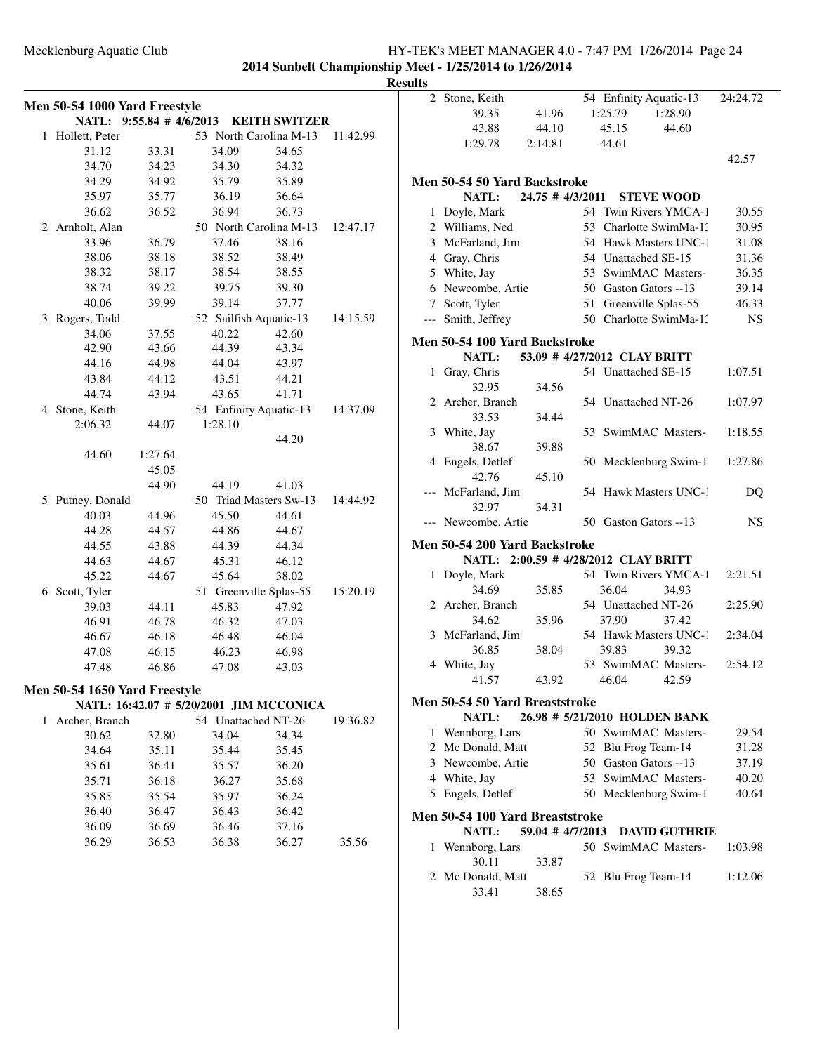2014 Sunbelt Championship Meet - 1/25/2014 to 1/26/2014

Results

### Men 50-54 1000 Yard Freestyle

**NATL: 9:55.84 # 4/6/2013 KEITH SWITZER**

1 Hollett, Peter 53 North Carolina M-13 11:42.99
31.12 33.31 34.09 34.65
34.70 34.23 34.30 34.32
34.29 34.92 35.79 35.89
35.97 35.77 36.19 36.64
36.62 36.52 36.94 36.73

2 Arnholt, Alan 50 North Carolina M-13 12:47.17
33.96 36.79 37.46 38.16
38.06 38.18 38.52 38.49
38.32 38.17 38.54 38.55
38.74 39.22 39.75 39.30
40.06 39.99 39.14 37.77

3 Rogers, Todd 52 Sailfish Aquatic-13 14:15.59
34.06 37.55 40.22 42.60
42.90 43.66 44.39 43.34
44.16 44.98 44.04 43.97
43.84 44.12 43.51 44.21
44.74 43.94 43.65 41.71

4 Stone, Keith 54 Enfinity Aquatic-13 14:37.09
2:06.32 44.07 1:28.10
44.20
44.60 1:27.64
45.05
44.90 44.19 41.03

5 Putney, Donald 50 Triad Masters Sw-13 14:44.92
40.03 44.96 45.50 44.61
44.28 44.57 44.86 44.67
44.55 43.88 44.39 44.34
44.63 44.67 45.31 46.12
45.22 44.67 45.64 38.02

6 Scott, Tyler 51 Greenville Splas-55 15:20.19
39.03 44.11 45.83 47.92
46.91 46.78 46.32 47.03
46.67 46.18 46.48 46.04
47.08 46.15 46.23 46.98
47.48 46.86 47.08 43.03

### Men 50-54 1650 Yard Freestyle

**NATL: 16:42.07 # 5/20/2001 JIM MCCONICA**

1 Archer, Branch 54 Unattached NT-26 19:36.82
30.62 32.80 34.04 34.34
34.64 35.11 35.44 35.45
35.61 36.41 35.57 36.20
35.71 36.18 36.27 35.68
35.85 35.54 35.97 36.24
36.40 36.47 36.43 36.42
36.09 36.69 36.46 37.16
36.29 36.53 36.38 36.27 35.56

2 Stone, Keith 54 Enfinity Aquatic-13 24:24.72
39.35 41.96 1:25.79 1:28.90
43.88 44.10 45.15 44.60
1:29.78 2:14.81 44.61
42.57

### Men 50-54 50 Yard Backstroke

**NATL: 24.75 # 4/3/2011 STEVE WOOD**

| Place | Name | Age | Team | Time |
|---|---|---|---|---|
| 1 | Doyle, Mark | 54 | Twin Rivers YMCA-1 | 30.55 |
| 2 | Williams, Ned | 53 | Charlotte SwimMa-13 | 30.95 |
| 3 | McFarland, Jim | 54 | Hawk Masters UNC-1 | 31.08 |
| 4 | Gray, Chris | 54 | Unattached SE-15 | 31.36 |
| 5 | White, Jay | 53 | SwimMAC Masters- | 36.35 |
| 6 | Newcombe, Artie | 50 | Gaston Gators --13 | 39.14 |
| 7 | Scott, Tyler | 51 | Greenville Splas-55 | 46.33 |
| --- | Smith, Jeffrey | 50 | Charlotte SwimMa-13 | NS |

### Men 50-54 100 Yard Backstroke

**NATL: 53.09 # 4/27/2012 CLAY BRITT**

1 Gray, Chris 54 Unattached SE-15 1:07.51
32.95 34.56

2 Archer, Branch 54 Unattached NT-26 1:07.97
33.53 34.44

3 White, Jay 53 SwimMAC Masters- 1:18.55
38.67 39.88

4 Engels, Detlef 50 Mecklenburg Swim-1 1:27.86
42.76 45.10

--- McFarland, Jim 54 Hawk Masters UNC-1 DQ
32.97 34.31

--- Newcombe, Artie 50 Gaston Gators --13 NS

### Men 50-54 200 Yard Backstroke

**NATL: 2:00.59 # 4/28/2012 CLAY BRITT**

1 Doyle, Mark 54 Twin Rivers YMCA-1 2:21.51
34.69 35.85 36.04 34.93

2 Archer, Branch 54 Unattached NT-26 2:25.90
34.62 35.96 37.90 37.42

3 McFarland, Jim 54 Hawk Masters UNC-1 2:34.04
36.85 38.04 39.83 39.32

4 White, Jay 53 SwimMAC Masters- 2:54.12
41.57 43.92 46.04 42.59

### Men 50-54 50 Yard Breaststroke

**NATL: 26.98 # 5/21/2010 HOLDEN BANK**

| Place | Name | Age | Team | Time |
|---|---|---|---|---|
| 1 | Wennborg, Lars | 50 | SwimMAC Masters- | 29.54 |
| 2 | Mc Donald, Matt | 52 | Blu Frog Team-14 | 31.28 |
| 3 | Newcombe, Artie | 50 | Gaston Gators --13 | 37.19 |
| 4 | White, Jay | 53 | SwimMAC Masters- | 40.20 |
| 5 | Engels, Detlef | 50 | Mecklenburg Swim-1 | 40.64 |

### Men 50-54 100 Yard Breaststroke

**NATL: 59.04 # 4/7/2013 DAVID GUTHRIE**

1 Wennborg, Lars 50 SwimMAC Masters- 1:03.98
30.11 33.87

2 Mc Donald, Matt 52 Blu Frog Team-14 1:12.06
33.41 38.65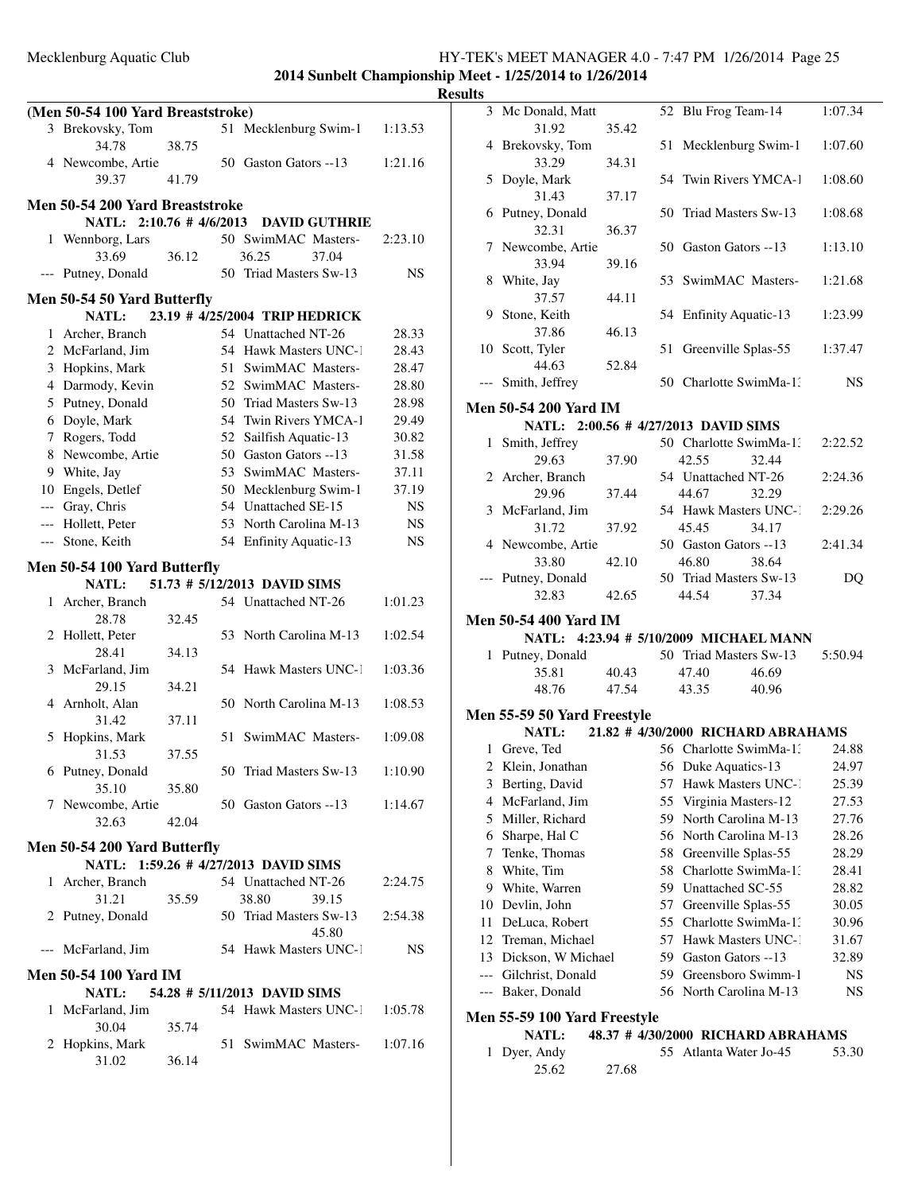## Results

### (Men 50-54 100 Yard Breaststroke)

| Place | Name | Age | Team | Time |
|---|---|---|---|---|
| 3 | Brekovsky, Tom | 51 | Mecklenburg Swim-1 | 1:13.53 |
| | 34.78 38.75 | | | |
| 4 | Newcombe, Artie | 50 | Gaston Gators --13 | 1:21.16 |
| | 39.37 41.79 | | | |

### Men 50-54 200 Yard Breaststroke

NATL: 2:10.76 # 4/6/2013 DAVID GUTHRIE

| Place | Name | Age | Team | Time |
|---|---|---|---|---|
| 1 | Wennborg, Lars | 50 | SwimMAC Masters- | 2:23.10 |
| | 33.69 36.12 36.25 37.04 | | | |
| --- | Putney, Donald | 50 | Triad Masters Sw-13 | NS |

### Men 50-54 50 Yard Butterfly

NATL: 23.19 # 4/25/2004 TRIP HEDRICK

| Place | Name | Age | Team | Time |
|---|---|---|---|---|
| 1 | Archer, Branch | 54 | Unattached NT-26 | 28.33 |
| 2 | McFarland, Jim | 54 | Hawk Masters UNC-1 | 28.43 |
| 3 | Hopkins, Mark | 51 | SwimMAC Masters- | 28.47 |
| 4 | Darmody, Kevin | 52 | SwimMAC Masters- | 28.80 |
| 5 | Putney, Donald | 50 | Triad Masters Sw-13 | 28.98 |
| 6 | Doyle, Mark | 54 | Twin Rivers YMCA-1 | 29.49 |
| 7 | Rogers, Todd | 52 | Sailfish Aquatic-13 | 30.82 |
| 8 | Newcombe, Artie | 50 | Gaston Gators --13 | 31.58 |
| 9 | White, Jay | 53 | SwimMAC Masters- | 37.11 |
| 10 | Engels, Detlef | 50 | Mecklenburg Swim-1 | 37.19 |
| --- | Gray, Chris | 54 | Unattached SE-15 | NS |
| --- | Hollett, Peter | 53 | North Carolina M-13 | NS |
| --- | Stone, Keith | 54 | Enfinity Aquatic-13 | NS |

### Men 50-54 100 Yard Butterfly

NATL: 51.73 # 5/12/2013 DAVID SIMS

| Place | Name | Age | Team | Time |
|---|---|---|---|---|
| 1 | Archer, Branch | 54 | Unattached NT-26 | 1:01.23 |
| | 28.78 32.45 | | | |
| 2 | Hollett, Peter | 53 | North Carolina M-13 | 1:02.54 |
| | 28.41 34.13 | | | |
| 3 | McFarland, Jim | 54 | Hawk Masters UNC-1 | 1:03.36 |
| | 29.15 34.21 | | | |
| 4 | Arnholt, Alan | 50 | North Carolina M-13 | 1:08.53 |
| | 31.42 37.11 | | | |
| 5 | Hopkins, Mark | 51 | SwimMAC Masters- | 1:09.08 |
| | 31.53 37.55 | | | |
| 6 | Putney, Donald | 50 | Triad Masters Sw-13 | 1:10.90 |
| | 35.10 35.80 | | | |
| 7 | Newcombe, Artie | 50 | Gaston Gators --13 | 1:14.67 |
| | 32.63 42.04 | | | |

### Men 50-54 200 Yard Butterfly

NATL: 1:59.26 # 4/27/2013 DAVID SIMS

| Place | Name | Age | Team | Time |
|---|---|---|---|---|
| 1 | Archer, Branch | 54 | Unattached NT-26 | 2:24.75 |
| | 31.21 35.59 38.80 39.15 | | | |
| 2 | Putney, Donald | 50 | Triad Masters Sw-13 | 2:54.38 |
| | 45.80 | | | |
| --- | McFarland, Jim | 54 | Hawk Masters UNC-1 | NS |

### Men 50-54 100 Yard IM

NATL: 54.28 # 5/11/2013 DAVID SIMS

| Place | Name | Age | Team | Time |
|---|---|---|---|---|
| 1 | McFarland, Jim | 54 | Hawk Masters UNC-1 | 1:05.78 |
| | 30.04 35.74 | | | |
| 2 | Hopkins, Mark | 51 | SwimMAC Masters- | 1:07.16 |
| | 31.02 36.14 | | | |
| 3 | Mc Donald, Matt | 52 | Blu Frog Team-14 | 1:07.34 |
| | 31.92 35.42 | | | |
| 4 | Brekovsky, Tom | 51 | Mecklenburg Swim-1 | 1:07.60 |
| | 33.29 34.31 | | | |
| 5 | Doyle, Mark | 54 | Twin Rivers YMCA-1 | 1:08.60 |
| | 31.43 37.17 | | | |
| 6 | Putney, Donald | 50 | Triad Masters Sw-13 | 1:08.68 |
| | 32.31 36.37 | | | |
| 7 | Newcombe, Artie | 50 | Gaston Gators --13 | 1:13.10 |
| | 33.94 39.16 | | | |
| 8 | White, Jay | 53 | SwimMAC Masters- | 1:21.68 |
| | 37.57 44.11 | | | |
| 9 | Stone, Keith | 54 | Enfinity Aquatic-13 | 1:23.99 |
| | 37.86 46.13 | | | |
| 10 | Scott, Tyler | 51 | Greenville Splas-55 | 1:37.47 |
| | 44.63 52.84 | | | |
| --- | Smith, Jeffrey | 50 | Charlotte SwimMa-13 | NS |

### Men 50-54 200 Yard IM

NATL: 2:00.56 # 4/27/2013 DAVID SIMS

| Place | Name | Age | Team | Time |
|---|---|---|---|---|
| 1 | Smith, Jeffrey | 50 | Charlotte SwimMa-13 | 2:22.52 |
| | 29.63 37.90 42.55 32.44 | | | |
| 2 | Archer, Branch | 54 | Unattached NT-26 | 2:24.36 |
| | 29.96 37.44 44.67 32.29 | | | |
| 3 | McFarland, Jim | 54 | Hawk Masters UNC-1 | 2:29.26 |
| | 31.72 37.92 45.45 34.17 | | | |
| 4 | Newcombe, Artie | 50 | Gaston Gators --13 | 2:41.34 |
| | 33.80 42.10 46.80 38.64 | | | |
| --- | Putney, Donald | 50 | Triad Masters Sw-13 | DQ |
| | 32.83 42.65 44.54 37.34 | | | |

### Men 50-54 400 Yard IM

NATL: 4:23.94 # 5/10/2009 MICHAEL MANN

| Place | Name | Age | Team | Time |
|---|---|---|---|---|
| 1 | Putney, Donald | 50 | Triad Masters Sw-13 | 5:50.94 |
| | 35.81 40.43 47.40 46.69 | | | |
| | 48.76 47.54 43.35 40.96 | | | |

### Men 55-59 50 Yard Freestyle

NATL: 21.82 # 4/30/2000 RICHARD ABRAHAMS

| Place | Name | Age | Team | Time |
|---|---|---|---|---|
| 1 | Greve, Ted | 56 | Charlotte SwimMa-13 | 24.88 |
| 2 | Klein, Jonathan | 56 | Duke Aquatics-13 | 24.97 |
| 3 | Berting, David | 57 | Hawk Masters UNC-1 | 25.39 |
| 4 | McFarland, Jim | 55 | Virginia Masters-12 | 27.53 |
| 5 | Miller, Richard | 59 | North Carolina M-13 | 27.76 |
| 6 | Sharpe, Hal C | 56 | North Carolina M-13 | 28.26 |
| 7 | Tenke, Thomas | 58 | Greenville Splas-55 | 28.29 |
| 8 | White, Tim | 58 | Charlotte SwimMa-13 | 28.41 |
| 9 | White, Warren | 59 | Unattached SC-55 | 28.82 |
| 10 | Devlin, John | 57 | Greenville Splas-55 | 30.05 |
| 11 | DeLuca, Robert | 55 | Charlotte SwimMa-13 | 30.96 |
| 12 | Treman, Michael | 57 | Hawk Masters UNC-1 | 31.67 |
| 13 | Dickson, W Michael | 59 | Gaston Gators --13 | 32.89 |
| --- | Gilchrist, Donald | 59 | Greensboro Swimm-1 | NS |
| --- | Baker, Donald | 56 | North Carolina M-13 | NS |

### Men 55-59 100 Yard Freestyle

NATL: 48.37 # 4/30/2000 RICHARD ABRAHAMS

| Place | Name | Age | Team | Time |
|---|---|---|---|---|
| 1 | Dyer, Andy | 55 | Atlanta Water Jo-45 | 53.30 |
| | 25.62 27.68 | | | |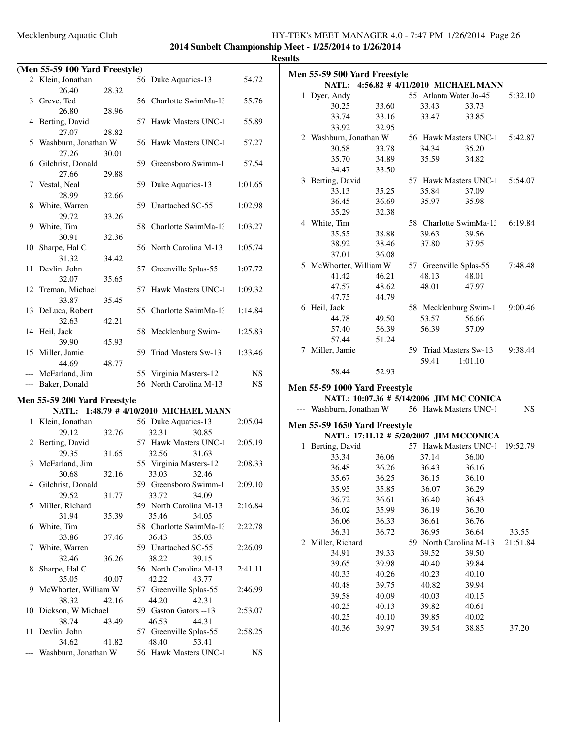## (Men 55-59 100 Yard Freestyle)

| Place | Name | Age | Team | Time |
|---|---|---|---|---|
| 2 | Klein, Jonathan | 56 | Duke Aquatics-13 | 54.72 |
| | 26.40 28.32 | | | |
| 3 | Greve, Ted | 56 | Charlotte SwimMa-13 | 55.76 |
| | 26.80 28.96 | | | |
| 4 | Berting, David | 57 | Hawk Masters UNC-1 | 55.89 |
| | 27.07 28.82 | | | |
| 5 | Washburn, Jonathan W | 56 | Hawk Masters UNC-1 | 57.27 |
| | 27.26 30.01 | | | |
| 6 | Gilchrist, Donald | 59 | Greensboro Swimm-1 | 57.54 |
| | 27.66 29.88 | | | |
| 7 | Vestal, Neal | 59 | Duke Aquatics-13 | 1:01.65 |
| | 28.99 32.66 | | | |
| 8 | White, Warren | 59 | Unattached SC-55 | 1:02.98 |
| | 29.72 33.26 | | | |
| 9 | White, Tim | 58 | Charlotte SwimMa-13 | 1:03.27 |
| | 30.91 32.36 | | | |
| 10 | Sharpe, Hal C | 56 | North Carolina M-13 | 1:05.74 |
| | 31.32 34.42 | | | |
| 11 | Devlin, John | 57 | Greenville Splas-55 | 1:07.72 |
| | 32.07 35.65 | | | |
| 12 | Treman, Michael | 57 | Hawk Masters UNC-1 | 1:09.32 |
| | 33.87 35.45 | | | |
| 13 | DeLuca, Robert | 55 | Charlotte SwimMa-13 | 1:14.84 |
| | 32.63 42.21 | | | |
| 14 | Heil, Jack | 58 | Mecklenburg Swim-1 | 1:25.83 |
| | 39.90 45.93 | | | |
| 15 | Miller, Jamie | 59 | Triad Masters Sw-13 | 1:33.46 |
| | 44.69 48.77 | | | |
| --- | McFarland, Jim | 55 | Virginia Masters-12 | NS |
| --- | Baker, Donald | 56 | North Carolina M-13 | NS |

## Men 55-59 200 Yard Freestyle

**NATL: 1:48.79 # 4/10/2010 MICHAEL MANN**

| Place | Name | Age | Team | Time |
|---|---|---|---|---|
| 1 | Klein, Jonathan | 56 | Duke Aquatics-13 | 2:05.04 |
| | 29.12 32.76 32.31 30.85 | | | |
| 2 | Berting, David | 57 | Hawk Masters UNC-1 | 2:05.19 |
| | 29.35 31.65 32.56 31.63 | | | |
| 3 | McFarland, Jim | 55 | Virginia Masters-12 | 2:08.33 |
| | 30.68 32.16 33.03 32.46 | | | |
| 4 | Gilchrist, Donald | 59 | Greensboro Swimm-1 | 2:09.10 |
| | 29.52 31.77 33.72 34.09 | | | |
| 5 | Miller, Richard | 59 | North Carolina M-13 | 2:16.84 |
| | 31.94 35.39 35.46 34.05 | | | |
| 6 | White, Tim | 58 | Charlotte SwimMa-13 | 2:22.78 |
| | 33.86 37.46 36.43 35.03 | | | |
| 7 | White, Warren | 59 | Unattached SC-55 | 2:26.09 |
| | 32.46 36.26 38.22 39.15 | | | |
| 8 | Sharpe, Hal C | 56 | North Carolina M-13 | 2:41.11 |
| | 35.05 40.07 42.22 43.77 | | | |
| 9 | McWhorter, William W | 57 | Greenville Splas-55 | 2:46.99 |
| | 38.32 42.16 44.20 42.31 | | | |
| 10 | Dickson, W Michael | 59 | Gaston Gators --13 | 2:53.07 |
| | 38.74 43.49 46.53 44.31 | | | |
| 11 | Devlin, John | 57 | Greenville Splas-55 | 2:58.25 |
| | 34.62 41.82 48.40 53.41 | | | |
| --- | Washburn, Jonathan W | 56 | Hawk Masters UNC-1 | NS |

## Men 55-59 500 Yard Freestyle

**NATL: 4:56.82 # 4/11/2010 MICHAEL MANN**

| Place | Name | Age | Team | Time |
|---|---|---|---|---|
| 1 | Dyer, Andy | 55 | Atlanta Water Jo-45 | 5:32.10 |
| | 30.25 33.60 33.43 33.73 | | | |
| | 33.74 33.16 33.47 33.85 | | | |
| | 33.92 32.95 | | | |
| 2 | Washburn, Jonathan W | 56 | Hawk Masters UNC-1 | 5:42.87 |
| | 30.58 33.78 34.34 35.20 | | | |
| | 35.70 34.89 35.59 34.82 | | | |
| | 34.47 33.50 | | | |
| 3 | Berting, David | 57 | Hawk Masters UNC-1 | 5:54.07 |
| | 33.13 35.25 35.84 37.09 | | | |
| | 36.45 36.69 35.97 35.98 | | | |
| | 35.29 32.38 | | | |
| 4 | White, Tim | 58 | Charlotte SwimMa-13 | 6:19.84 |
| | 35.55 38.88 39.63 39.56 | | | |
| | 38.92 38.46 37.80 37.95 | | | |
| | 37.01 36.08 | | | |
| 5 | McWhorter, William W | 57 | Greenville Splas-55 | 7:48.48 |
| | 41.42 46.21 48.13 48.01 | | | |
| | 47.57 48.62 48.01 47.97 | | | |
| | 47.75 44.79 | | | |
| 6 | Heil, Jack | 58 | Mecklenburg Swim-1 | 9:00.46 |
| | 44.78 49.50 53.57 56.66 | | | |
| | 57.40 56.39 56.39 57.09 | | | |
| | 57.44 51.24 | | | |
| 7 | Miller, Jamie | 59 | Triad Masters Sw-13 | 9:38.44 |
| | 59.41 1:01.10 | | | |
| | 58.44 52.93 | | | |

## Men 55-59 1000 Yard Freestyle

**NATL: 10:07.36 # 5/14/2006 JIM MC CONICA**

| Place | Name | Age | Team | Time |
|---|---|---|---|---|
| --- | Washburn, Jonathan W | 56 | Hawk Masters UNC-1 | NS |

## Men 55-59 1650 Yard Freestyle

**NATL: 17:11.12 # 5/20/2007 JIM MCCONICA**

| Place | Name | Age | Team | Time |
|---|---|---|---|---|
| 1 | Berting, David | 57 | Hawk Masters UNC-1 | 19:52.79 |
| | 33.34 36.06 37.14 36.00 | | | |
| | 36.48 36.26 36.43 36.16 | | | |
| | 35.67 36.25 36.15 36.10 | | | |
| | 35.95 35.85 36.07 36.29 | | | |
| | 36.72 36.61 36.40 36.43 | | | |
| | 36.02 35.99 36.19 36.30 | | | |
| | 36.06 36.33 36.61 36.76 | | | |
| | 36.31 36.72 36.95 36.64 33.55 | | | |
| 2 | Miller, Richard | 59 | North Carolina M-13 | 21:51.84 |
| | 34.91 39.33 39.52 39.50 | | | |
| | 39.65 39.98 40.40 39.84 | | | |
| | 40.33 40.26 40.23 40.10 | | | |
| | 40.48 39.75 40.82 39.94 | | | |
| | 39.58 40.09 40.03 40.15 | | | |
| | 40.25 40.13 39.82 40.61 | | | |
| | 40.25 40.10 39.85 40.02 | | | |
| | 40.36 39.97 39.54 38.85 37.20 | | | |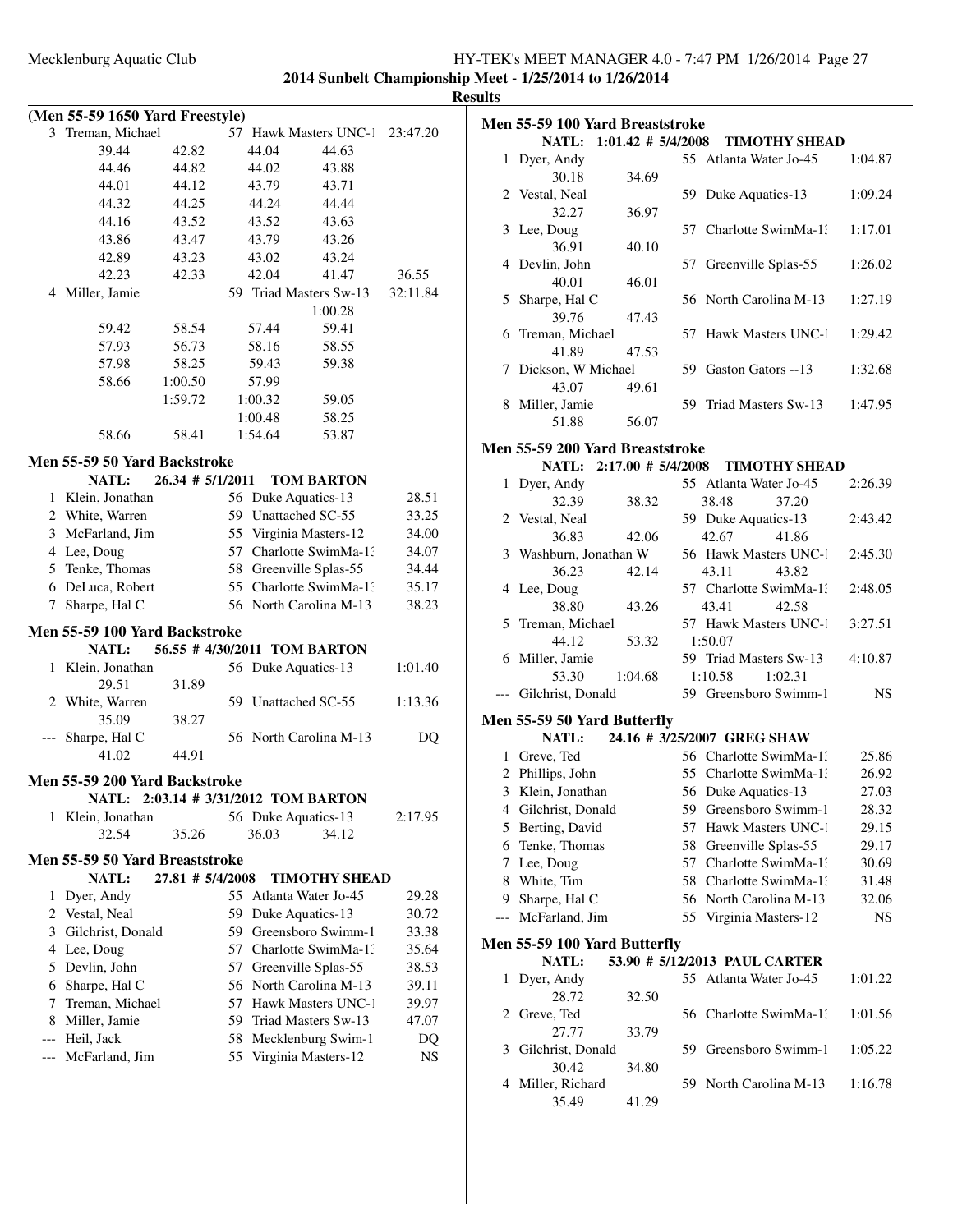## Results

### (Men 55-59 1650 Yard Freestyle)

| | Name | Age | Team | Finals Time |
|---|---|---|---|---|
| 3 | Treman, Michael | 57 | Hawk Masters UNC-1 | 23:47.20 |

39.44 42.82 44.04 44.63
44.46 44.82 44.02 43.88
44.01 44.12 43.79 43.71
44.32 44.25 44.24 44.44
44.16 43.52 43.52 43.63
43.86 43.47 43.79 43.26
42.89 43.23 43.02 43.24
42.23 42.33 42.04 41.47 36.55

| | Name | Age | Team | Finals Time |
|---|---|---|---|---|
| 4 | Miller, Jamie | 59 | Triad Masters Sw-13 | 32:11.84 |

1:00.28
59.42 58.54 57.44 59.41
57.93 56.73 58.16 58.55
57.98 58.25 59.43 59.38
58.66 1:00.50 57.99
1:59.72 1:00.32 59.05
1:00.48 58.25
58.66 58.41 1:54.64 53.87

### Men 55-59 50 Yard Backstroke

**NATL: 26.34 # 5/1/2011 TOM BARTON**

| | Name | Age | Team | Finals Time |
|---|---|---|---|---|
| 1 | Klein, Jonathan | 56 | Duke Aquatics-13 | 28.51 |
| 2 | White, Warren | 59 | Unattached SC-55 | 33.25 |
| 3 | McFarland, Jim | 55 | Virginia Masters-12 | 34.00 |
| 4 | Lee, Doug | 57 | Charlotte SwimMa-13 | 34.07 |
| 5 | Tenke, Thomas | 58 | Greenville Splas-55 | 34.44 |
| 6 | DeLuca, Robert | 55 | Charlotte SwimMa-13 | 35.17 |
| 7 | Sharpe, Hal C | 56 | North Carolina M-13 | 38.23 |

### Men 55-59 100 Yard Backstroke

**NATL: 56.55 # 4/30/2011 TOM BARTON**

| | Name | Age | Team | Finals Time |
|---|---|---|---|---|
| 1 | Klein, Jonathan | 56 | Duke Aquatics-13 | 1:01.40 |
| | 29.51 31.89 | | | |
| 2 | White, Warren | 59 | Unattached SC-55 | 1:13.36 |
| | 35.09 38.27 | | | |
| --- | Sharpe, Hal C | 56 | North Carolina M-13 | DQ |
| | 41.02 44.91 | | | |

### Men 55-59 200 Yard Backstroke

**NATL: 2:03.14 # 3/31/2012 TOM BARTON**

| | Name | Age | Team | Finals Time |
|---|---|---|---|---|
| 1 | Klein, Jonathan | 56 | Duke Aquatics-13 | 2:17.95 |
| | 32.54 35.26 36.03 34.12 | | | |

### Men 55-59 50 Yard Breaststroke

**NATL: 27.81 # 5/4/2008 TIMOTHY SHEAD**

| | Name | Age | Team | Finals Time |
|---|---|---|---|---|
| 1 | Dyer, Andy | 55 | Atlanta Water Jo-45 | 29.28 |
| 2 | Vestal, Neal | 59 | Duke Aquatics-13 | 30.72 |
| 3 | Gilchrist, Donald | 59 | Greensboro Swimm-1 | 33.38 |
| 4 | Lee, Doug | 57 | Charlotte SwimMa-13 | 35.64 |
| 5 | Devlin, John | 57 | Greenville Splas-55 | 38.53 |
| 6 | Sharpe, Hal C | 56 | North Carolina M-13 | 39.11 |
| 7 | Treman, Michael | 57 | Hawk Masters UNC-1 | 39.97 |
| 8 | Miller, Jamie | 59 | Triad Masters Sw-13 | 47.07 |
| --- | Heil, Jack | 58 | Mecklenburg Swim-1 | DQ |
| --- | McFarland, Jim | 55 | Virginia Masters-12 | NS |

### Men 55-59 100 Yard Breaststroke

**NATL: 1:01.42 # 5/4/2008 TIMOTHY SHEAD**

| | Name | Age | Team | Finals Time |
|---|---|---|---|---|
| 1 | Dyer, Andy | 55 | Atlanta Water Jo-45 | 1:04.87 |
| | 30.18 34.69 | | | |
| 2 | Vestal, Neal | 59 | Duke Aquatics-13 | 1:09.24 |
| | 32.27 36.97 | | | |
| 3 | Lee, Doug | 57 | Charlotte SwimMa-13 | 1:17.01 |
| | 36.91 40.10 | | | |
| 4 | Devlin, John | 57 | Greenville Splas-55 | 1:26.02 |
| | 40.01 46.01 | | | |
| 5 | Sharpe, Hal C | 56 | North Carolina M-13 | 1:27.19 |
| | 39.76 47.43 | | | |
| 6 | Treman, Michael | 57 | Hawk Masters UNC-1 | 1:29.42 |
| | 41.89 47.53 | | | |
| 7 | Dickson, W Michael | 59 | Gaston Gators --13 | 1:32.68 |
| | 43.07 49.61 | | | |
| 8 | Miller, Jamie | 59 | Triad Masters Sw-13 | 1:47.95 |
| | 51.88 56.07 | | | |

### Men 55-59 200 Yard Breaststroke

**NATL: 2:17.00 # 5/4/2008 TIMOTHY SHEAD**

| | Name | Age | Team | Finals Time |
|---|---|---|---|---|
| 1 | Dyer, Andy | 55 | Atlanta Water Jo-45 | 2:26.39 |
| | 32.39 38.32 38.48 37.20 | | | |
| 2 | Vestal, Neal | 59 | Duke Aquatics-13 | 2:43.42 |
| | 36.83 42.06 42.67 41.86 | | | |
| 3 | Washburn, Jonathan W | 56 | Hawk Masters UNC-1 | 2:45.30 |
| | 36.23 42.14 43.11 43.82 | | | |
| 4 | Lee, Doug | 57 | Charlotte SwimMa-13 | 2:48.05 |
| | 38.80 43.26 43.41 42.58 | | | |
| 5 | Treman, Michael | 57 | Hawk Masters UNC-1 | 3:27.51 |
| | 44.12 53.32 1:50.07 | | | |
| 6 | Miller, Jamie | 59 | Triad Masters Sw-13 | 4:10.87 |
| | 53.30 1:04.68 1:10.58 1:02.31 | | | |
| --- | Gilchrist, Donald | 59 | Greensboro Swimm-1 | NS |

### Men 55-59 50 Yard Butterfly

**NATL: 24.16 # 3/25/2007 GREG SHAW**

| | Name | Age | Team | Finals Time |
|---|---|---|---|---|
| 1 | Greve, Ted | 56 | Charlotte SwimMa-13 | 25.86 |
| 2 | Phillips, John | 55 | Charlotte SwimMa-13 | 26.92 |
| 3 | Klein, Jonathan | 56 | Duke Aquatics-13 | 27.03 |
| 4 | Gilchrist, Donald | 59 | Greensboro Swimm-1 | 28.32 |
| 5 | Berting, David | 57 | Hawk Masters UNC-1 | 29.15 |
| 6 | Tenke, Thomas | 58 | Greenville Splas-55 | 29.17 |
| 7 | Lee, Doug | 57 | Charlotte SwimMa-13 | 30.69 |
| 8 | White, Tim | 58 | Charlotte SwimMa-13 | 31.48 |
| 9 | Sharpe, Hal C | 56 | North Carolina M-13 | 32.06 |
| --- | McFarland, Jim | 55 | Virginia Masters-12 | NS |

### Men 55-59 100 Yard Butterfly

**NATL: 53.90 # 5/12/2013 PAUL CARTER**

| | Name | Age | Team | Finals Time |
|---|---|---|---|---|
| 1 | Dyer, Andy | 55 | Atlanta Water Jo-45 | 1:01.22 |
| | 28.72 32.50 | | | |
| 2 | Greve, Ted | 56 | Charlotte SwimMa-13 | 1:01.56 |
| | 27.77 33.79 | | | |
| 3 | Gilchrist, Donald | 59 | Greensboro Swimm-1 | 1:05.22 |
| | 30.42 34.80 | | | |
| 4 | Miller, Richard | 59 | North Carolina M-13 | 1:16.78 |
| | 35.49 41.29 | | | |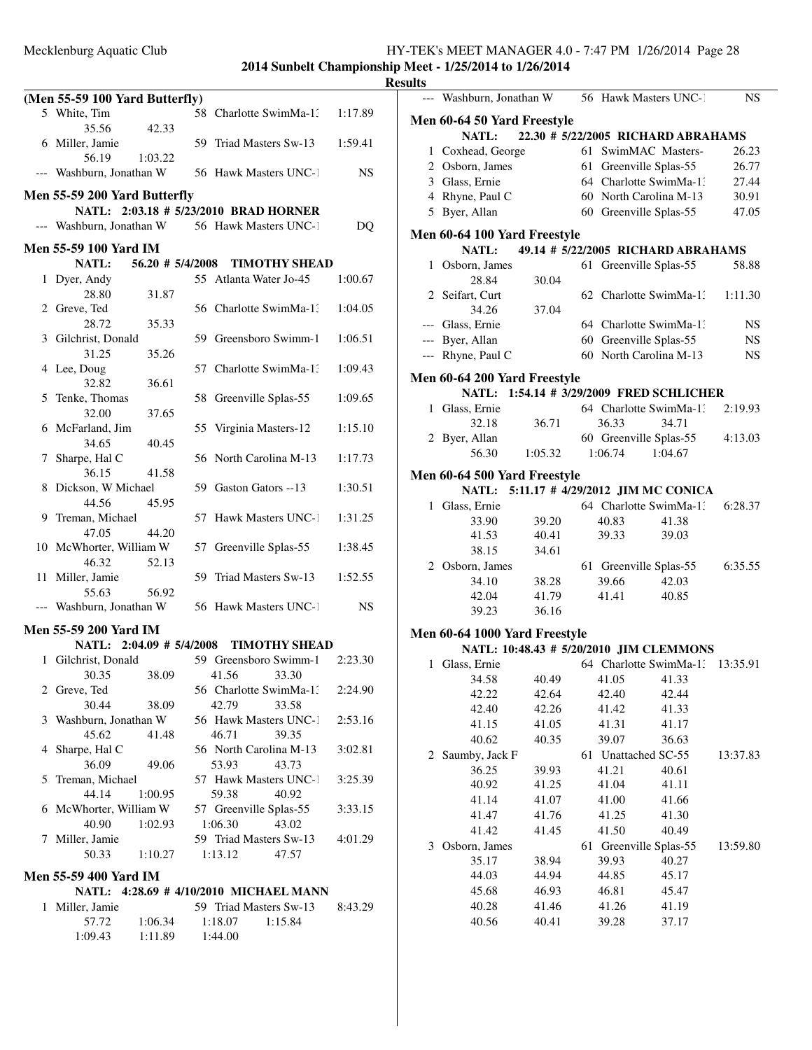**2014 Sunbelt Championship Meet - 1/25/2014 to 1/26/2014**

**Results**

### (Men 55-59 100 Yard Butterfly)

| Place | Name | Age | Team | Time |
|---|---|---|---|---|
| 5 | White, Tim | 58 | Charlotte SwimMa-13 | 1:17.89 |
| | 35.56 42.33 | | | |
| 6 | Miller, Jamie | 59 | Triad Masters Sw-13 | 1:59.41 |
| | 56.19 1:03.22 | | | |
| --- | Washburn, Jonathan W | 56 | Hawk Masters UNC-1 | NS |

### Men 55-59 200 Yard Butterfly

NATL: 2:03.18 # 5/23/2010 BRAD HORNER

| Place | Name | Age | Team | Time |
|---|---|---|---|---|
| --- | Washburn, Jonathan W | 56 | Hawk Masters UNC-1 | DQ |

### Men 55-59 100 Yard IM

NATL: 56.20 # 5/4/2008 TIMOTHY SHEAD

| Place | Name | Age | Team | Time |
|---|---|---|---|---|
| 1 | Dyer, Andy | 55 | Atlanta Water Jo-45 | 1:00.67 |
| | 28.80 31.87 | | | |
| 2 | Greve, Ted | 56 | Charlotte SwimMa-13 | 1:04.05 |
| | 28.72 35.33 | | | |
| 3 | Gilchrist, Donald | 59 | Greensboro Swimm-1 | 1:06.51 |
| | 31.25 35.26 | | | |
| 4 | Lee, Doug | 57 | Charlotte SwimMa-13 | 1:09.43 |
| | 32.82 36.61 | | | |
| 5 | Tenke, Thomas | 58 | Greenville Splas-55 | 1:09.65 |
| | 32.00 37.65 | | | |
| 6 | McFarland, Jim | 55 | Virginia Masters-12 | 1:15.10 |
| | 34.65 40.45 | | | |
| 7 | Sharpe, Hal C | 56 | North Carolina M-13 | 1:17.73 |
| | 36.15 41.58 | | | |
| 8 | Dickson, W Michael | 59 | Gaston Gators --13 | 1:30.51 |
| | 44.56 45.95 | | | |
| 9 | Treman, Michael | 57 | Hawk Masters UNC-1 | 1:31.25 |
| | 47.05 44.20 | | | |
| 10 | McWhorter, William W | 57 | Greenville Splas-55 | 1:38.45 |
| | 46.32 52.13 | | | |
| 11 | Miller, Jamie | 59 | Triad Masters Sw-13 | 1:52.55 |
| | 55.63 56.92 | | | |
| --- | Washburn, Jonathan W | 56 | Hawk Masters UNC-1 | NS |

### Men 55-59 200 Yard IM

NATL: 2:04.09 # 5/4/2008 TIMOTHY SHEAD

| Place | Name | Age | Team | Time |
|---|---|---|---|---|
| 1 | Gilchrist, Donald | 59 | Greensboro Swimm-1 | 2:23.30 |
| | 30.35 38.09 41.56 33.30 | | | |
| 2 | Greve, Ted | 56 | Charlotte SwimMa-13 | 2:24.90 |
| | 30.44 38.09 42.79 33.58 | | | |
| 3 | Washburn, Jonathan W | 56 | Hawk Masters UNC-1 | 2:53.16 |
| | 45.62 41.48 46.71 39.35 | | | |
| 4 | Sharpe, Hal C | 56 | North Carolina M-13 | 3:02.81 |
| | 36.09 49.06 53.93 43.73 | | | |
| 5 | Treman, Michael | 57 | Hawk Masters UNC-1 | 3:25.39 |
| | 44.14 1:00.95 59.38 40.92 | | | |
| 6 | McWhorter, William W | 57 | Greenville Splas-55 | 3:33.15 |
| | 40.90 1:02.93 1:06.30 43.02 | | | |
| 7 | Miller, Jamie | 59 | Triad Masters Sw-13 | 4:01.29 |
| | 50.33 1:10.27 1:13.12 47.57 | | | |

### Men 55-59 400 Yard IM

NATL: 4:28.69 # 4/10/2010 MICHAEL MANN

| Place | Name | Age | Team | Time |
|---|---|---|---|---|
| 1 | Miller, Jamie | 59 | Triad Masters Sw-13 | 8:43.29 |
| | 57.72 1:06.34 1:18.07 1:15.84 | | | |
| | 1:09.43 1:11.89 1:44.00 | | | |
| --- | Washburn, Jonathan W | 56 | Hawk Masters UNC-1 | NS |

### Men 60-64 50 Yard Freestyle

NATL: 22.30 # 5/22/2005 RICHARD ABRAHAMS

| Place | Name | Age | Team | Time |
|---|---|---|---|---|
| 1 | Coxhead, George | 61 | SwimMAC Masters- | 26.23 |
| 2 | Osborn, James | 61 | Greenville Splas-55 | 26.77 |
| 3 | Glass, Ernie | 64 | Charlotte SwimMa-13 | 27.44 |
| 4 | Rhyne, Paul C | 60 | North Carolina M-13 | 30.91 |
| 5 | Byer, Allan | 60 | Greenville Splas-55 | 47.05 |

### Men 60-64 100 Yard Freestyle

NATL: 49.14 # 5/22/2005 RICHARD ABRAHAMS

| Place | Name | Age | Team | Time |
|---|---|---|---|---|
| 1 | Osborn, James | 61 | Greenville Splas-55 | 58.88 |
| | 28.84 30.04 | | | |
| 2 | Seifart, Curt | 62 | Charlotte SwimMa-13 | 1:11.30 |
| | 34.26 37.04 | | | |
| --- | Glass, Ernie | 64 | Charlotte SwimMa-13 | NS |
| --- | Byer, Allan | 60 | Greenville Splas-55 | NS |
| --- | Rhyne, Paul C | 60 | North Carolina M-13 | NS |

### Men 60-64 200 Yard Freestyle

NATL: 1:54.14 # 3/29/2009 FRED SCHLICHER

| Place | Name | Age | Team | Time |
|---|---|---|---|---|
| 1 | Glass, Ernie | 64 | Charlotte SwimMa-13 | 2:19.93 |
| | 32.18 36.71 36.33 34.71 | | | |
| 2 | Byer, Allan | 60 | Greenville Splas-55 | 4:13.03 |
| | 56.30 1:05.32 1:06.74 1:04.67 | | | |

### Men 60-64 500 Yard Freestyle

NATL: 5:11.17 # 4/29/2012 JIM MC CONICA

| Place | Name | Age | Team | Time |
|---|---|---|---|---|
| 1 | Glass, Ernie | 64 | Charlotte SwimMa-13 | 6:28.37 |
| | 33.90 39.20 40.83 41.38 | | | |
| | 41.53 40.41 39.33 39.03 | | | |
| | 38.15 34.61 | | | |
| 2 | Osborn, James | 61 | Greenville Splas-55 | 6:35.55 |
| | 34.10 38.28 39.66 42.03 | | | |
| | 42.04 41.79 41.41 40.85 | | | |
| | 39.23 36.16 | | | |

### Men 60-64 1000 Yard Freestyle

NATL: 10:48.43 # 5/20/2010 JIM CLEMMONS

| Place | Name | Age | Team | Time |
|---|---|---|---|---|
| 1 | Glass, Ernie | 64 | Charlotte SwimMa-13 | 13:35.91 |
| | 34.58 40.49 41.05 41.33 | | | |
| | 42.22 42.64 42.40 42.44 | | | |
| | 42.40 42.26 41.42 41.33 | | | |
| | 41.15 41.05 41.31 41.17 | | | |
| | 40.62 40.35 39.07 36.63 | | | |
| 2 | Saumby, Jack F | 61 | Unattached SC-55 | 13:37.83 |
| | 36.25 39.93 41.21 40.61 | | | |
| | 40.92 41.25 41.04 41.11 | | | |
| | 41.14 41.07 41.00 41.66 | | | |
| | 41.47 41.76 41.25 41.30 | | | |
| | 41.42 41.45 41.50 40.49 | | | |
| 3 | Osborn, James | 61 | Greenville Splas-55 | 13:59.80 |
| | 35.17 38.94 39.93 40.27 | | | |
| | 44.03 44.94 44.85 45.17 | | | |
| | 45.68 46.93 46.81 45.47 | | | |
| | 40.28 41.46 41.26 41.19 | | | |
| | 40.56 40.41 39.28 37.17 | | | |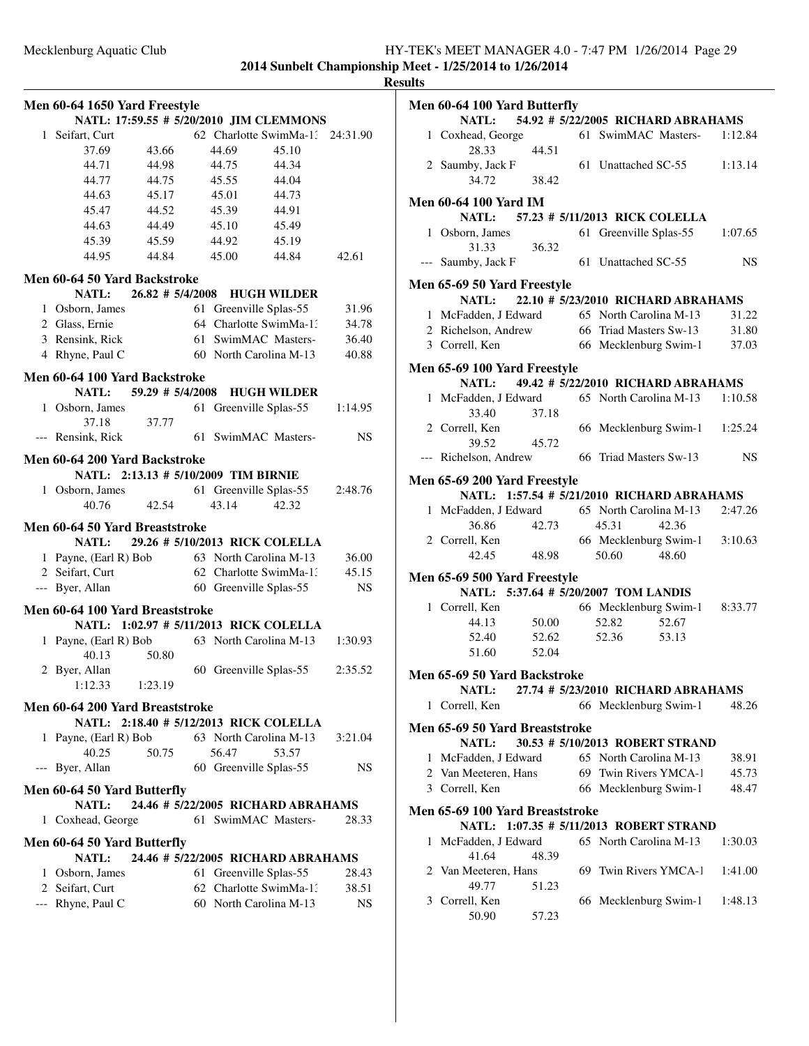**2014 Sunbelt Championship Meet - 1/25/2014 to 1/26/2014**

**Results**

### Men 60-64 1650 Yard Freestyle

NATL: 17:59.55 # 5/20/2010 JIM CLEMMONS

| Place | Name | Age | Team | Time |
|---|---|---|---|---|
| 1 | Seifart, Curt | 62 | Charlotte SwimMa-1: | 24:31.90 |

Splits: 37.69, 43.66, 44.69, 45.10, 44.71, 44.98, 44.75, 44.34, 44.77, 44.75, 45.55, 44.04, 44.63, 45.17, 45.01, 44.73, 45.47, 44.52, 45.39, 44.91, 44.63, 44.49, 45.10, 45.49, 45.39, 45.59, 44.92, 45.19, 44.95, 44.84, 45.00, 44.84, 42.61

### Men 60-64 50 Yard Backstroke

NATL: 26.82 # 5/4/2008 HUGH WILDER

| Place | Name | Age | Team | Time |
|---|---|---|---|---|
| 1 | Osborn, James | 61 | Greenville Splas-55 | 31.96 |
| 2 | Glass, Ernie | 64 | Charlotte SwimMa-1: | 34.78 |
| 3 | Rensink, Rick | 61 | SwimMAC Masters- | 36.40 |
| 4 | Rhyne, Paul C | 60 | North Carolina M-13 | 40.88 |

### Men 60-64 100 Yard Backstroke

NATL: 59.29 # 5/4/2008 HUGH WILDER

| Place | Name | Age | Team | Time |
|---|---|---|---|---|
| 1 | Osborn, James | 61 | Greenville Splas-55 | 1:14.95 |
| | 37.18 | 37.77 | | |
| --- | Rensink, Rick | 61 | SwimMAC Masters- | NS |

### Men 60-64 200 Yard Backstroke

NATL: 2:13.13 # 5/10/2009 TIM BIRNIE

| Place | Name | Age | Team | Time |
|---|---|---|---|---|
| 1 | Osborn, James | 61 | Greenville Splas-55 | 2:48.76 |

Splits: 40.76, 42.54, 43.14, 42.32

### Men 60-64 50 Yard Breaststroke

NATL: 29.26 # 5/10/2013 RICK COLELLA

| Place | Name | Age | Team | Time |
|---|---|---|---|---|
| 1 | Payne, (Earl R) Bob | 63 | North Carolina M-13 | 36.00 |
| 2 | Seifart, Curt | 62 | Charlotte SwimMa-1: | 45.15 |
| --- | Byer, Allan | 60 | Greenville Splas-55 | NS |

### Men 60-64 100 Yard Breaststroke

NATL: 1:02.97 # 5/11/2013 RICK COLELLA

| Place | Name | Age | Team | Time |
|---|---|---|---|---|
| 1 | Payne, (Earl R) Bob | 63 | North Carolina M-13 | 1:30.93 |
| | 40.13 | 50.80 | | |
| 2 | Byer, Allan | 60 | Greenville Splas-55 | 2:35.52 |
| | 1:12.33 | 1:23.19 | | |

### Men 60-64 200 Yard Breaststroke

NATL: 2:18.40 # 5/12/2013 RICK COLELLA

| Place | Name | Age | Team | Time |
|---|---|---|---|---|
| 1 | Payne, (Earl R) Bob | 63 | North Carolina M-13 | 3:21.04 |
| | 40.25, 50.75, 56.47, 53.57 | | | |
| --- | Byer, Allan | 60 | Greenville Splas-55 | NS |

### Men 60-64 50 Yard Butterfly

NATL: 24.46 # 5/22/2005 RICHARD ABRAHAMS

| Place | Name | Age | Team | Time |
|---|---|---|---|---|
| 1 | Coxhead, George | 61 | SwimMAC Masters- | 28.33 |

### Men 60-64 50 Yard Butterfly

NATL: 24.46 # 5/22/2005 RICHARD ABRAHAMS

| Place | Name | Age | Team | Time |
|---|---|---|---|---|
| 1 | Osborn, James | 61 | Greenville Splas-55 | 28.43 |
| 2 | Seifart, Curt | 62 | Charlotte SwimMa-1: | 38.51 |
| --- | Rhyne, Paul C | 60 | North Carolina M-13 | NS |

### Men 60-64 100 Yard Butterfly

NATL: 54.92 # 5/22/2005 RICHARD ABRAHAMS

| Place | Name | Age | Team | Time |
|---|---|---|---|---|
| 1 | Coxhead, George | 61 | SwimMAC Masters- | 1:12.84 |
| | 28.33 | 44.51 | | |
| 2 | Saumby, Jack F | 61 | Unattached SC-55 | 1:13.14 |
| | 34.72 | 38.42 | | |

### Men 60-64 100 Yard IM

NATL: 57.23 # 5/11/2013 RICK COLELLA

| Place | Name | Age | Team | Time |
|---|---|---|---|---|
| 1 | Osborn, James | 61 | Greenville Splas-55 | 1:07.65 |
| | 31.33 | 36.32 | | |
| --- | Saumby, Jack F | 61 | Unattached SC-55 | NS |

### Men 65-69 50 Yard Freestyle

NATL: 22.10 # 5/23/2010 RICHARD ABRAHAMS

| Place | Name | Age | Team | Time |
|---|---|---|---|---|
| 1 | McFadden, J Edward | 65 | North Carolina M-13 | 31.22 |
| 2 | Richelson, Andrew | 66 | Triad Masters Sw-13 | 31.80 |
| 3 | Correll, Ken | 66 | Mecklenburg Swim-1 | 37.03 |

### Men 65-69 100 Yard Freestyle

NATL: 49.42 # 5/22/2010 RICHARD ABRAHAMS

| Place | Name | Age | Team | Time |
|---|---|---|---|---|
| 1 | McFadden, J Edward | 65 | North Carolina M-13 | 1:10.58 |
| | 33.40 | 37.18 | | |
| 2 | Correll, Ken | 66 | Mecklenburg Swim-1 | 1:25.24 |
| | 39.52 | 45.72 | | |
| --- | Richelson, Andrew | 66 | Triad Masters Sw-13 | NS |

### Men 65-69 200 Yard Freestyle

NATL: 1:57.54 # 5/21/2010 RICHARD ABRAHAMS

| Place | Name | Age | Team | Time |
|---|---|---|---|---|
| 1 | McFadden, J Edward | 65 | North Carolina M-13 | 2:47.26 |
| | 36.86, 42.73, 45.31, 42.36 | | | |
| 2 | Correll, Ken | 66 | Mecklenburg Swim-1 | 3:10.63 |
| | 42.45, 48.98, 50.60, 48.60 | | | |

### Men 65-69 500 Yard Freestyle

NATL: 5:37.64 # 5/20/2007 TOM LANDIS

| Place | Name | Age | Team | Time |
|---|---|---|---|---|
| 1 | Correll, Ken | 66 | Mecklenburg Swim-1 | 8:33.77 |

Splits: 44.13, 50.00, 52.82, 52.67, 52.40, 52.62, 52.36, 53.13, 51.60, 52.04

### Men 65-69 50 Yard Backstroke

NATL: 27.74 # 5/23/2010 RICHARD ABRAHAMS

| Place | Name | Age | Team | Time |
|---|---|---|---|---|
| 1 | Correll, Ken | 66 | Mecklenburg Swim-1 | 48.26 |

### Men 65-69 50 Yard Breaststroke

NATL: 30.53 # 5/10/2013 ROBERT STRAND

| Place | Name | Age | Team | Time |
|---|---|---|---|---|
| 1 | McFadden, J Edward | 65 | North Carolina M-13 | 38.91 |
| 2 | Van Meeteren, Hans | 69 | Twin Rivers YMCA-1 | 45.73 |
| 3 | Correll, Ken | 66 | Mecklenburg Swim-1 | 48.47 |

### Men 65-69 100 Yard Breaststroke

NATL: 1:07.35 # 5/11/2013 ROBERT STRAND

| Place | Name | Age | Team | Time |
|---|---|---|---|---|
| 1 | McFadden, J Edward | 65 | North Carolina M-13 | 1:30.03 |
| | 41.64 | 48.39 | | |
| 2 | Van Meeteren, Hans | 69 | Twin Rivers YMCA-1 | 1:41.00 |
| | 49.77 | 51.23 | | |
| 3 | Correll, Ken | 66 | Mecklenburg Swim-1 | 1:48.13 |
| | 50.90 | 57.23 | | |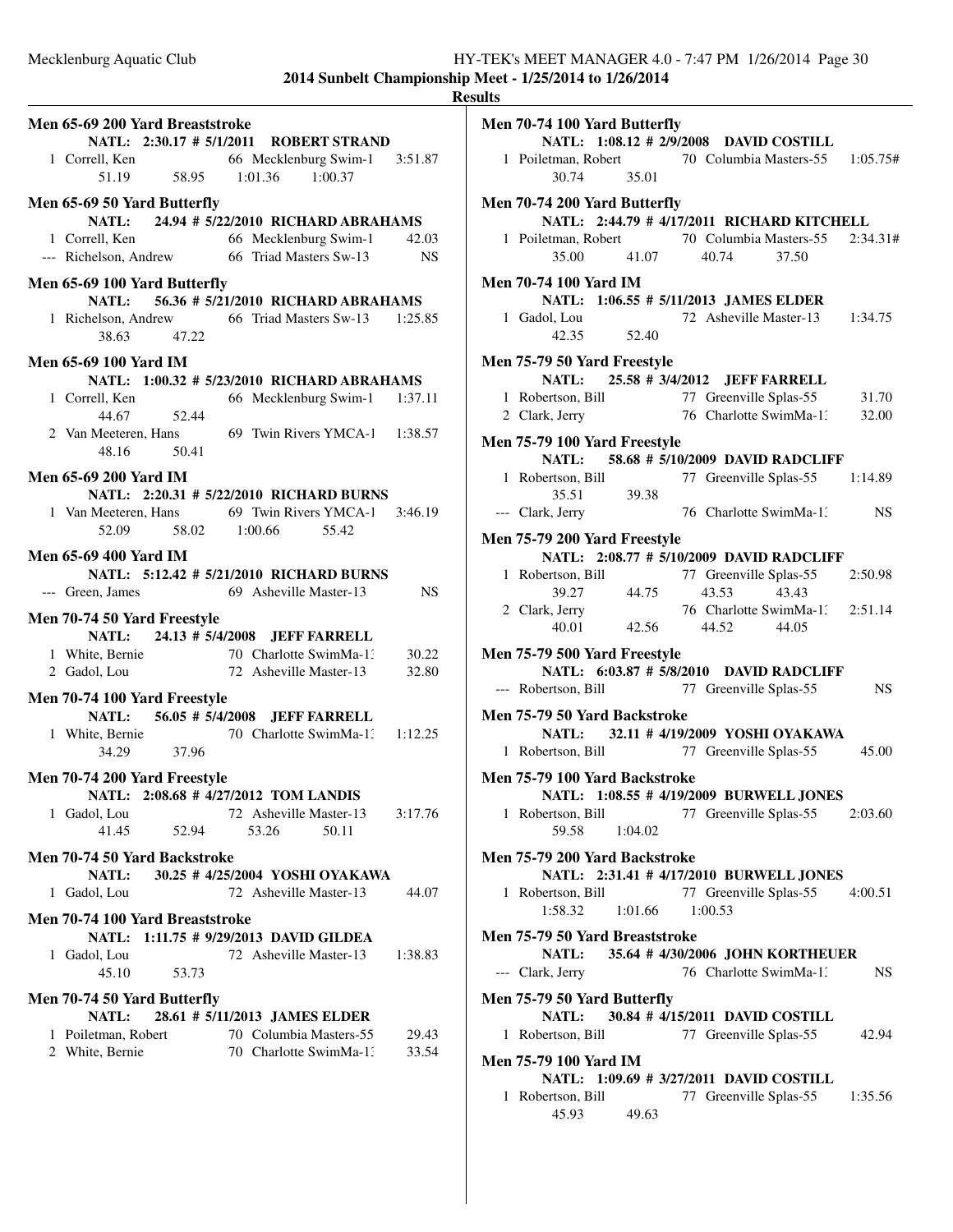**2014 Sunbelt Championship Meet - 1/25/2014 to 1/26/2014**

**Results**

### Men 65-69 200 Yard Breaststroke

NATL: 2:30.17 # 5/1/2011 ROBERT STRAND

| Place | Name | Age | Team | Time |
|---|---|---|---|---|
| 1 | Correll, Ken | 66 | Mecklenburg Swim-1 | 3:51.87 |
| | 51.19 58.95 1:01.36 1:00.37 | | | |

### Men 65-69 50 Yard Butterfly

NATL: 24.94 # 5/22/2010 RICHARD ABRAHAMS

| Place | Name | Age | Team | Time |
|---|---|---|---|---|
| 1 | Correll, Ken | 66 | Mecklenburg Swim-1 | 42.03 |
| --- | Richelson, Andrew | 66 | Triad Masters Sw-13 | NS |

### Men 65-69 100 Yard Butterfly

NATL: 56.36 # 5/21/2010 RICHARD ABRAHAMS

| Place | Name | Age | Team | Time |
|---|---|---|---|---|
| 1 | Richelson, Andrew | 66 | Triad Masters Sw-13 | 1:25.85 |
| | 38.63 47.22 | | | |

### Men 65-69 100 Yard IM

NATL: 1:00.32 # 5/23/2010 RICHARD ABRAHAMS

| Place | Name | Age | Team | Time |
|---|---|---|---|---|
| 1 | Correll, Ken | 66 | Mecklenburg Swim-1 | 1:37.11 |
| | 44.67 52.44 | | | |
| 2 | Van Meeteren, Hans | 69 | Twin Rivers YMCA-1 | 1:38.57 |
| | 48.16 50.41 | | | |

### Men 65-69 200 Yard IM

NATL: 2:20.31 # 5/22/2010 RICHARD BURNS

| Place | Name | Age | Team | Time |
|---|---|---|---|---|
| 1 | Van Meeteren, Hans | 69 | Twin Rivers YMCA-1 | 3:46.19 |
| | 52.09 58.02 1:00.66 55.42 | | | |

### Men 65-69 400 Yard IM

NATL: 5:12.42 # 5/21/2010 RICHARD BURNS

| Place | Name | Age | Team | Time |
|---|---|---|---|---|
| --- | Green, James | 69 | Asheville Master-13 | NS |

### Men 70-74 50 Yard Freestyle

NATL: 24.13 # 5/4/2008 JEFF FARRELL

| Place | Name | Age | Team | Time |
|---|---|---|---|---|
| 1 | White, Bernie | 70 | Charlotte SwimMa-1: | 30.22 |
| 2 | Gadol, Lou | 72 | Asheville Master-13 | 32.80 |

### Men 70-74 100 Yard Freestyle

NATL: 56.05 # 5/4/2008 JEFF FARRELL

| Place | Name | Age | Team | Time |
|---|---|---|---|---|
| 1 | White, Bernie | 70 | Charlotte SwimMa-1: | 1:12.25 |
| | 34.29 37.96 | | | |

### Men 70-74 200 Yard Freestyle

NATL: 2:08.68 # 4/27/2012 TOM LANDIS

| Place | Name | Age | Team | Time |
|---|---|---|---|---|
| 1 | Gadol, Lou | 72 | Asheville Master-13 | 3:17.76 |
| | 41.45 52.94 53.26 50.11 | | | |

### Men 70-74 50 Yard Backstroke

NATL: 30.25 # 4/25/2004 YOSHI OYAKAWA

| Place | Name | Age | Team | Time |
|---|---|---|---|---|
| 1 | Gadol, Lou | 72 | Asheville Master-13 | 44.07 |

### Men 70-74 100 Yard Breaststroke

NATL: 1:11.75 # 9/29/2013 DAVID GILDEA

| Place | Name | Age | Team | Time |
|---|---|---|---|---|
| 1 | Gadol, Lou | 72 | Asheville Master-13 | 1:38.83 |
| | 45.10 53.73 | | | |

### Men 70-74 50 Yard Butterfly

NATL: 28.61 # 5/11/2013 JAMES ELDER

| Place | Name | Age | Team | Time |
|---|---|---|---|---|
| 1 | Poiletman, Robert | 70 | Columbia Masters-55 | 29.43 |
| 2 | White, Bernie | 70 | Charlotte SwimMa-1: | 33.54 |

### Men 70-74 100 Yard Butterfly

NATL: 1:08.12 # 2/9/2008 DAVID COSTILL

| Place | Name | Age | Team | Time |
|---|---|---|---|---|
| 1 | Poiletman, Robert | 70 | Columbia Masters-55 | 1:05.75# |
| | 30.74 35.01 | | | |

### Men 70-74 200 Yard Butterfly

NATL: 2:44.79 # 4/17/2011 RICHARD KITCHELL

| Place | Name | Age | Team | Time |
|---|---|---|---|---|
| 1 | Poiletman, Robert | 70 | Columbia Masters-55 | 2:34.31# |
| | 35.00 41.07 40.74 37.50 | | | |

### Men 70-74 100 Yard IM

NATL: 1:06.55 # 5/11/2013 JAMES ELDER

| Place | Name | Age | Team | Time |
|---|---|---|---|---|
| 1 | Gadol, Lou | 72 | Asheville Master-13 | 1:34.75 |
| | 42.35 52.40 | | | |

### Men 75-79 50 Yard Freestyle

NATL: 25.58 # 3/4/2012 JEFF FARRELL

| Place | Name | Age | Team | Time |
|---|---|---|---|---|
| 1 | Robertson, Bill | 77 | Greenville Splas-55 | 31.70 |
| 2 | Clark, Jerry | 76 | Charlotte SwimMa-1: | 32.00 |

### Men 75-79 100 Yard Freestyle

NATL: 58.68 # 5/10/2009 DAVID RADCLIFF

| Place | Name | Age | Team | Time |
|---|---|---|---|---|
| 1 | Robertson, Bill | 77 | Greenville Splas-55 | 1:14.89 |
| | 35.51 39.38 | | | |
| --- | Clark, Jerry | 76 | Charlotte SwimMa-1: | NS |

### Men 75-79 200 Yard Freestyle

NATL: 2:08.77 # 5/10/2009 DAVID RADCLIFF

| Place | Name | Age | Team | Time |
|---|---|---|---|---|
| 1 | Robertson, Bill | 77 | Greenville Splas-55 | 2:50.98 |
| | 39.27 44.75 43.53 43.43 | | | |
| 2 | Clark, Jerry | 76 | Charlotte SwimMa-1: | 2:51.14 |
| | 40.01 42.56 44.52 44.05 | | | |

### Men 75-79 500 Yard Freestyle

NATL: 6:03.87 # 5/8/2010 DAVID RADCLIFF

| Place | Name | Age | Team | Time |
|---|---|---|---|---|
| --- | Robertson, Bill | 77 | Greenville Splas-55 | NS |

### Men 75-79 50 Yard Backstroke

NATL: 32.11 # 4/19/2009 YOSHI OYAKAWA

| Place | Name | Age | Team | Time |
|---|---|---|---|---|
| 1 | Robertson, Bill | 77 | Greenville Splas-55 | 45.00 |

### Men 75-79 100 Yard Backstroke

NATL: 1:08.55 # 4/19/2009 BURWELL JONES

| Place | Name | Age | Team | Time |
|---|---|---|---|---|
| 1 | Robertson, Bill | 77 | Greenville Splas-55 | 2:03.60 |
| | 59.58 1:04.02 | | | |

### Men 75-79 200 Yard Backstroke

NATL: 2:31.41 # 4/17/2010 BURWELL JONES

| Place | Name | Age | Team | Time |
|---|---|---|---|---|
| 1 | Robertson, Bill | 77 | Greenville Splas-55 | 4:00.51 |
| | 1:58.32 1:01.66 1:00.53 | | | |

### Men 75-79 50 Yard Breaststroke

NATL: 35.64 # 4/30/2006 JOHN KORTHEUER

| Place | Name | Age | Team | Time |
|---|---|---|---|---|
| --- | Clark, Jerry | 76 | Charlotte SwimMa-1: | NS |

### Men 75-79 50 Yard Butterfly

NATL: 30.84 # 4/15/2011 DAVID COSTILL

| Place | Name | Age | Team | Time |
|---|---|---|---|---|
| 1 | Robertson, Bill | 77 | Greenville Splas-55 | 42.94 |

### Men 75-79 100 Yard IM

NATL: 1:09.69 # 3/27/2011 DAVID COSTILL

| Place | Name | Age | Team | Time |
|---|---|---|---|---|
| 1 | Robertson, Bill | 77 | Greenville Splas-55 | 1:35.56 |
| | 45.93 49.63 | | | |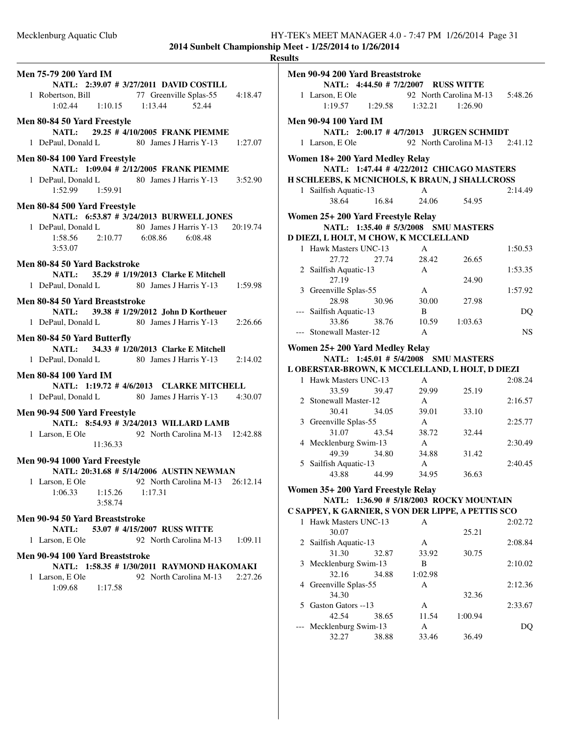**2014 Sunbelt Championship Meet - 1/25/2014 to 1/26/2014**

**Results**

**Men 75-79 200 Yard IM**

NATL: 2:39.07 # 3/27/2011 DAVID COSTILL

1 Robertson, Bill 77 Greenville Splas-55 4:18.47
1:02.44 1:10.15 1:13.44 52.44

**Men 80-84 50 Yard Freestyle**

NATL: 29.25 # 4/10/2005 FRANK PIEMME

1 DePaul, Donald L 80 James J Harris Y-13 1:27.07

**Men 80-84 100 Yard Freestyle**

NATL: 1:09.04 # 2/12/2005 FRANK PIEMME

1 DePaul, Donald L 80 James J Harris Y-13 3:52.90
1:52.99 1:59.91

**Men 80-84 500 Yard Freestyle**

NATL: 6:53.87 # 3/24/2013 BURWELL JONES

1 DePaul, Donald L 80 James J Harris Y-13 20:19.74
1:58.56 2:10.77 6:08.86 6:08.48
3:53.07

**Men 80-84 50 Yard Backstroke**

NATL: 35.29 # 1/19/2013 Clarke E Mitchell

1 DePaul, Donald L 80 James J Harris Y-13 1:59.98

**Men 80-84 50 Yard Breaststroke**

NATL: 39.38 # 1/29/2012 John D Kortheuer

1 DePaul, Donald L 80 James J Harris Y-13 2:26.66

**Men 80-84 50 Yard Butterfly**

NATL: 34.33 # 1/20/2013 Clarke E Mitchell

1 DePaul, Donald L 80 James J Harris Y-13 2:14.02

**Men 80-84 100 Yard IM**

NATL: 1:19.72 # 4/6/2013 CLARKE MITCHELL

1 DePaul, Donald L 80 James J Harris Y-13 4:30.07

**Men 90-94 500 Yard Freestyle**

NATL: 8:54.93 # 3/24/2013 WILLARD LAMB

1 Larson, E Ole 92 North Carolina M-13 12:42.88
11:36.33

**Men 90-94 1000 Yard Freestyle**

NATL: 20:31.68 # 5/14/2006 AUSTIN NEWMAN

1 Larson, E Ole 92 North Carolina M-13 26:12.14
1:06.33 1:15.26 1:17.31
3:58.74

**Men 90-94 50 Yard Breaststroke**

NATL: 53.07 # 4/15/2007 RUSS WITTE

1 Larson, E Ole 92 North Carolina M-13 1:09.11

**Men 90-94 100 Yard Breaststroke**

NATL: 1:58.35 # 1/30/2011 RAYMOND HAKOMAKI

1 Larson, E Ole 92 North Carolina M-13 2:27.26
1:09.68 1:17.58

**Men 90-94 200 Yard Breaststroke**

NATL: 4:44.50 # 7/2/2007 RUSS WITTE

1 Larson, E Ole 92 North Carolina M-13 5:48.26
1:19.57 1:29.58 1:32.21 1:26.90

**Men 90-94 100 Yard IM**

NATL: 2:00.17 # 4/7/2013 JURGEN SCHMIDT

1 Larson, E Ole 92 North Carolina M-13 2:41.12

**Women 18+ 200 Yard Medley Relay**

NATL: 1:47.44 # 4/22/2012 CHICAGO MASTERS
H SCHLEEBS, K MCNICHOLS, K BRAUN, J SHALLCROSS

1 Sailfish Aquatic-13 A 2:14.49
38.64 16.84 24.06 54.95

**Women 25+ 200 Yard Freestyle Relay**

NATL: 1:35.40 # 5/3/2008 SMU MASTERS
D DIEZI, L HOLT, M CHOW, K MCCLELLAND

1 Hawk Masters UNC-13 A 1:50.53
27.72 27.74 28.42 26.65

2 Sailfish Aquatic-13 A 1:53.35
27.19 24.90

3 Greenville Splas-55 A 1:57.92
28.98 30.96 30.00 27.98

--- Sailfish Aquatic-13 B DQ
33.86 38.76 10.59 1:03.63

--- Stonewall Master-12 A NS

**Women 25+ 200 Yard Medley Relay**

NATL: 1:45.01 # 5/4/2008 SMU MASTERS
L OBERSTAR-BROWN, K MCCLELLAND, L HOLT, D DIEZI

1 Hawk Masters UNC-13 A 2:08.24
33.59 39.47 29.99 25.19

2 Stonewall Master-12 A 2:16.57
30.41 34.05 39.01 33.10

3 Greenville Splas-55 A 2:25.77
31.07 43.54 38.72 32.44

4 Mecklenburg Swim-13 A 2:30.49
49.39 34.80 34.88 31.42

5 Sailfish Aquatic-13 A 2:40.45
43.88 44.99 34.95 36.63

**Women 35+ 200 Yard Freestyle Relay**

NATL: 1:36.90 # 5/18/2003 ROCKY MOUNTAIN
C SAPPEY, K GARNIER, S VON DER LIPPE, A PETTIS SCO

1 Hawk Masters UNC-13 A 2:02.72
30.07 25.21

2 Sailfish Aquatic-13 A 2:08.84
31.30 32.87 33.92 30.75

3 Mecklenburg Swim-13 B 2:10.02
32.16 34.88 1:02.98

4 Greenville Splas-55 A 2:12.36
34.30 32.36

5 Gaston Gators --13 A 2:33.67
42.54 38.65 11.54 1:00.94

--- Mecklenburg Swim-13 A DQ
32.27 38.88 33.46 36.49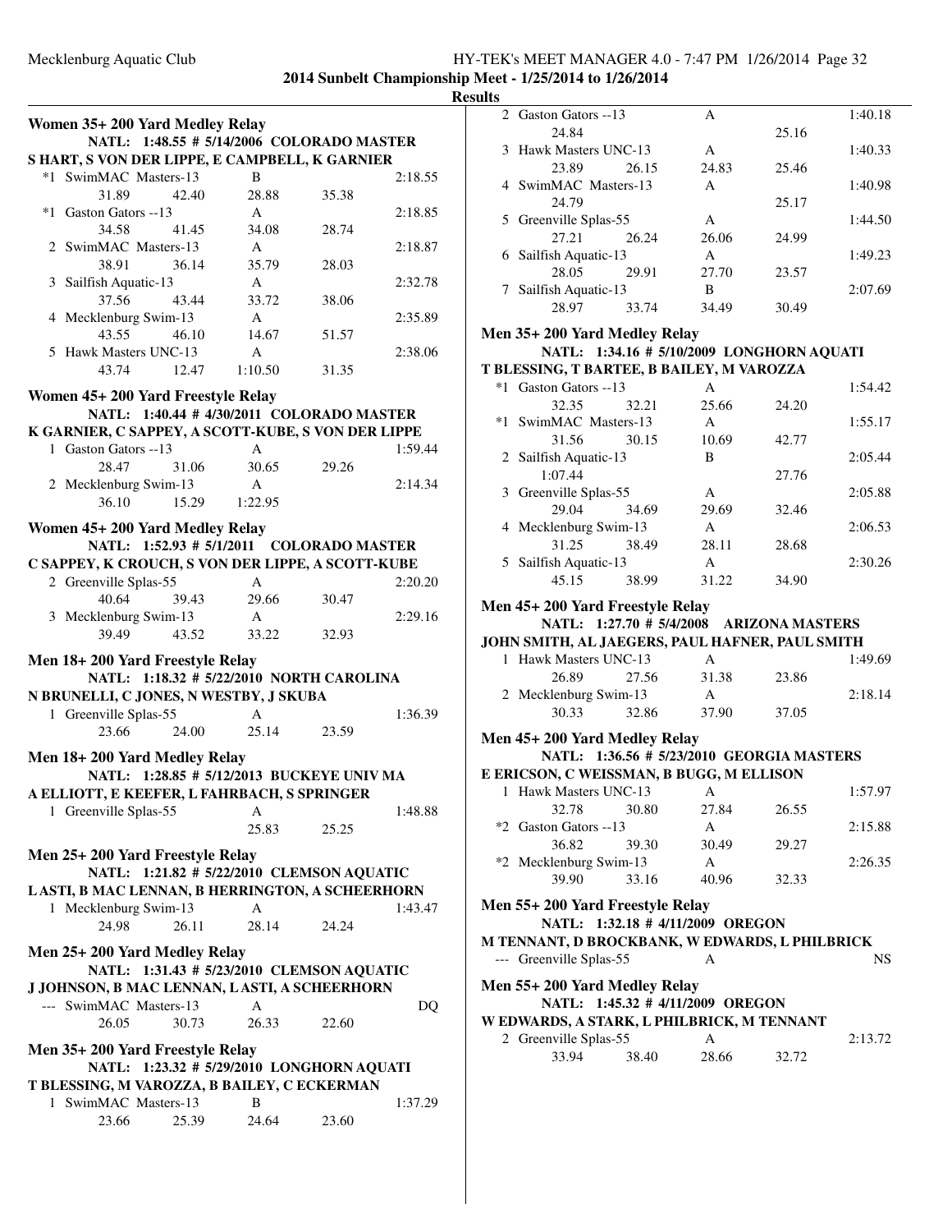2014 Sunbelt Championship Meet - 1/25/2014 to 1/26/2014

**Results**

## Women 35+ 200 Yard Medley Relay

NATL: 1:48.55 # 5/14/2006 COLORADO MASTER
S HART, S VON DER LIPPE, E CAMPBELL, K GARNIER

| Place | Team | Relay | | | Time |
|---|---|---|---|---|---|
| *1 | SwimMAC Masters-13 | B | | | 2:18.55 |
| | 31.89 | 42.40 | 28.88 | 35.38 | |
| *1 | Gaston Gators --13 | A | | | 2:18.85 |
| | 34.58 | 41.45 | 34.08 | 28.74 | |
| 2 | SwimMAC Masters-13 | A | | | 2:18.87 |
| | 38.91 | 36.14 | 35.79 | 28.03 | |
| 3 | Sailfish Aquatic-13 | A | | | 2:32.78 |
| | 37.56 | 43.44 | 33.72 | 38.06 | |
| 4 | Mecklenburg Swim-13 | A | | | 2:35.89 |
| | 43.55 | 46.10 | 14.67 | 51.57 | |
| 5 | Hawk Masters UNC-13 | A | | | 2:38.06 |
| | 43.74 | 12.47 | 1:10.50 | 31.35 | |

## Women 45+ 200 Yard Freestyle Relay

NATL: 1:40.44 # 4/30/2011 COLORADO MASTER
K GARNIER, C SAPPEY, A SCOTT-KUBE, S VON DER LIPPE

| Place | Team | Relay | | | Time |
|---|---|---|---|---|---|
| 1 | Gaston Gators --13 | A | | | 1:59.44 |
| | 28.47 | 31.06 | 30.65 | 29.26 | |
| 2 | Mecklenburg Swim-13 | A | | | 2:14.34 |
| | 36.10 | 15.29 | 1:22.95 | | |

## Women 45+ 200 Yard Medley Relay

NATL: 1:52.93 # 5/1/2011 COLORADO MASTER
C SAPPEY, K CROUCH, S VON DER LIPPE, A SCOTT-KUBE

| Place | Team | Relay | | | Time |
|---|---|---|---|---|---|
| 2 | Greenville Splas-55 | A | | | 2:20.20 |
| | 40.64 | 39.43 | 29.66 | 30.47 | |
| 3 | Mecklenburg Swim-13 | A | | | 2:29.16 |
| | 39.49 | 43.52 | 33.22 | 32.93 | |

## Men 18+ 200 Yard Freestyle Relay

NATL: 1:18.32 # 5/22/2010 NORTH CAROLINA
N BRUNELLI, C JONES, N WESTBY, J SKUBA

| Place | Team | Relay | | | Time |
|---|---|---|---|---|---|
| 1 | Greenville Splas-55 | A | | | 1:36.39 |
| | 23.66 | 24.00 | 25.14 | 23.59 | |

## Men 18+ 200 Yard Medley Relay

NATL: 1:28.85 # 5/12/2013 BUCKEYE UNIV MA
A ELLIOTT, E KEEFER, L FAHRBACH, S SPRINGER

| Place | Team | Relay | | | Time |
|---|---|---|---|---|---|
| 1 | Greenville Splas-55 | A | | | 1:48.88 |
| | | | 25.83 | 25.25 | |

## Men 25+ 200 Yard Freestyle Relay

NATL: 1:21.82 # 5/22/2010 CLEMSON AQUATIC
L ASTI, B MAC LENNAN, B HERRINGTON, A SCHEERHORN

| Place | Team | Relay | | | Time |
|---|---|---|---|---|---|
| 1 | Mecklenburg Swim-13 | A | | | 1:43.47 |
| | 24.98 | 26.11 | 28.14 | 24.24 | |

## Men 25+ 200 Yard Medley Relay

NATL: 1:31.43 # 5/23/2010 CLEMSON AQUATIC
J JOHNSON, B MAC LENNAN, L ASTI, A SCHEERHORN

| Place | Team | Relay | | | Time |
|---|---|---|---|---|---|
| --- | SwimMAC Masters-13 | A | | | DQ |
| | 26.05 | 30.73 | 26.33 | 22.60 | |

## Men 35+ 200 Yard Freestyle Relay

NATL: 1:23.32 # 5/29/2010 LONGHORN AQUATI
T BLESSING, M VAROZZA, B BAILEY, C ECKERMAN

| Place | Team | Relay | | | Time |
|---|---|---|---|---|---|
| 1 | SwimMAC Masters-13 | B | | | 1:37.29 |
| | 23.66 | 25.39 | 24.64 | 23.60 | |
| 2 | Gaston Gators --13 | A | | | 1:40.18 |
| | 24.84 | | | 25.16 | |
| 3 | Hawk Masters UNC-13 | A | | | 1:40.33 |
| | 23.89 | 26.15 | 24.83 | 25.46 | |
| 4 | SwimMAC Masters-13 | A | | | 1:40.98 |
| | 24.79 | | | 25.17 | |
| 5 | Greenville Splas-55 | A | | | 1:44.50 |
| | 27.21 | 26.24 | 26.06 | 24.99 | |
| 6 | Sailfish Aquatic-13 | A | | | 1:49.23 |
| | 28.05 | 29.91 | 27.70 | 23.57 | |
| 7 | Sailfish Aquatic-13 | B | | | 2:07.69 |
| | 28.97 | 33.74 | 34.49 | 30.49 | |

## Men 35+ 200 Yard Medley Relay

NATL: 1:34.16 # 5/10/2009 LONGHORN AQUATI
T BLESSING, T BARTEE, B BAILEY, M VAROZZA

| Place | Team | Relay | | | Time |
|---|---|---|---|---|---|
| *1 | Gaston Gators --13 | A | | | 1:54.42 |
| | 32.35 | 32.21 | 25.66 | 24.20 | |
| *1 | SwimMAC Masters-13 | A | | | 1:55.17 |
| | 31.56 | 30.15 | 10.69 | 42.77 | |
| 2 | Sailfish Aquatic-13 | B | | | 2:05.44 |
| | 1:07.44 | | | 27.76 | |
| 3 | Greenville Splas-55 | A | | | 2:05.88 |
| | 29.04 | 34.69 | 29.69 | 32.46 | |
| 4 | Mecklenburg Swim-13 | A | | | 2:06.53 |
| | 31.25 | 38.49 | 28.11 | 28.68 | |
| 5 | Sailfish Aquatic-13 | A | | | 2:30.26 |
| | 45.15 | 38.99 | 31.22 | 34.90 | |

## Men 45+ 200 Yard Freestyle Relay

NATL: 1:27.70 # 5/4/2008 ARIZONA MASTERS
JOHN SMITH, AL JAEGERS, PAUL HAFNER, PAUL SMITH

| Place | Team | Relay | | | Time |
|---|---|---|---|---|---|
| 1 | Hawk Masters UNC-13 | A | | | 1:49.69 |
| | 26.89 | 27.56 | 31.38 | 23.86 | |
| 2 | Mecklenburg Swim-13 | A | | | 2:18.14 |
| | 30.33 | 32.86 | 37.90 | 37.05 | |

## Men 45+ 200 Yard Medley Relay

NATL: 1:36.56 # 5/23/2010 GEORGIA MASTERS
E ERICSON, C WEISSMAN, B BUGG, M ELLISON

| Place | Team | Relay | | | Time |
|---|---|---|---|---|---|
| 1 | Hawk Masters UNC-13 | A | | | 1:57.97 |
| | 32.78 | 30.80 | 27.84 | 26.55 | |
| *2 | Gaston Gators --13 | A | | | 2:15.88 |
| | 36.82 | 39.30 | 30.49 | 29.27 | |
| *2 | Mecklenburg Swim-13 | A | | | 2:26.35 |
| | 39.90 | 33.16 | 40.96 | 32.33 | |

## Men 55+ 200 Yard Freestyle Relay

NATL: 1:32.18 # 4/11/2009 OREGON
M TENNANT, D BROCKBANK, W EDWARDS, L PHILBRICK

| Place | Team | Relay | | | Time |
|---|---|---|---|---|---|
| --- | Greenville Splas-55 | A | | | NS |

## Men 55+ 200 Yard Medley Relay

NATL: 1:45.32 # 4/11/2009 OREGON
W EDWARDS, A STARK, L PHILBRICK, M TENNANT

| Place | Team | Relay | | | Time |
|---|---|---|---|---|---|
| 2 | Greenville Splas-55 | A | | | 2:13.72 |
| | 33.94 | 38.40 | 28.66 | 32.72 | |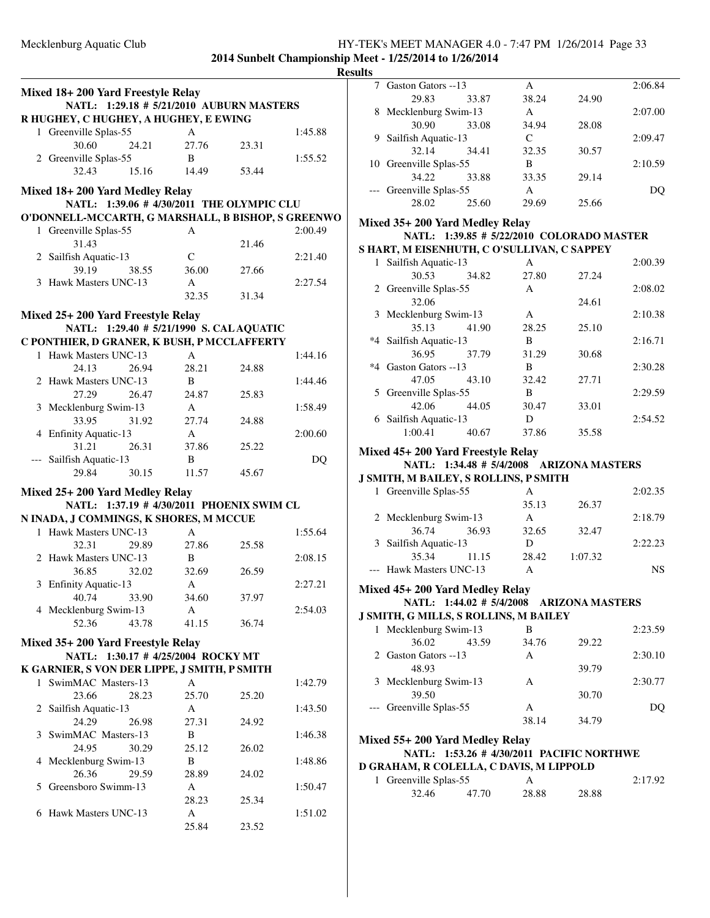**2014 Sunbelt Championship Meet - 1/25/2014 to 1/26/2014**

**Results**

## Mixed 18+ 200 Yard Freestyle Relay

NATL: 1:29.18 # 5/21/2010 AUBURN MASTERS
R HUGHEY, C HUGHEY, A HUGHEY, E EWING

| Place | Team | Relay | | | Time |
|---|---|---|---|---|---|
| 1 | Greenville Splas-55 | A | | | 1:45.88 |
| | 30.60 | 24.21 | 27.76 | 23.31 | |
| 2 | Greenville Splas-55 | B | | | 1:55.52 |
| | 32.43 | 15.16 | 14.49 | 53.44 | |

## Mixed 18+ 200 Yard Medley Relay

NATL: 1:39.06 # 4/30/2011 THE OLYMPIC CLU
O'DONNELL-MCCARTH, G MARSHALL, B BISHOP, S GREENWO

| Place | Team | Relay | | | Time |
|---|---|---|---|---|---|
| 1 | Greenville Splas-55 | A | | | 2:00.49 |
| | 31.43 | | | 21.46 | |
| 2 | Sailfish Aquatic-13 | C | | | 2:21.40 |
| | 39.19 | 38.55 | 36.00 | 27.66 | |
| 3 | Hawk Masters UNC-13 | A | | | 2:27.54 |
| | | | 32.35 | 31.34 | |

## Mixed 25+ 200 Yard Freestyle Relay

NATL: 1:29.40 # 5/21/1990 S. CAL AQUATIC
C PONTHIER, D GRANER, K BUSH, P MCCLAFFERTY

| Place | Team | Relay | | | Time |
|---|---|---|---|---|---|
| 1 | Hawk Masters UNC-13 | A | | | 1:44.16 |
| | 24.13 | 26.94 | 28.21 | 24.88 | |
| 2 | Hawk Masters UNC-13 | B | | | 1:44.46 |
| | 27.29 | 26.47 | 24.87 | 25.83 | |
| 3 | Mecklenburg Swim-13 | A | | | 1:58.49 |
| | 33.95 | 31.92 | 27.74 | 24.88 | |
| 4 | Enfinity Aquatic-13 | A | | | 2:00.60 |
| | 31.21 | 26.31 | 37.86 | 25.22 | |
| --- | Sailfish Aquatic-13 | B | | | DQ |
| | 29.84 | 30.15 | 11.57 | 45.67 | |

## Mixed 25+ 200 Yard Medley Relay

NATL: 1:37.19 # 4/30/2011 PHOENIX SWIM CL
N INADA, J COMMINGS, K SHORES, M MCCUE

| Place | Team | Relay | | | Time |
|---|---|---|---|---|---|
| 1 | Hawk Masters UNC-13 | A | | | 1:55.64 |
| | 32.31 | 29.89 | 27.86 | 25.58 | |
| 2 | Hawk Masters UNC-13 | B | | | 2:08.15 |
| | 36.85 | 32.02 | 32.69 | 26.59 | |
| 3 | Enfinity Aquatic-13 | A | | | 2:27.21 |
| | 40.74 | 33.90 | 34.60 | 37.97 | |
| 4 | Mecklenburg Swim-13 | A | | | 2:54.03 |
| | 52.36 | 43.78 | 41.15 | 36.74 | |

## Mixed 35+ 200 Yard Freestyle Relay

NATL: 1:30.17 # 4/25/2004 ROCKY MT
K GARNIER, S VON DER LIPPE, J SMITH, P SMITH

| Place | Team | Relay | | | Time |
|---|---|---|---|---|---|
| 1 | SwimMAC Masters-13 | A | | | 1:42.79 |
| | 23.66 | 28.23 | 25.70 | 25.20 | |
| 2 | Sailfish Aquatic-13 | A | | | 1:43.50 |
| | 24.29 | 26.98 | 27.31 | 24.92 | |
| 3 | SwimMAC Masters-13 | B | | | 1:46.38 |
| | 24.95 | 30.29 | 25.12 | 26.02 | |
| 4 | Mecklenburg Swim-13 | B | | | 1:48.86 |
| | 26.36 | 29.59 | 28.89 | 24.02 | |
| 5 | Greensboro Swimm-13 | A | | | 1:50.47 |
| | | | 28.23 | 25.34 | |
| 6 | Hawk Masters UNC-13 | A | | | 1:51.02 |
| | | | 25.84 | 23.52 | |
| 7 | Gaston Gators --13 | A | | | 2:06.84 |
| | 29.83 | 33.87 | 38.24 | 24.90 | |
| 8 | Mecklenburg Swim-13 | A | | | 2:07.00 |
| | 30.90 | 33.08 | 34.94 | 28.08 | |
| 9 | Sailfish Aquatic-13 | C | | | 2:09.47 |
| | 32.14 | 34.41 | 32.35 | 30.57 | |
| 10 | Greenville Splas-55 | B | | | 2:10.59 |
| | 34.22 | 33.88 | 33.35 | 29.14 | |
| --- | Greenville Splas-55 | A | | | DQ |
| | 28.02 | 25.60 | 29.69 | 25.66 | |

## Mixed 35+ 200 Yard Medley Relay

NATL: 1:39.85 # 5/22/2010 COLORADO MASTER
S HART, M EISENHUTH, C O'SULLIVAN, C SAPPEY

| Place | Team | Relay | | | Time |
|---|---|---|---|---|---|
| 1 | Sailfish Aquatic-13 | A | | | 2:00.39 |
| | 30.53 | 34.82 | 27.80 | 27.24 | |
| 2 | Greenville Splas-55 | A | | | 2:08.02 |
| | 32.06 | | | 24.61 | |
| 3 | Mecklenburg Swim-13 | A | | | 2:10.38 |
| | 35.13 | 41.90 | 28.25 | 25.10 | |
| *4 | Sailfish Aquatic-13 | B | | | 2:16.71 |
| | 36.95 | 37.79 | 31.29 | 30.68 | |
| *4 | Gaston Gators --13 | B | | | 2:30.28 |
| | 47.05 | 43.10 | 32.42 | 27.71 | |
| 5 | Greenville Splas-55 | B | | | 2:29.59 |
| | 42.06 | 44.05 | 30.47 | 33.01 | |
| 6 | Sailfish Aquatic-13 | D | | | 2:54.52 |
| | 1:00.41 | 40.67 | 37.86 | 35.58 | |

## Mixed 45+ 200 Yard Freestyle Relay

NATL: 1:34.48 # 5/4/2008 ARIZONA MASTERS
J SMITH, M BAILEY, S ROLLINS, P SMITH

| Place | Team | Relay | | | Time |
|---|---|---|---|---|---|
| 1 | Greenville Splas-55 | A | | | 2:02.35 |
| | | | 35.13 | 26.37 | |
| 2 | Mecklenburg Swim-13 | A | | | 2:18.79 |
| | 36.74 | 36.93 | 32.65 | 32.47 | |
| 3 | Sailfish Aquatic-13 | D | | | 2:22.23 |
| | 35.34 | 11.15 | 28.42 | 1:07.32 | |
| --- | Hawk Masters UNC-13 | A | | | NS |

## Mixed 45+ 200 Yard Medley Relay

NATL: 1:44.02 # 5/4/2008 ARIZONA MASTERS
J SMITH, G MILLS, S ROLLINS, M BAILEY

| Place | Team | Relay | | | Time |
|---|---|---|---|---|---|
| 1 | Mecklenburg Swim-13 | B | | | 2:23.59 |
| | 36.02 | 43.59 | 34.76 | 29.22 | |
| 2 | Gaston Gators --13 | A | | | 2:30.10 |
| | 48.93 | | | 39.79 | |
| 3 | Mecklenburg Swim-13 | A | | | 2:30.77 |
| | 39.50 | | | 30.70 | |
| --- | Greenville Splas-55 | A | | | DQ |
| | | | 38.14 | 34.79 | |

## Mixed 55+ 200 Yard Medley Relay

NATL: 1:53.26 # 4/30/2011 PACIFIC NORTHWE
D GRAHAM, R COLELLA, C DAVIS, M LIPPOLD

| Place | Team | Relay | | | Time |
|---|---|---|---|---|---|
| 1 | Greenville Splas-55 | A | | | 2:17.92 |
| | 32.46 | 47.70 | 28.88 | 28.88 | |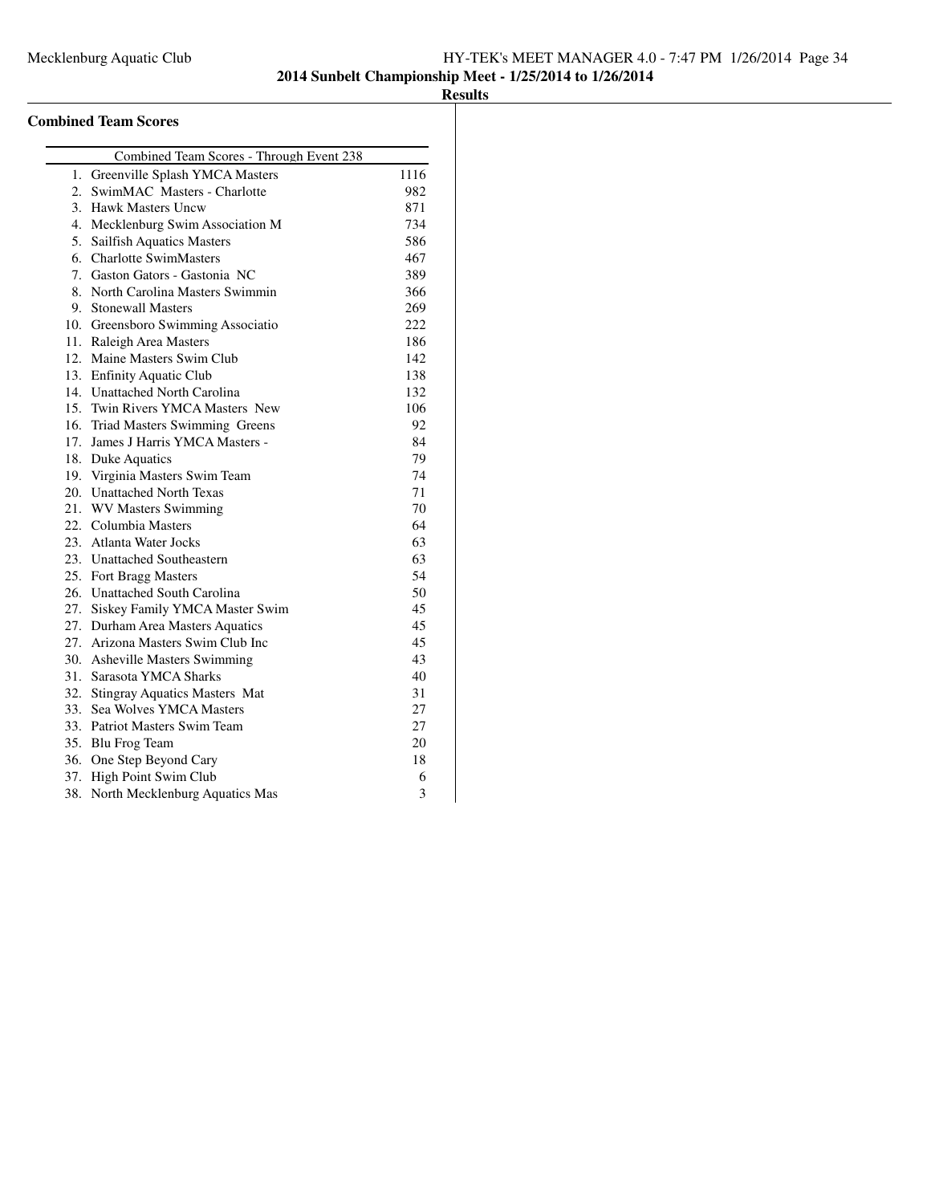## Combined Team Scores

| Combined Team Scores - Through Event 238 | | |
|---|---|---|
| 1. | Greenville Splash YMCA Masters | 1116 |
| 2. | SwimMAC Masters - Charlotte | 982 |
| 3. | Hawk Masters Uncw | 871 |
| 4. | Mecklenburg Swim Association M | 734 |
| 5. | Sailfish Aquatics Masters | 586 |
| 6. | Charlotte SwimMasters | 467 |
| 7. | Gaston Gators - Gastonia NC | 389 |
| 8. | North Carolina Masters Swimmin | 366 |
| 9. | Stonewall Masters | 269 |
| 10. | Greensboro Swimming Associatio | 222 |
| 11. | Raleigh Area Masters | 186 |
| 12. | Maine Masters Swim Club | 142 |
| 13. | Enfinity Aquatic Club | 138 |
| 14. | Unattached North Carolina | 132 |
| 15. | Twin Rivers YMCA Masters New | 106 |
| 16. | Triad Masters Swimming Greens | 92 |
| 17. | James J Harris YMCA Masters - | 84 |
| 18. | Duke Aquatics | 79 |
| 19. | Virginia Masters Swim Team | 74 |
| 20. | Unattached North Texas | 71 |
| 21. | WV Masters Swimming | 70 |
| 22. | Columbia Masters | 64 |
| 23. | Atlanta Water Jocks | 63 |
| 23. | Unattached Southeastern | 63 |
| 25. | Fort Bragg Masters | 54 |
| 26. | Unattached South Carolina | 50 |
| 27. | Siskey Family YMCA Master Swim | 45 |
| 27. | Durham Area Masters Aquatics | 45 |
| 27. | Arizona Masters Swim Club Inc | 45 |
| 30. | Asheville Masters Swimming | 43 |
| 31. | Sarasota YMCA Sharks | 40 |
| 32. | Stingray Aquatics Masters Mat | 31 |
| 33. | Sea Wolves YMCA Masters | 27 |
| 33. | Patriot Masters Swim Team | 27 |
| 35. | Blu Frog Team | 20 |
| 36. | One Step Beyond Cary | 18 |
| 37. | High Point Swim Club | 6 |
| 38. | North Mecklenburg Aquatics Mas | 3 |